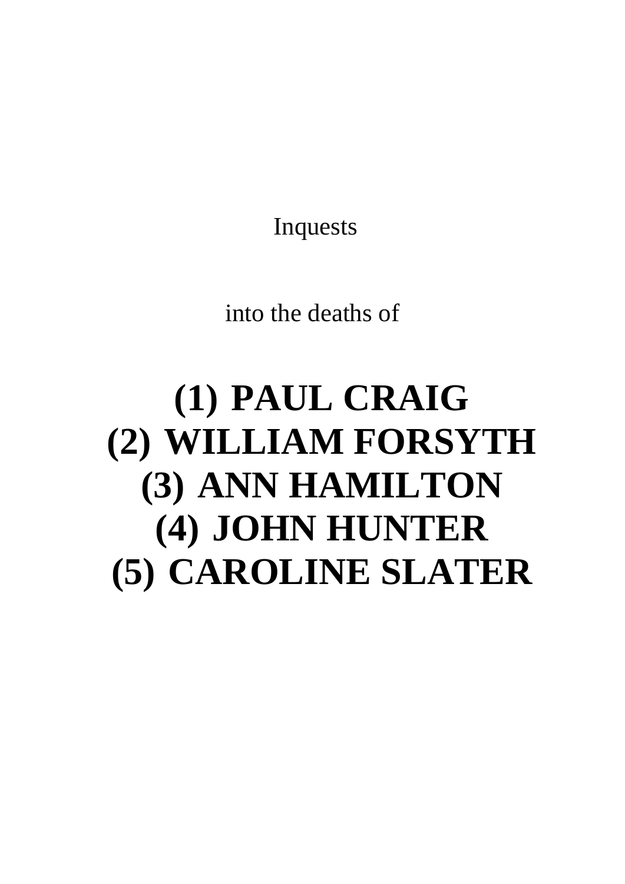Inquests

into the deaths of

# (1) PAUL CRAIG
# (2) WILLIAM FORSYTH
# (3) ANN HAMILTON
# (4) JOHN HUNTER
# (5) CAROLINE SLATER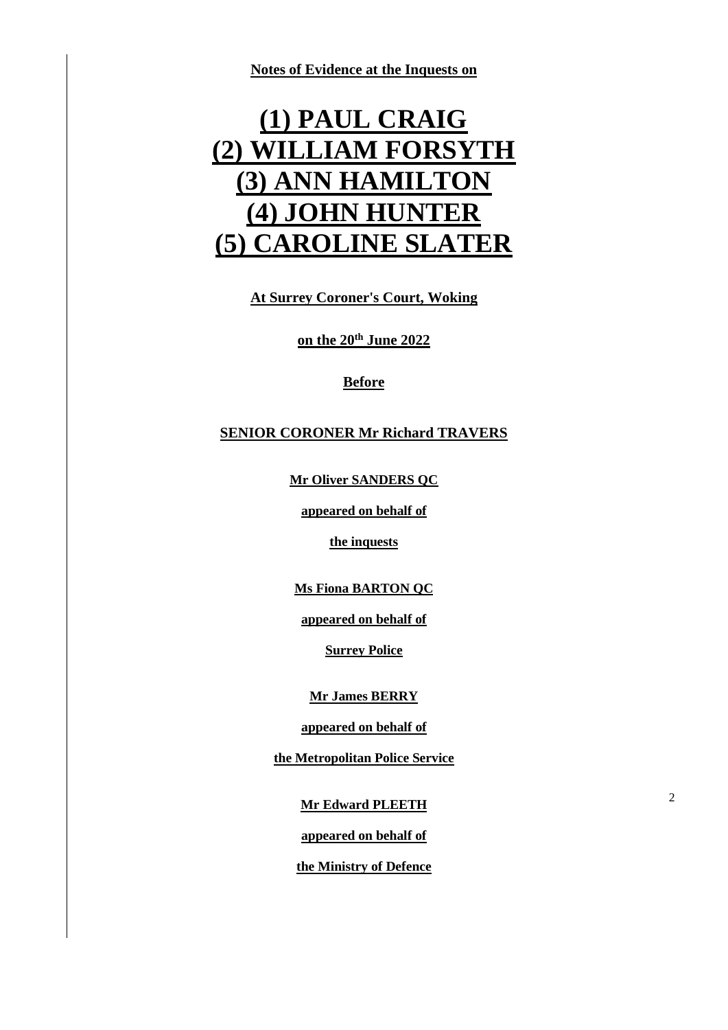**Notes of Evidence at the Inquests on**

# (1) PAUL CRAIG
# (2) WILLIAM FORSYTH
# (3) ANN HAMILTON
# (4) JOHN HUNTER
# (5) CAROLINE SLATER

**At Surrey Coroner's Court, Woking**

**on the 20th June 2022**

**Before**

**SENIOR CORONER Mr Richard TRAVERS**

**Mr Oliver SANDERS QC**

**appeared on behalf of**

**the inquests**

**Ms Fiona BARTON QC**

**appeared on behalf of**

**Surrey Police**

**Mr James BERRY**

**appeared on behalf of**

**the Metropolitan Police Service**

**Mr Edward PLEETH**

**appeared on behalf of**

**the Ministry of Defence**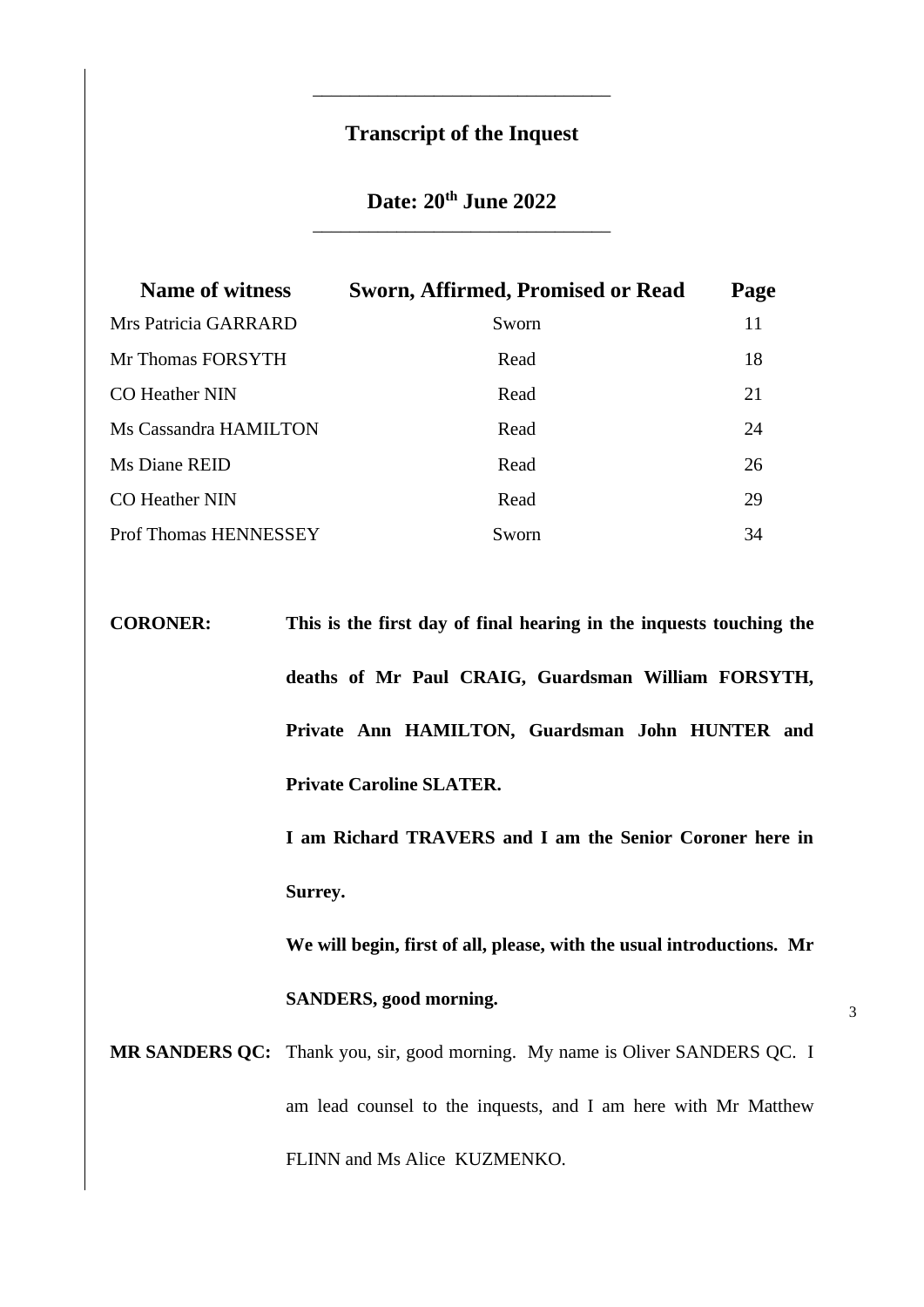# Transcript of the Inquest

## Date: 20th June 2022

| Name of witness | Sworn, Affirmed, Promised or Read | Page |
|---|---|---|
| Mrs Patricia GARRARD | Sworn | 11 |
| Mr Thomas FORSYTH | Read | 18 |
| CO Heather NIN | Read | 21 |
| Ms Cassandra HAMILTON | Read | 24 |
| Ms Diane REID | Read | 26 |
| CO Heather NIN | Read | 29 |
| Prof Thomas HENNESSEY | Sworn | 34 |

**CORONER:** **This is the first day of final hearing in the inquests touching the deaths of Mr Paul CRAIG, Guardsman William FORSYTH, Private Ann HAMILTON, Guardsman John HUNTER and Private Caroline SLATER.**

**I am Richard TRAVERS and I am the Senior Coroner here in Surrey.**

**We will begin, first of all, please, with the usual introductions. Mr SANDERS, good morning.**

**MR SANDERS QC:** Thank you, sir, good morning. My name is Oliver SANDERS QC. I am lead counsel to the inquests, and I am here with Mr Matthew FLINN and Ms Alice KUZMENKO.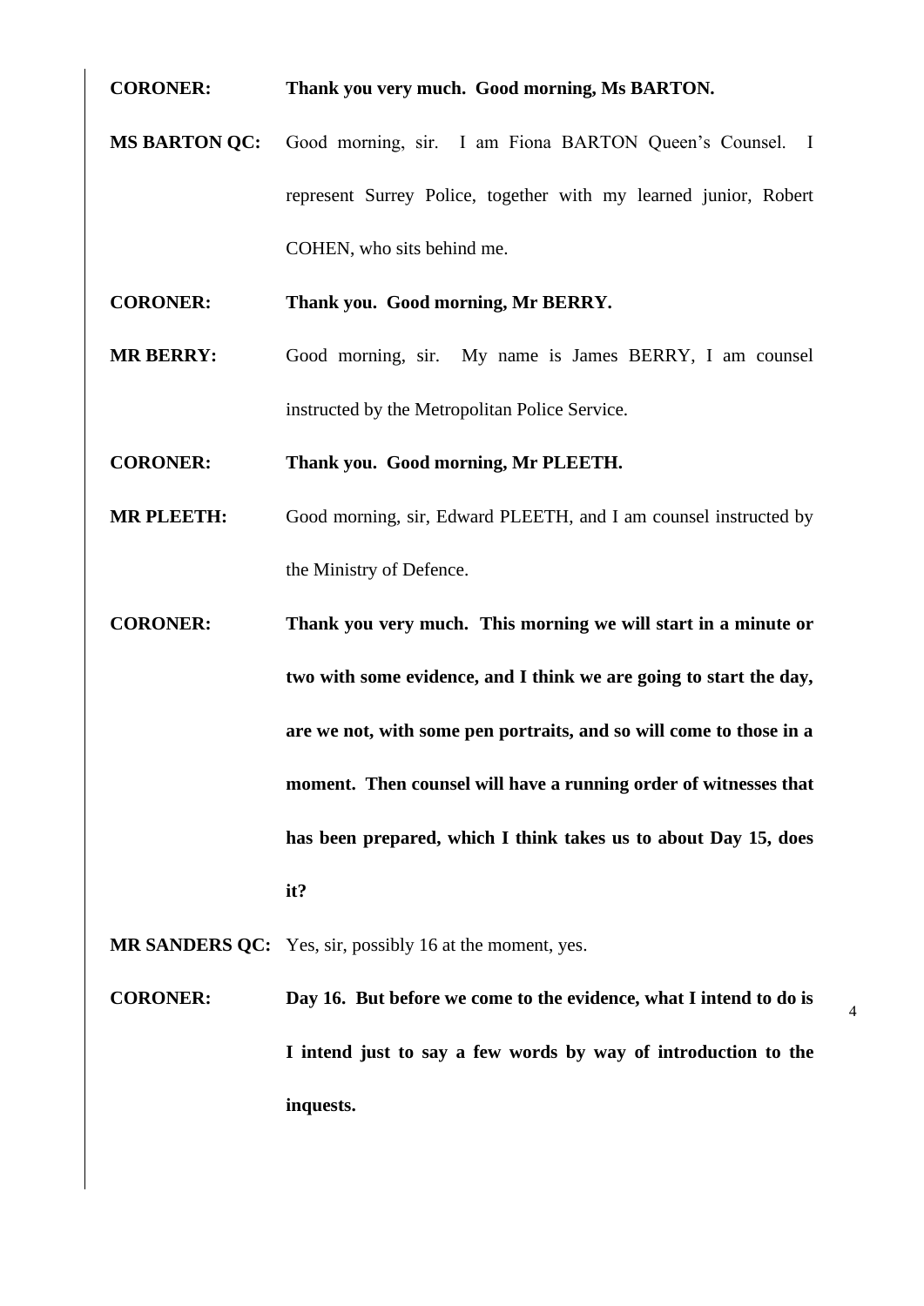**CORONER:** **Thank you very much. Good morning, Ms BARTON.**

**MS BARTON QC:** Good morning, sir. I am Fiona BARTON Queen's Counsel. I represent Surrey Police, together with my learned junior, Robert COHEN, who sits behind me.

**CORONER:** **Thank you. Good morning, Mr BERRY.**

**MR BERRY:** Good morning, sir. My name is James BERRY, I am counsel instructed by the Metropolitan Police Service.

**CORONER:** **Thank you. Good morning, Mr PLEETH.**

**MR PLEETH:** Good morning, sir, Edward PLEETH, and I am counsel instructed by the Ministry of Defence.

**CORONER:** **Thank you very much. This morning we will start in a minute or two with some evidence, and I think we are going to start the day, are we not, with some pen portraits, and so will come to those in a moment. Then counsel will have a running order of witnesses that has been prepared, which I think takes us to about Day 15, does it?**

**MR SANDERS QC:** Yes, sir, possibly 16 at the moment, yes.

**CORONER:** **Day 16. But before we come to the evidence, what I intend to do is I intend just to say a few words by way of introduction to the inquests.**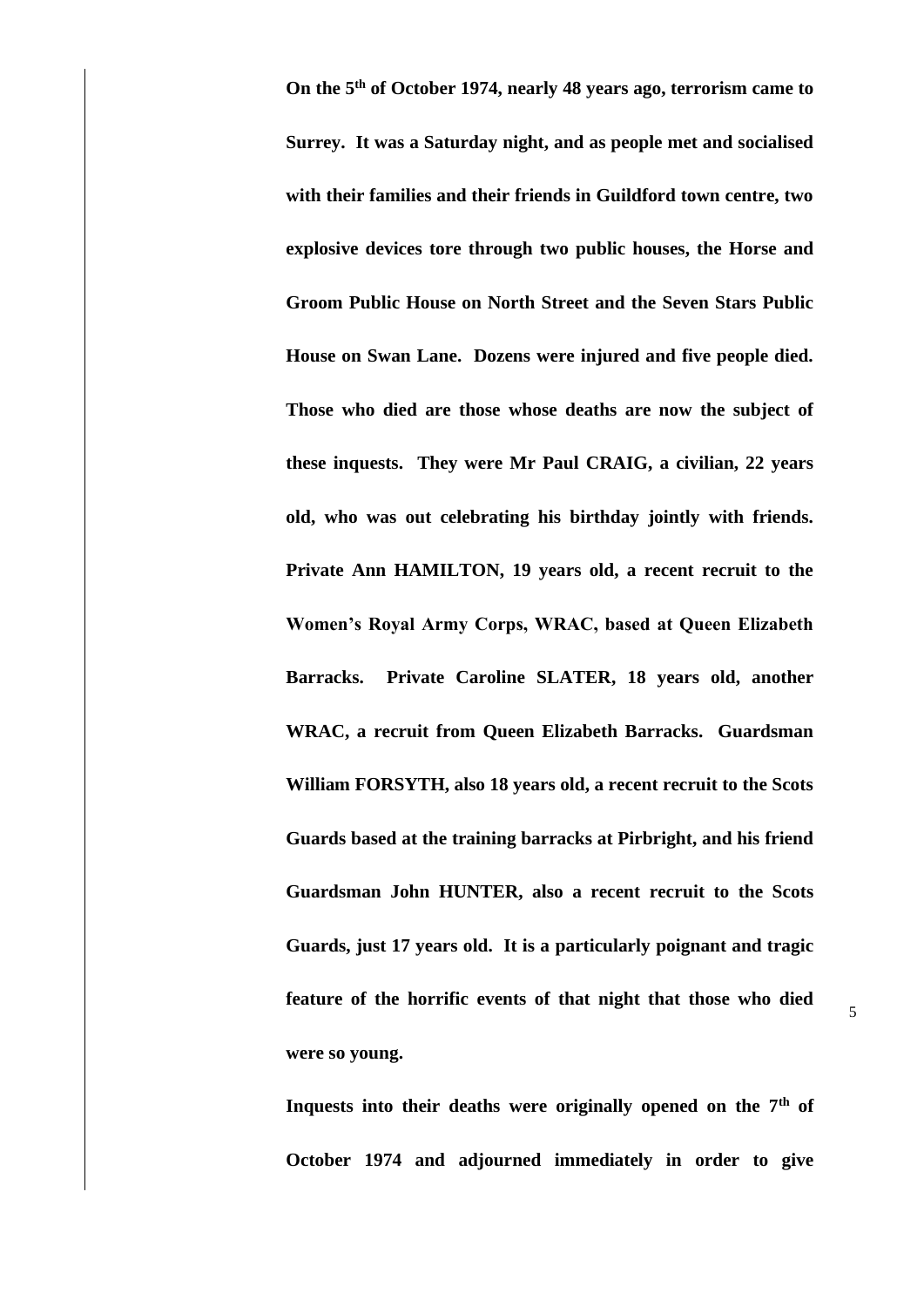**On the 5th of October 1974, nearly 48 years ago, terrorism came to Surrey. It was a Saturday night, and as people met and socialised with their families and their friends in Guildford town centre, two explosive devices tore through two public houses, the Horse and Groom Public House on North Street and the Seven Stars Public House on Swan Lane. Dozens were injured and five people died. Those who died are those whose deaths are now the subject of these inquests. They were Mr Paul CRAIG, a civilian, 22 years old, who was out celebrating his birthday jointly with friends. Private Ann HAMILTON, 19 years old, a recent recruit to the Women's Royal Army Corps, WRAC, based at Queen Elizabeth Barracks. Private Caroline SLATER, 18 years old, another WRAC, a recruit from Queen Elizabeth Barracks. Guardsman William FORSYTH, also 18 years old, a recent recruit to the Scots Guards based at the training barracks at Pirbright, and his friend Guardsman John HUNTER, also a recent recruit to the Scots Guards, just 17 years old. It is a particularly poignant and tragic feature of the horrific events of that night that those who died were so young.**

**Inquests into their deaths were originally opened on the 7th of October 1974 and adjourned immediately in order to give**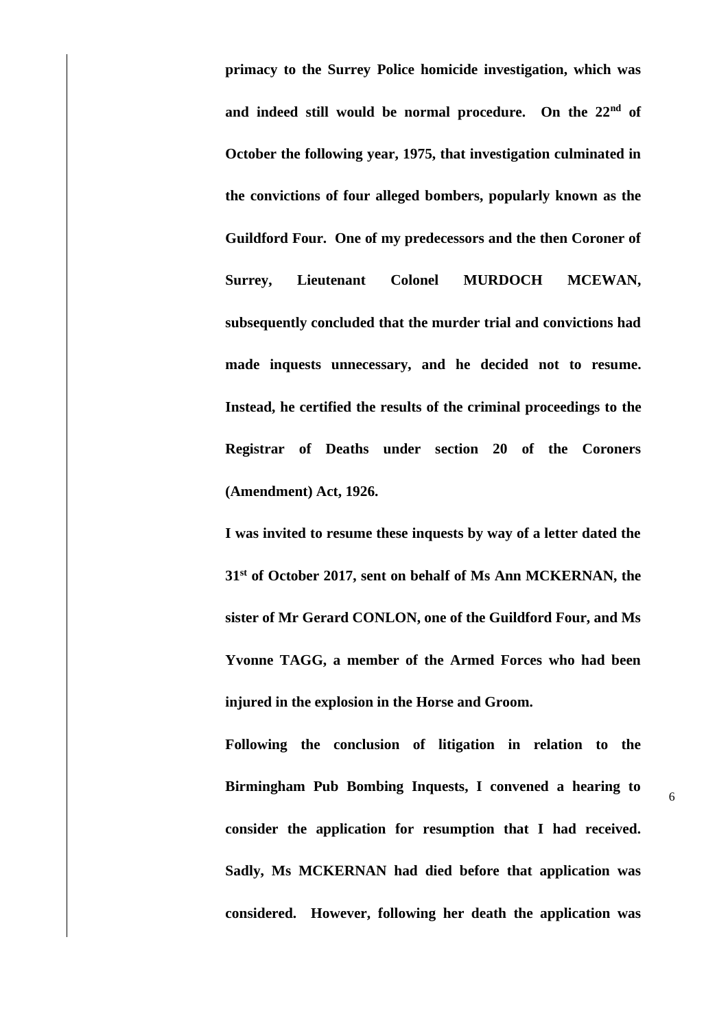**primacy to the Surrey Police homicide investigation, which was and indeed still would be normal procedure. On the 22nd of October the following year, 1975, that investigation culminated in the convictions of four alleged bombers, popularly known as the Guildford Four. One of my predecessors and the then Coroner of Surrey, Lieutenant Colonel MURDOCH MCEWAN, subsequently concluded that the murder trial and convictions had made inquests unnecessary, and he decided not to resume. Instead, he certified the results of the criminal proceedings to the Registrar of Deaths under section 20 of the Coroners (Amendment) Act, 1926.**

**I was invited to resume these inquests by way of a letter dated the 31st of October 2017, sent on behalf of Ms Ann MCKERNAN, the sister of Mr Gerard CONLON, one of the Guildford Four, and Ms Yvonne TAGG, a member of the Armed Forces who had been injured in the explosion in the Horse and Groom.**

**Following the conclusion of litigation in relation to the Birmingham Pub Bombing Inquests, I convened a hearing to consider the application for resumption that I had received. Sadly, Ms MCKERNAN had died before that application was considered. However, following her death the application was**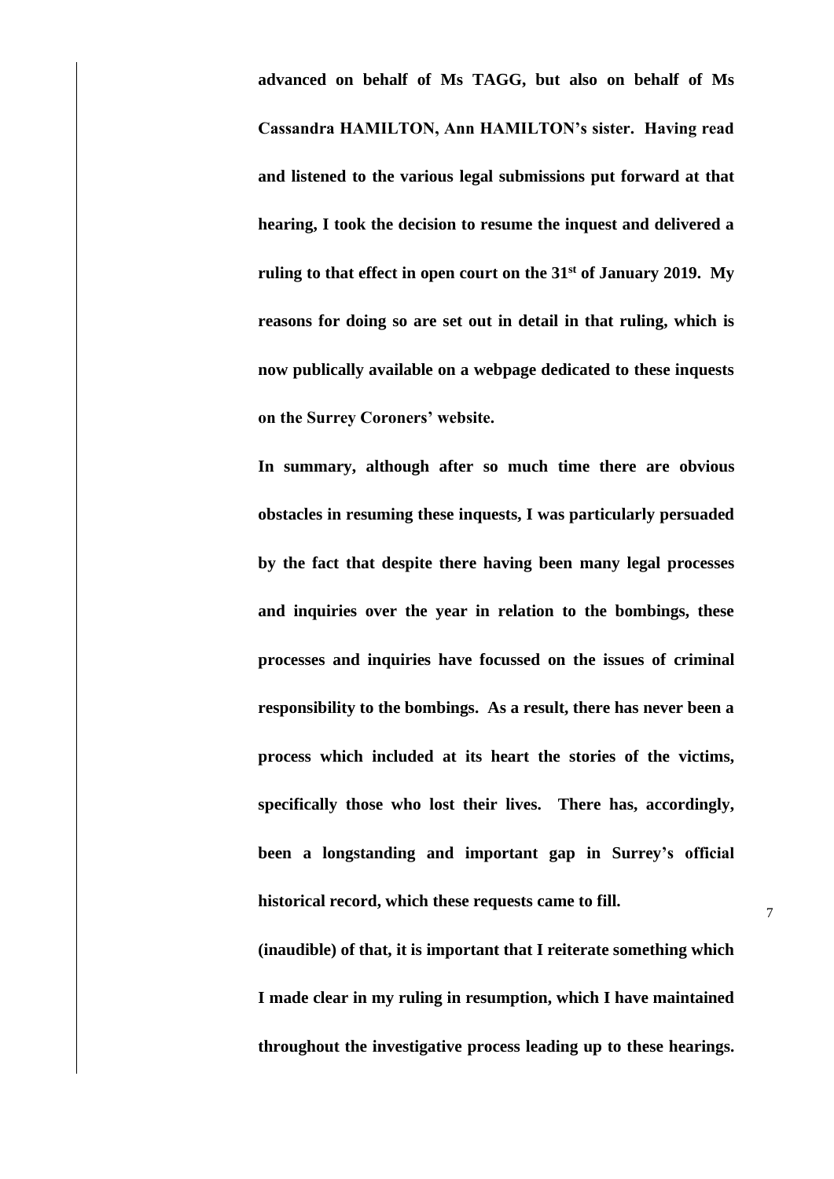**advanced on behalf of Ms TAGG, but also on behalf of Ms Cassandra HAMILTON, Ann HAMILTON's sister. Having read and listened to the various legal submissions put forward at that hearing, I took the decision to resume the inquest and delivered a ruling to that effect in open court on the 31st of January 2019. My reasons for doing so are set out in detail in that ruling, which is now publically available on a webpage dedicated to these inquests on the Surrey Coroners' website.**

**In summary, although after so much time there are obvious obstacles in resuming these inquests, I was particularly persuaded by the fact that despite there having been many legal processes and inquiries over the year in relation to the bombings, these processes and inquiries have focussed on the issues of criminal responsibility to the bombings. As a result, there has never been a process which included at its heart the stories of the victims, specifically those who lost their lives. There has, accordingly, been a longstanding and important gap in Surrey's official historical record, which these requests came to fill.**

**(inaudible) of that, it is important that I reiterate something which I made clear in my ruling in resumption, which I have maintained throughout the investigative process leading up to these hearings.**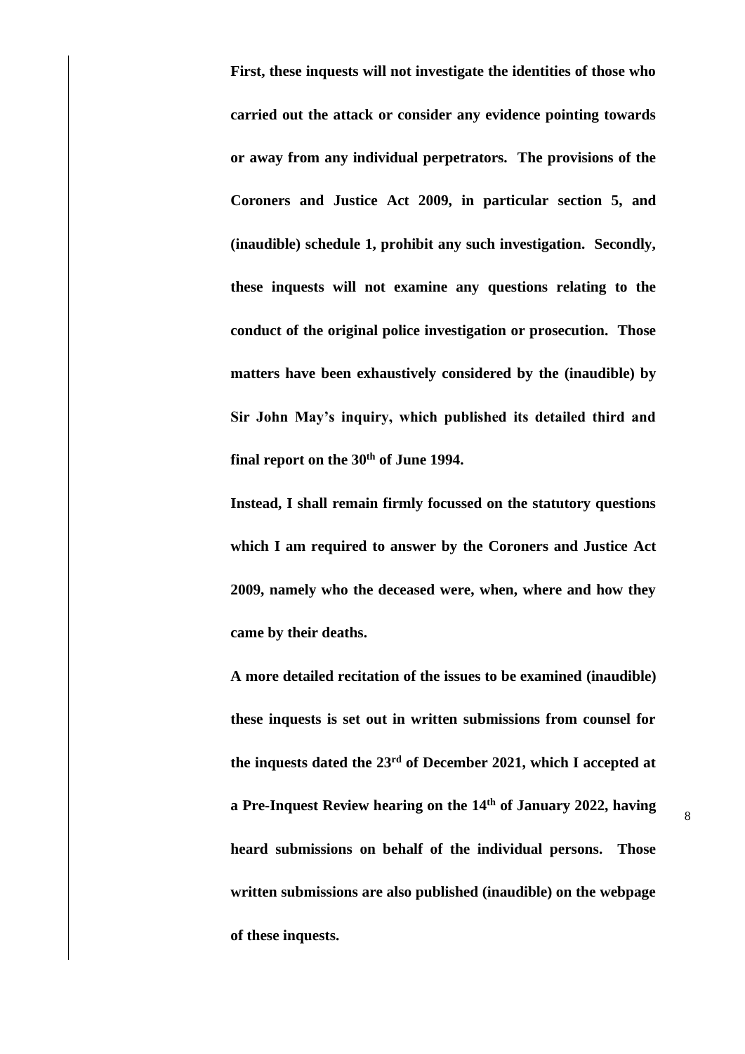**First, these inquests will not investigate the identities of those who carried out the attack or consider any evidence pointing towards or away from any individual perpetrators. The provisions of the Coroners and Justice Act 2009, in particular section 5, and (inaudible) schedule 1, prohibit any such investigation. Secondly, these inquests will not examine any questions relating to the conduct of the original police investigation or prosecution. Those matters have been exhaustively considered by the (inaudible) by Sir John May's inquiry, which published its detailed third and final report on the 30th of June 1994.**

**Instead, I shall remain firmly focussed on the statutory questions which I am required to answer by the Coroners and Justice Act 2009, namely who the deceased were, when, where and how they came by their deaths.**

**A more detailed recitation of the issues to be examined (inaudible) these inquests is set out in written submissions from counsel for the inquests dated the 23rd of December 2021, which I accepted at a Pre-Inquest Review hearing on the 14th of January 2022, having heard submissions on behalf of the individual persons. Those written submissions are also published (inaudible) on the webpage of these inquests.**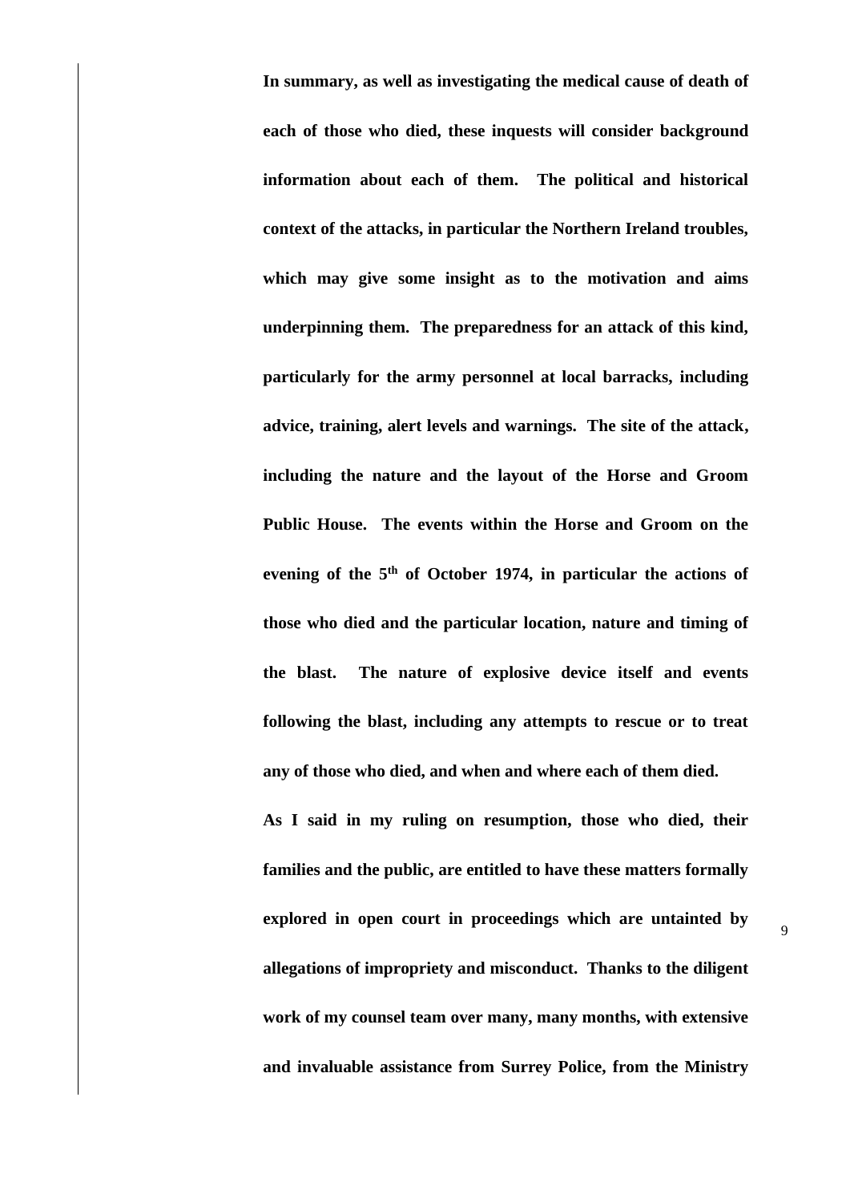**In summary, as well as investigating the medical cause of death of each of those who died, these inquests will consider background information about each of them. The political and historical context of the attacks, in particular the Northern Ireland troubles, which may give some insight as to the motivation and aims underpinning them. The preparedness for an attack of this kind, particularly for the army personnel at local barracks, including advice, training, alert levels and warnings. The site of the attack, including the nature and the layout of the Horse and Groom Public House. The events within the Horse and Groom on the evening of the 5th of October 1974, in particular the actions of those who died and the particular location, nature and timing of the blast. The nature of explosive device itself and events following the blast, including any attempts to rescue or to treat any of those who died, and when and where each of them died.**

**As I said in my ruling on resumption, those who died, their families and the public, are entitled to have these matters formally explored in open court in proceedings which are untainted by allegations of impropriety and misconduct. Thanks to the diligent work of my counsel team over many, many months, with extensive and invaluable assistance from Surrey Police, from the Ministry**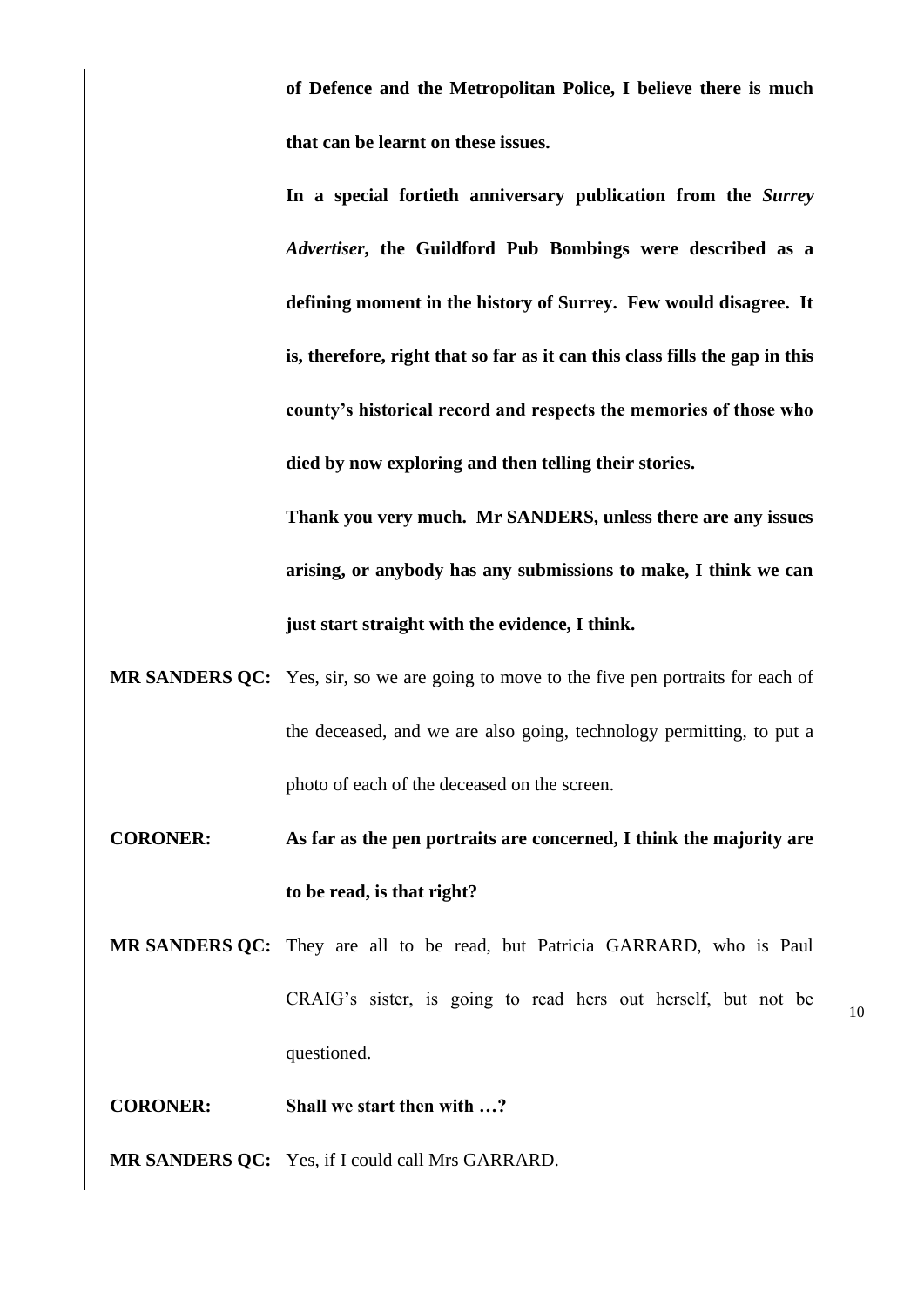**of Defence and the Metropolitan Police, I believe there is much that can be learnt on these issues.**

**In a special fortieth anniversary publication from the *Surrey Advertiser*, the Guildford Pub Bombings were described as a defining moment in the history of Surrey. Few would disagree. It is, therefore, right that so far as it can this class fills the gap in this county's historical record and respects the memories of those who died by now exploring and then telling their stories.**

**Thank you very much. Mr SANDERS, unless there are any issues arising, or anybody has any submissions to make, I think we can just start straight with the evidence, I think.**

**MR SANDERS QC:** Yes, sir, so we are going to move to the five pen portraits for each of the deceased, and we are also going, technology permitting, to put a photo of each of the deceased on the screen.

**CORONER:** **As far as the pen portraits are concerned, I think the majority are to be read, is that right?**

**MR SANDERS QC:** They are all to be read, but Patricia GARRARD, who is Paul CRAIG's sister, is going to read hers out herself, but not be questioned.

**CORONER:** **Shall we start then with …?**

**MR SANDERS QC:** Yes, if I could call Mrs GARRARD.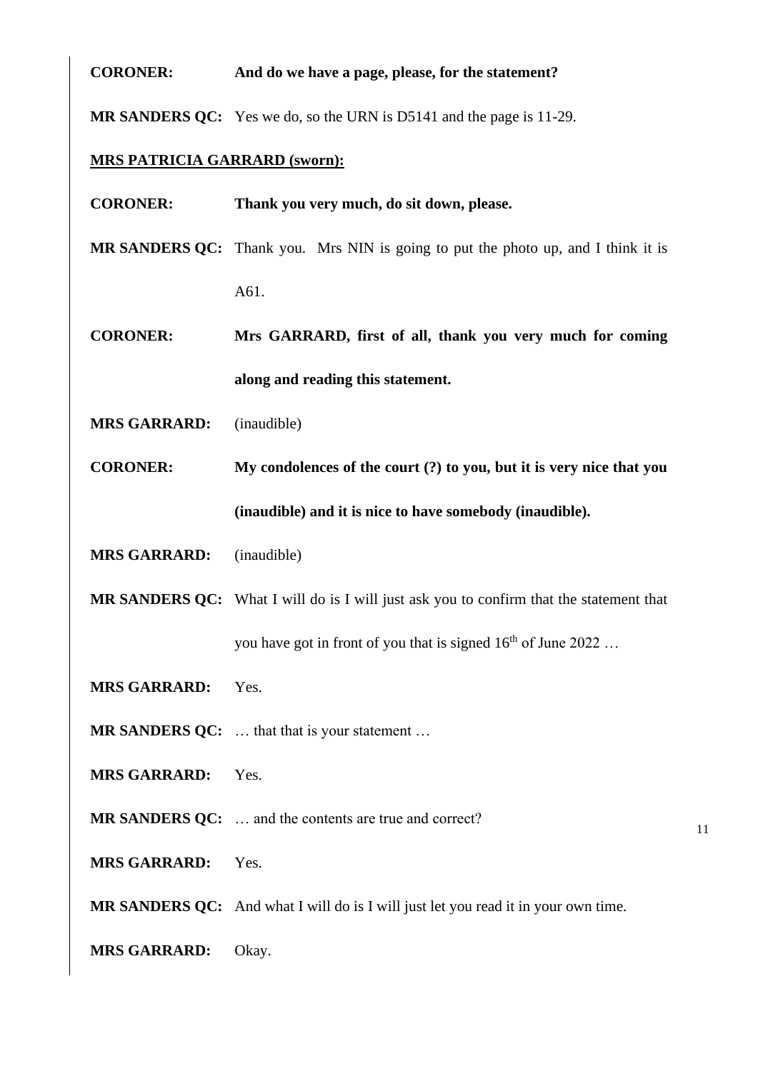**CORONER:** **And do we have a page, please, for the statement?**

**MR SANDERS QC:** Yes we do, so the URN is D5141 and the page is 11-29.

**<u>MRS PATRICIA GARRARD (sworn):</u>**

**CORONER:** **Thank you very much, do sit down, please.**

**MR SANDERS QC:** Thank you. Mrs NIN is going to put the photo up, and I think it is A61.

**CORONER:** **Mrs GARRARD, first of all, thank you very much for coming along and reading this statement.**

**MRS GARRARD:** (inaudible)

**CORONER:** **My condolences of the court (?) to you, but it is very nice that you (inaudible) and it is nice to have somebody (inaudible).**

**MRS GARRARD:** (inaudible)

**MR SANDERS QC:** What I will do is I will just ask you to confirm that the statement that you have got in front of you that is signed 16th of June 2022 …

**MRS GARRARD:** Yes.

**MR SANDERS QC:** … that that is your statement …

**MRS GARRARD:** Yes.

**MR SANDERS QC:** … and the contents are true and correct?

**MRS GARRARD:** Yes.

**MR SANDERS QC:** And what I will do is I will just let you read it in your own time.

**MRS GARRARD:** Okay.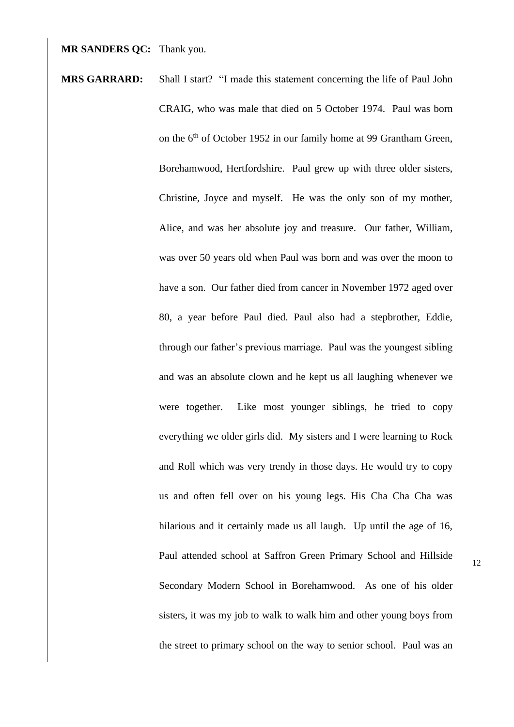**MR SANDERS QC:** Thank you.

**MRS GARRARD:** Shall I start? "I made this statement concerning the life of Paul John CRAIG, who was male that died on 5 October 1974. Paul was born on the 6th of October 1952 in our family home at 99 Grantham Green, Borehamwood, Hertfordshire. Paul grew up with three older sisters, Christine, Joyce and myself. He was the only son of my mother, Alice, and was her absolute joy and treasure. Our father, William, was over 50 years old when Paul was born and was over the moon to have a son. Our father died from cancer in November 1972 aged over 80, a year before Paul died. Paul also had a stepbrother, Eddie, through our father's previous marriage. Paul was the youngest sibling and was an absolute clown and he kept us all laughing whenever we were together. Like most younger siblings, he tried to copy everything we older girls did. My sisters and I were learning to Rock and Roll which was very trendy in those days. He would try to copy us and often fell over on his young legs. His Cha Cha Cha was hilarious and it certainly made us all laugh. Up until the age of 16, Paul attended school at Saffron Green Primary School and Hillside Secondary Modern School in Borehamwood. As one of his older sisters, it was my job to walk to walk him and other young boys from the street to primary school on the way to senior school. Paul was an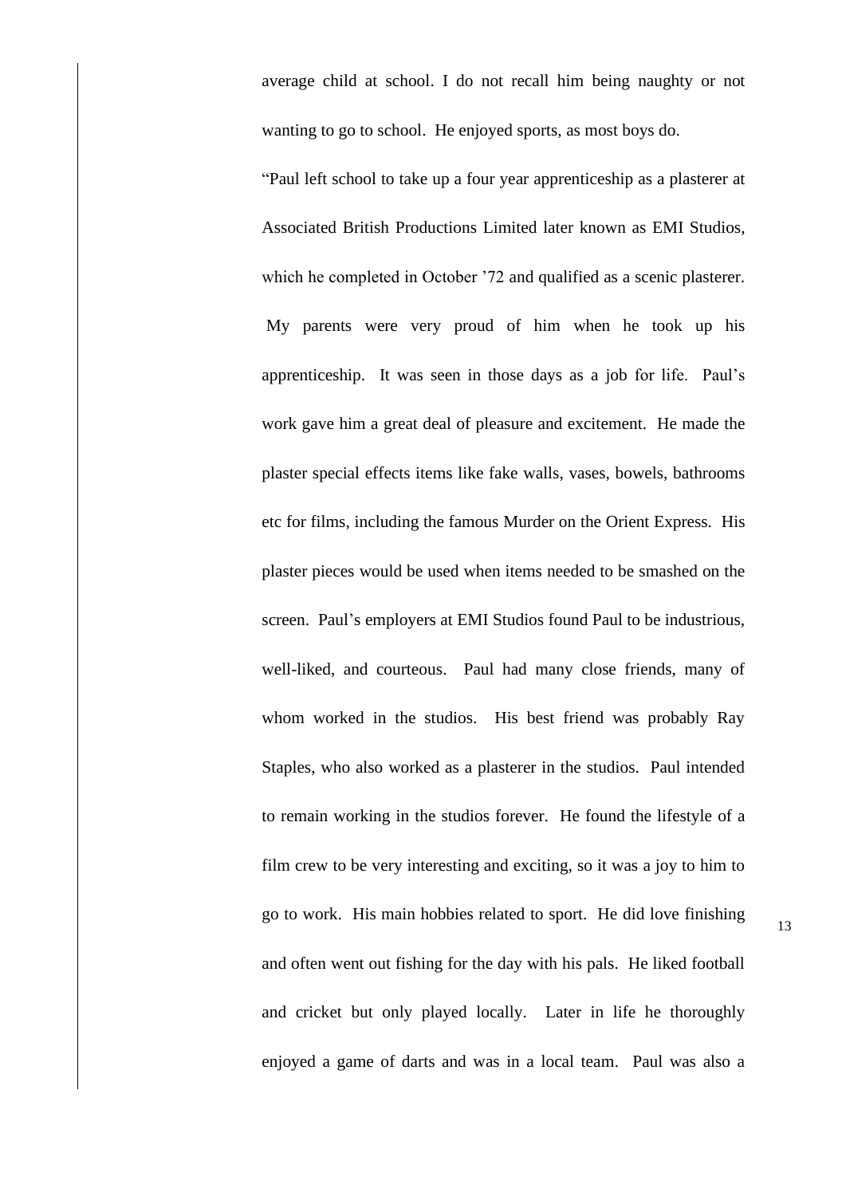average child at school. I do not recall him being naughty or not wanting to go to school. He enjoyed sports, as most boys do.

"Paul left school to take up a four year apprenticeship as a plasterer at Associated British Productions Limited later known as EMI Studios, which he completed in October '72 and qualified as a scenic plasterer. My parents were very proud of him when he took up his apprenticeship. It was seen in those days as a job for life. Paul's work gave him a great deal of pleasure and excitement. He made the plaster special effects items like fake walls, vases, bowels, bathrooms etc for films, including the famous Murder on the Orient Express. His plaster pieces would be used when items needed to be smashed on the screen. Paul's employers at EMI Studios found Paul to be industrious, well-liked, and courteous. Paul had many close friends, many of whom worked in the studios. His best friend was probably Ray Staples, who also worked as a plasterer in the studios. Paul intended to remain working in the studios forever. He found the lifestyle of a film crew to be very interesting and exciting, so it was a joy to him to go to work. His main hobbies related to sport. He did love finishing and often went out fishing for the day with his pals. He liked football and cricket but only played locally. Later in life he thoroughly enjoyed a game of darts and was in a local team. Paul was also a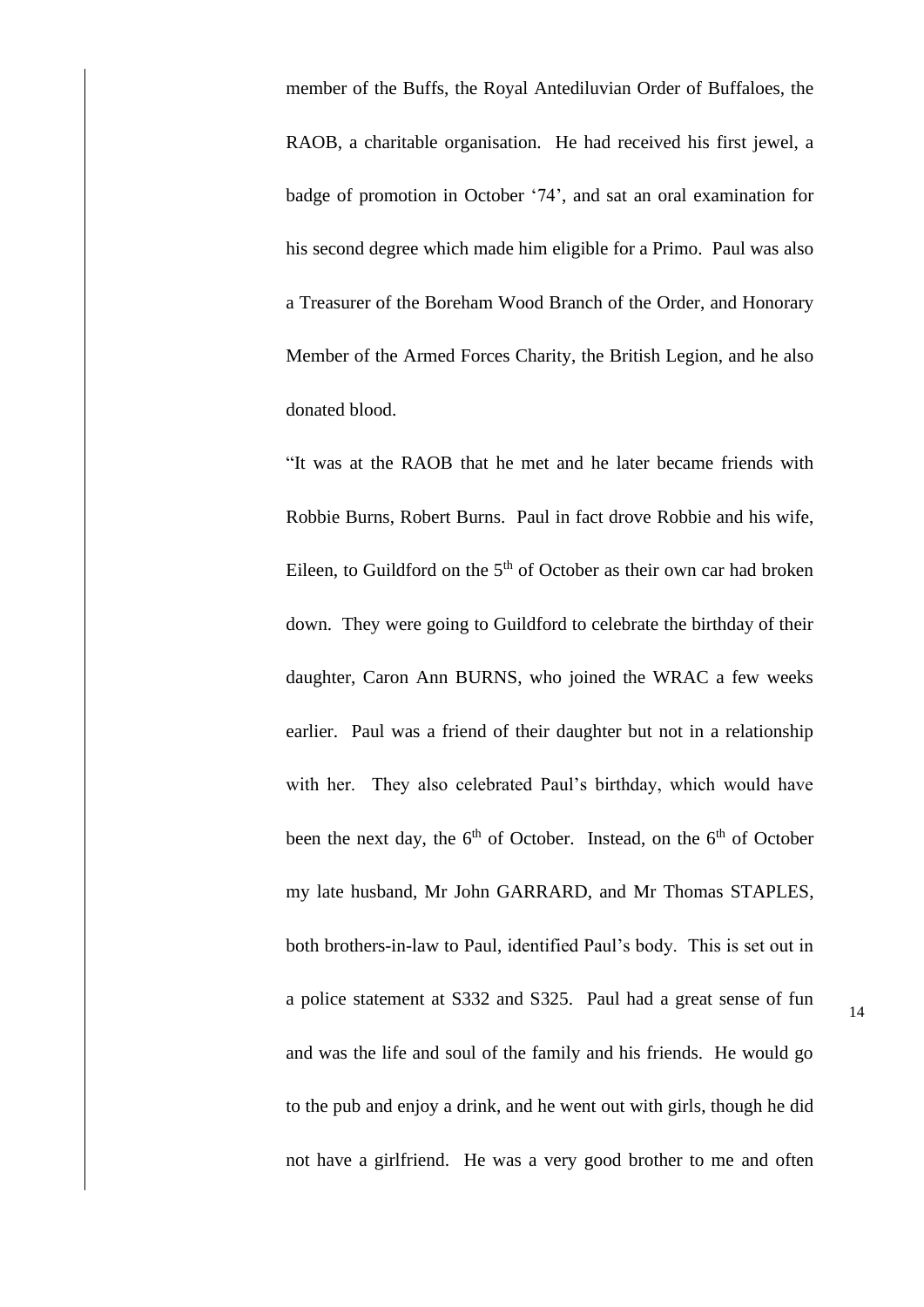member of the Buffs, the Royal Antediluvian Order of Buffaloes, the RAOB, a charitable organisation. He had received his first jewel, a badge of promotion in October '74', and sat an oral examination for his second degree which made him eligible for a Primo. Paul was also a Treasurer of the Boreham Wood Branch of the Order, and Honorary Member of the Armed Forces Charity, the British Legion, and he also donated blood.

"It was at the RAOB that he met and he later became friends with Robbie Burns, Robert Burns. Paul in fact drove Robbie and his wife, Eileen, to Guildford on the 5th of October as their own car had broken down. They were going to Guildford to celebrate the birthday of their daughter, Caron Ann BURNS, who joined the WRAC a few weeks earlier. Paul was a friend of their daughter but not in a relationship with her. They also celebrated Paul's birthday, which would have been the next day, the 6th of October. Instead, on the 6th of October my late husband, Mr John GARRARD, and Mr Thomas STAPLES, both brothers-in-law to Paul, identified Paul's body. This is set out in a police statement at S332 and S325. Paul had a great sense of fun and was the life and soul of the family and his friends. He would go to the pub and enjoy a drink, and he went out with girls, though he did not have a girlfriend. He was a very good brother to me and often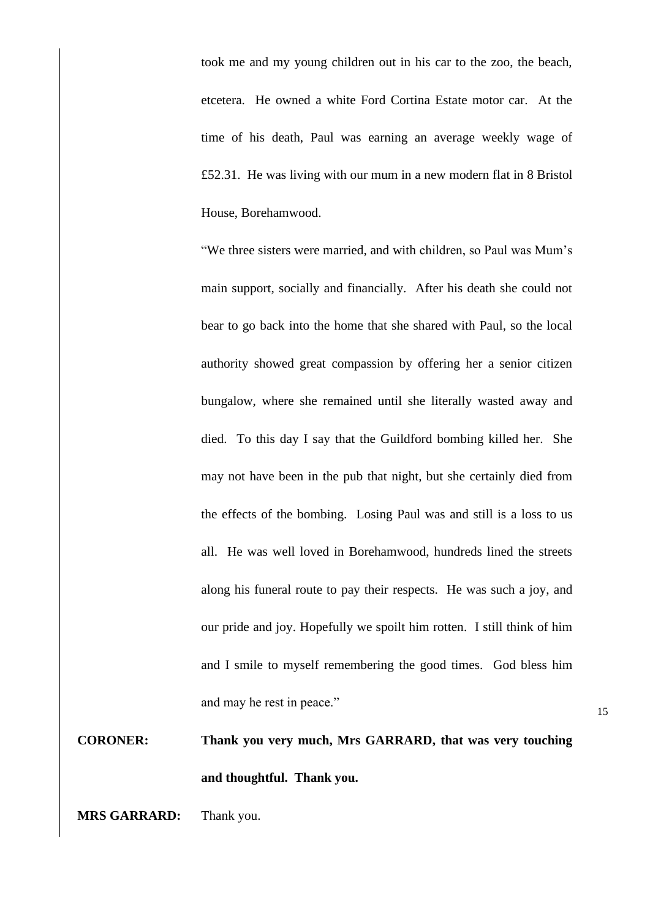took me and my young children out in his car to the zoo, the beach, etcetera. He owned a white Ford Cortina Estate motor car. At the time of his death, Paul was earning an average weekly wage of £52.31. He was living with our mum in a new modern flat in 8 Bristol House, Borehamwood.

"We three sisters were married, and with children, so Paul was Mum's main support, socially and financially. After his death she could not bear to go back into the home that she shared with Paul, so the local authority showed great compassion by offering her a senior citizen bungalow, where she remained until she literally wasted away and died. To this day I say that the Guildford bombing killed her. She may not have been in the pub that night, but she certainly died from the effects of the bombing. Losing Paul was and still is a loss to us all. He was well loved in Borehamwood, hundreds lined the streets along his funeral route to pay their respects. He was such a joy, and our pride and joy. Hopefully we spoilt him rotten. I still think of him and I smile to myself remembering the good times. God bless him and may he rest in peace."

**CORONER:** **Thank you very much, Mrs GARRARD, that was very touching and thoughtful. Thank you.**

**MRS GARRARD:** Thank you.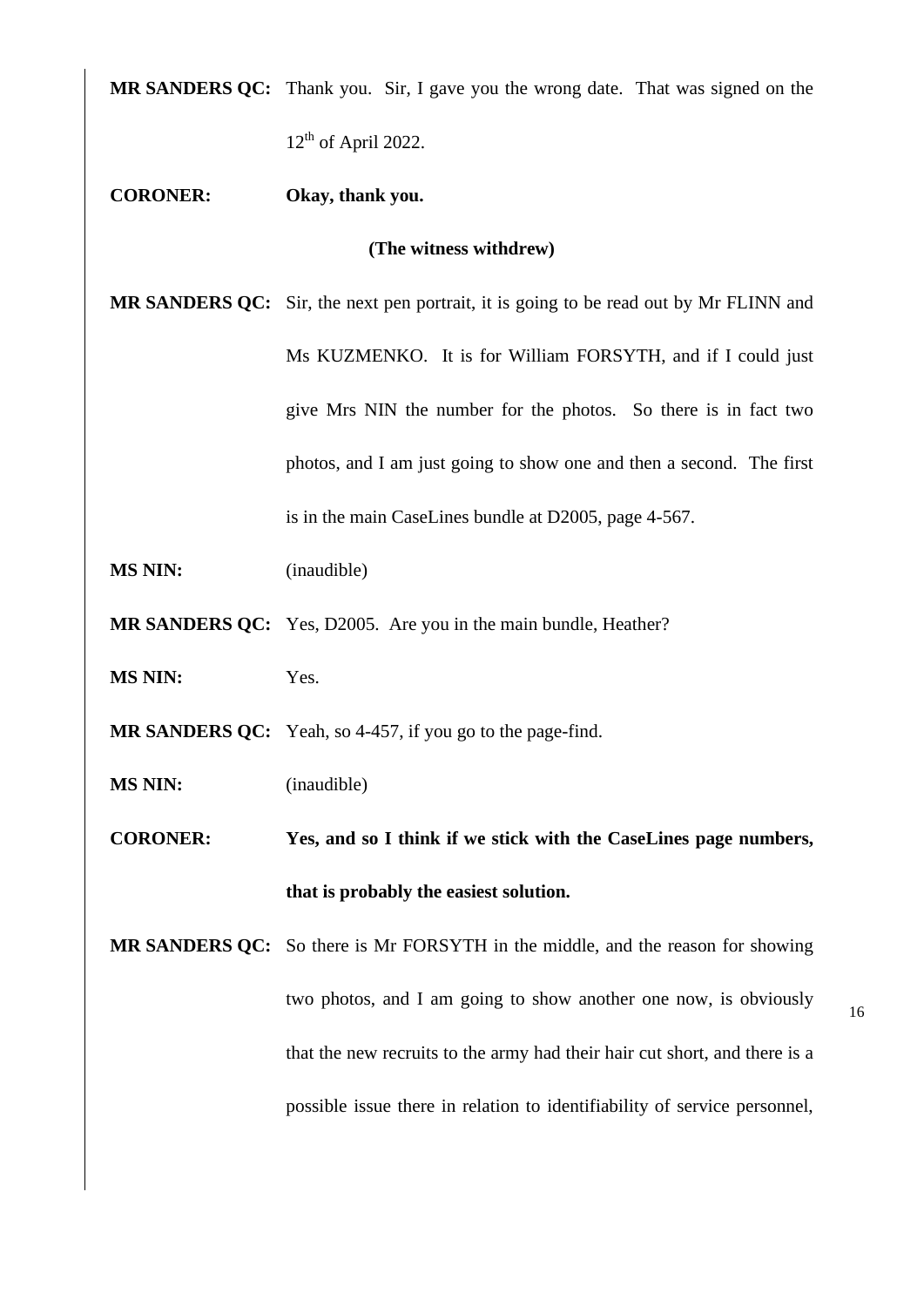**MR SANDERS QC:** Thank you. Sir, I gave you the wrong date. That was signed on the 12th of April 2022.

**CORONER:** **Okay, thank you.**

**(The witness withdrew)**

**MR SANDERS QC:** Sir, the next pen portrait, it is going to be read out by Mr FLINN and Ms KUZMENKO. It is for William FORSYTH, and if I could just give Mrs NIN the number for the photos. So there is in fact two photos, and I am just going to show one and then a second. The first is in the main CaseLines bundle at D2005, page 4-567.

**MS NIN:** (inaudible)

**MR SANDERS QC:** Yes, D2005. Are you in the main bundle, Heather?

**MS NIN:** Yes.

**MR SANDERS QC:** Yeah, so 4-457, if you go to the page-find.

**MS NIN:** (inaudible)

**CORONER:** **Yes, and so I think if we stick with the CaseLines page numbers, that is probably the easiest solution.**

**MR SANDERS QC:** So there is Mr FORSYTH in the middle, and the reason for showing two photos, and I am going to show another one now, is obviously that the new recruits to the army had their hair cut short, and there is a possible issue there in relation to identifiability of service personnel,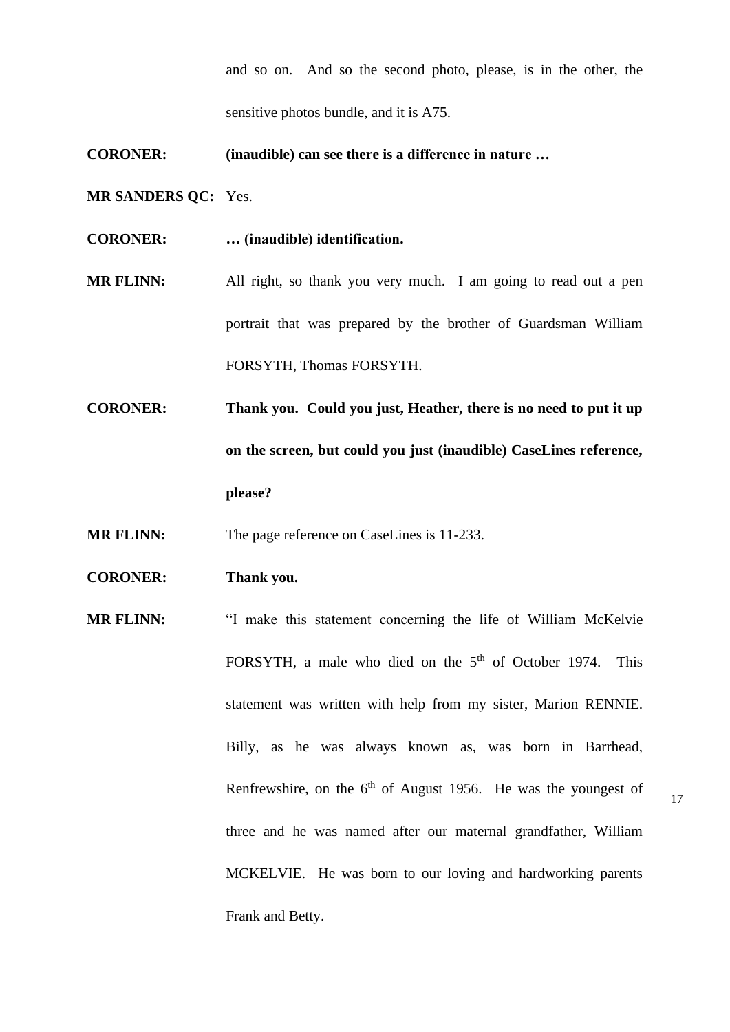and so on. And so the second photo, please, is in the other, the sensitive photos bundle, and it is A75.

**CORONER:** **(inaudible) can see there is a difference in nature …**

**MR SANDERS QC:** Yes.

**CORONER:** **… (inaudible) identification.**

**MR FLINN:** All right, so thank you very much. I am going to read out a pen portrait that was prepared by the brother of Guardsman William FORSYTH, Thomas FORSYTH.

**CORONER:** **Thank you. Could you just, Heather, there is no need to put it up on the screen, but could you just (inaudible) CaseLines reference, please?**

**MR FLINN:** The page reference on CaseLines is 11-233.

**CORONER:** **Thank you.**

**MR FLINN:** "I make this statement concerning the life of William McKelvie FORSYTH, a male who died on the 5th of October 1974. This statement was written with help from my sister, Marion RENNIE. Billy, as he was always known as, was born in Barrhead, Renfrewshire, on the 6th of August 1956. He was the youngest of three and he was named after our maternal grandfather, William MCKELVIE. He was born to our loving and hardworking parents Frank and Betty.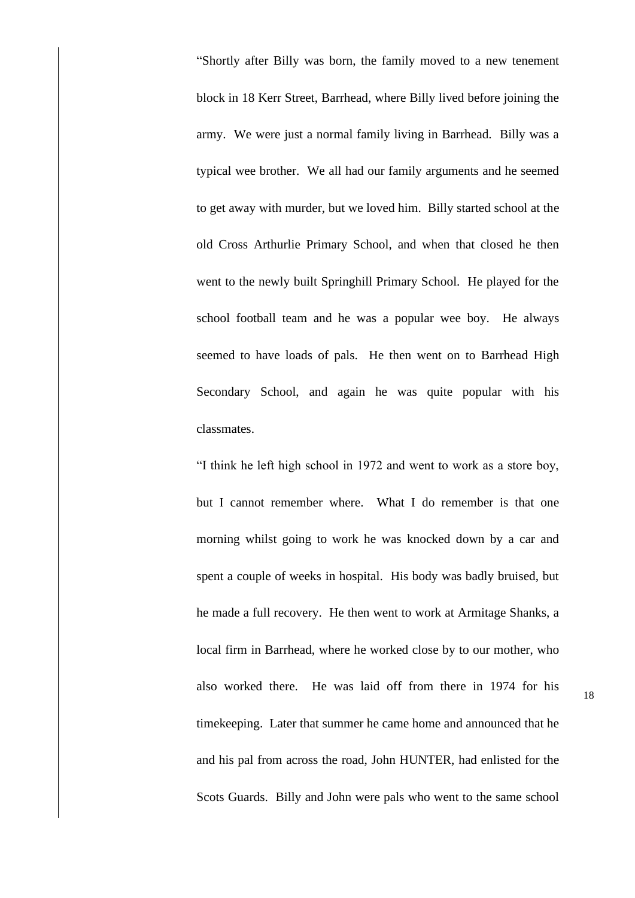"Shortly after Billy was born, the family moved to a new tenement block in 18 Kerr Street, Barrhead, where Billy lived before joining the army. We were just a normal family living in Barrhead. Billy was a typical wee brother. We all had our family arguments and he seemed to get away with murder, but we loved him. Billy started school at the old Cross Arthurlie Primary School, and when that closed he then went to the newly built Springhill Primary School. He played for the school football team and he was a popular wee boy. He always seemed to have loads of pals. He then went on to Barrhead High Secondary School, and again he was quite popular with his classmates.

"I think he left high school in 1972 and went to work as a store boy, but I cannot remember where. What I do remember is that one morning whilst going to work he was knocked down by a car and spent a couple of weeks in hospital. His body was badly bruised, but he made a full recovery. He then went to work at Armitage Shanks, a local firm in Barrhead, where he worked close by to our mother, who also worked there. He was laid off from there in 1974 for his timekeeping. Later that summer he came home and announced that he and his pal from across the road, John HUNTER, had enlisted for the Scots Guards. Billy and John were pals who went to the same school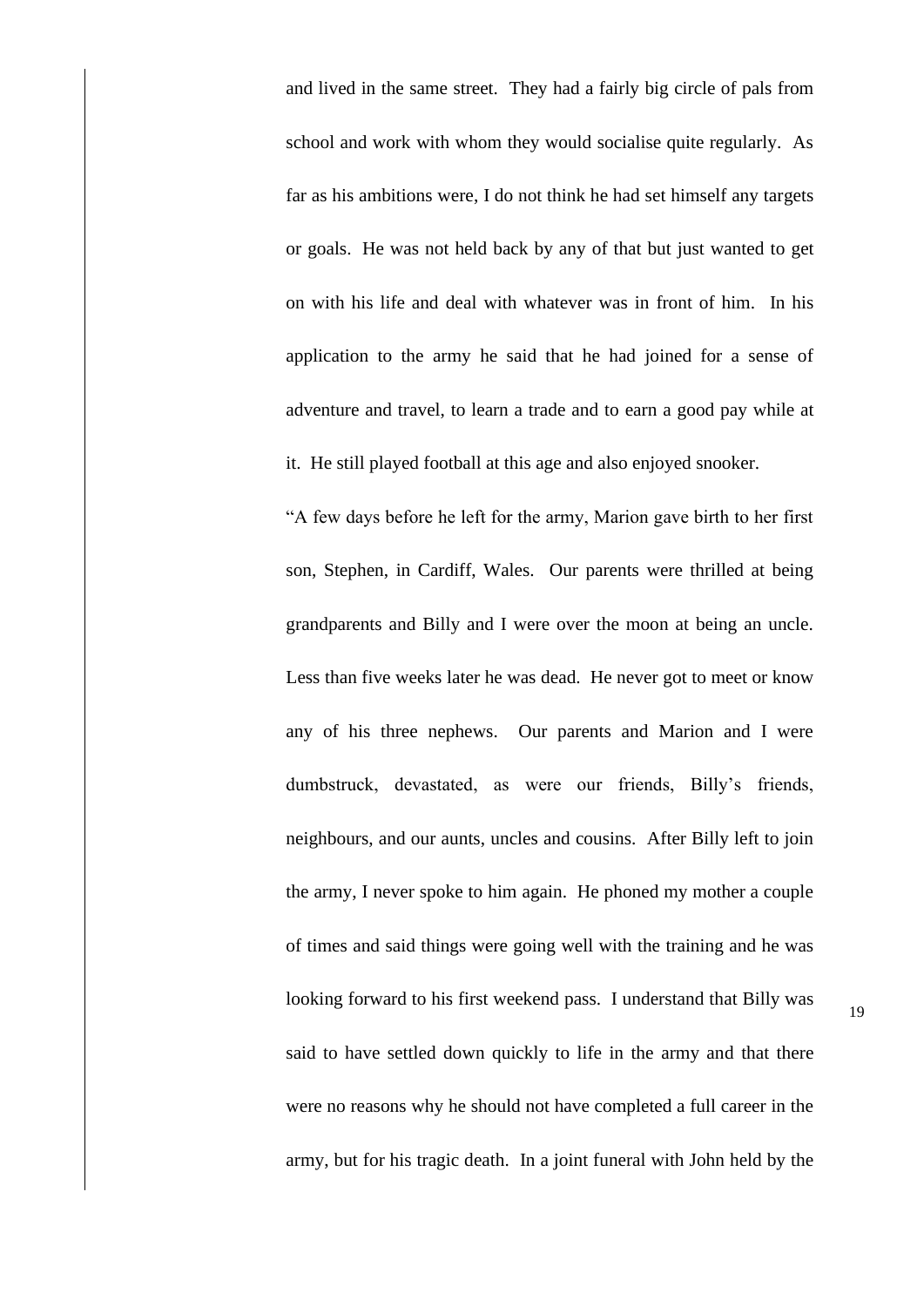and lived in the same street. They had a fairly big circle of pals from school and work with whom they would socialise quite regularly. As far as his ambitions were, I do not think he had set himself any targets or goals. He was not held back by any of that but just wanted to get on with his life and deal with whatever was in front of him. In his application to the army he said that he had joined for a sense of adventure and travel, to learn a trade and to earn a good pay while at it. He still played football at this age and also enjoyed snooker.

"A few days before he left for the army, Marion gave birth to her first son, Stephen, in Cardiff, Wales. Our parents were thrilled at being grandparents and Billy and I were over the moon at being an uncle. Less than five weeks later he was dead. He never got to meet or know any of his three nephews. Our parents and Marion and I were dumbstruck, devastated, as were our friends, Billy's friends, neighbours, and our aunts, uncles and cousins. After Billy left to join the army, I never spoke to him again. He phoned my mother a couple of times and said things were going well with the training and he was looking forward to his first weekend pass. I understand that Billy was said to have settled down quickly to life in the army and that there were no reasons why he should not have completed a full career in the army, but for his tragic death. In a joint funeral with John held by the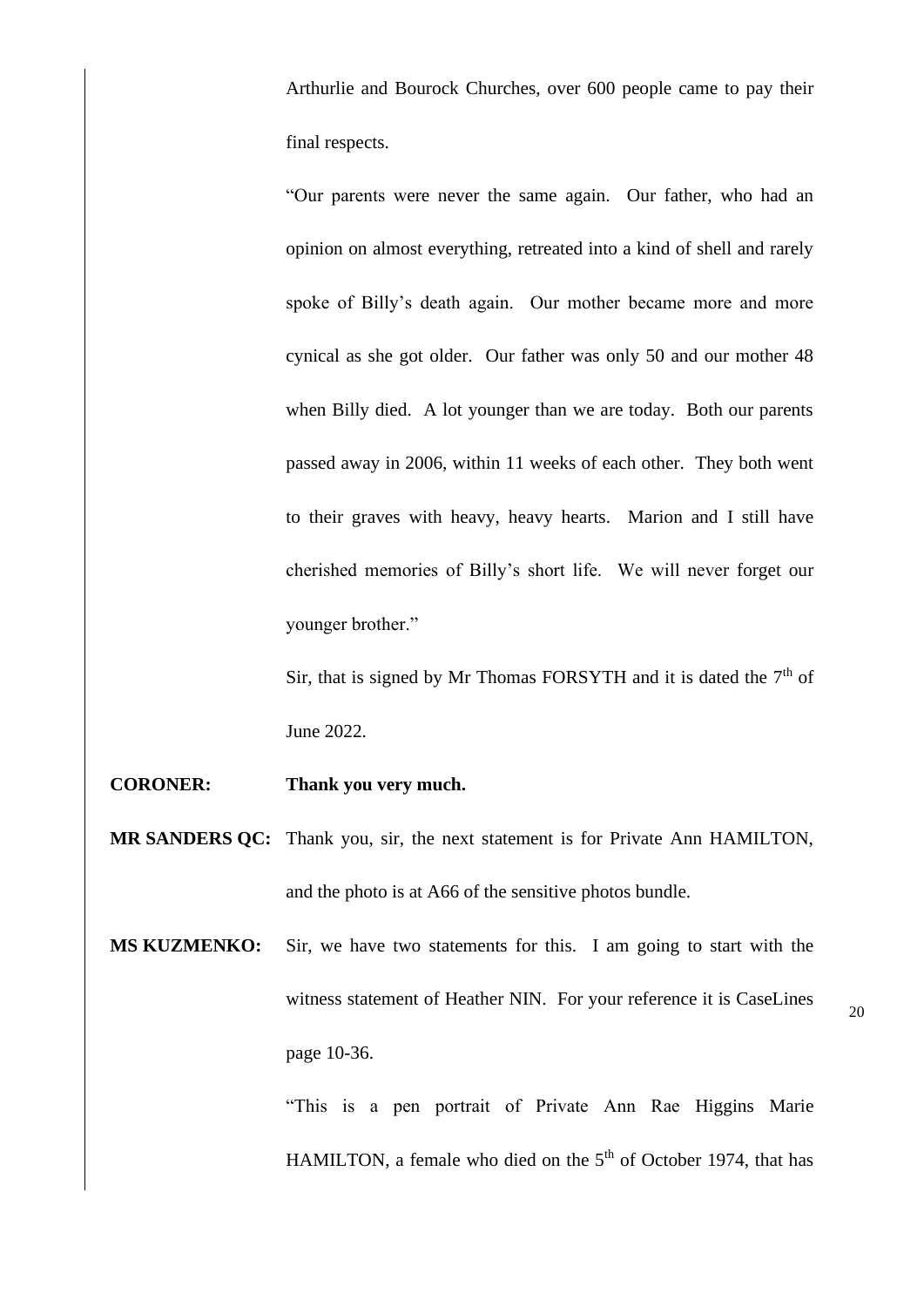Arthurlie and Bourock Churches, over 600 people came to pay their final respects.

"Our parents were never the same again. Our father, who had an opinion on almost everything, retreated into a kind of shell and rarely spoke of Billy's death again. Our mother became more and more cynical as she got older. Our father was only 50 and our mother 48 when Billy died. A lot younger than we are today. Both our parents passed away in 2006, within 11 weeks of each other. They both went to their graves with heavy, heavy hearts. Marion and I still have cherished memories of Billy's short life. We will never forget our younger brother."

Sir, that is signed by Mr Thomas FORSYTH and it is dated the 7th of June 2022.

**CORONER:** **Thank you very much.**

**MR SANDERS QC:** Thank you, sir, the next statement is for Private Ann HAMILTON, and the photo is at A66 of the sensitive photos bundle.

**MS KUZMENKO:** Sir, we have two statements for this. I am going to start with the witness statement of Heather NIN. For your reference it is CaseLines page 10-36.

"This is a pen portrait of Private Ann Rae Higgins Marie HAMILTON, a female who died on the 5th of October 1974, that has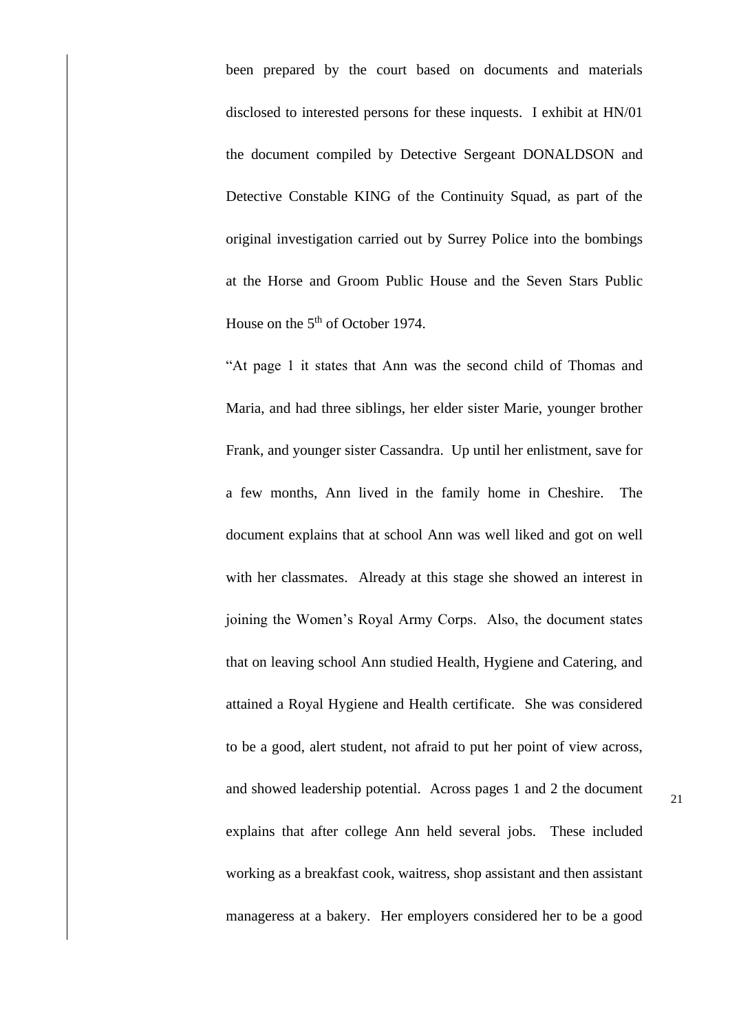been prepared by the court based on documents and materials disclosed to interested persons for these inquests. I exhibit at HN/01 the document compiled by Detective Sergeant DONALDSON and Detective Constable KING of the Continuity Squad, as part of the original investigation carried out by Surrey Police into the bombings at the Horse and Groom Public House and the Seven Stars Public House on the 5th of October 1974.

"At page 1 it states that Ann was the second child of Thomas and Maria, and had three siblings, her elder sister Marie, younger brother Frank, and younger sister Cassandra. Up until her enlistment, save for a few months, Ann lived in the family home in Cheshire. The document explains that at school Ann was well liked and got on well with her classmates. Already at this stage she showed an interest in joining the Women's Royal Army Corps. Also, the document states that on leaving school Ann studied Health, Hygiene and Catering, and attained a Royal Hygiene and Health certificate. She was considered to be a good, alert student, not afraid to put her point of view across, and showed leadership potential. Across pages 1 and 2 the document explains that after college Ann held several jobs. These included working as a breakfast cook, waitress, shop assistant and then assistant manageress at a bakery. Her employers considered her to be a good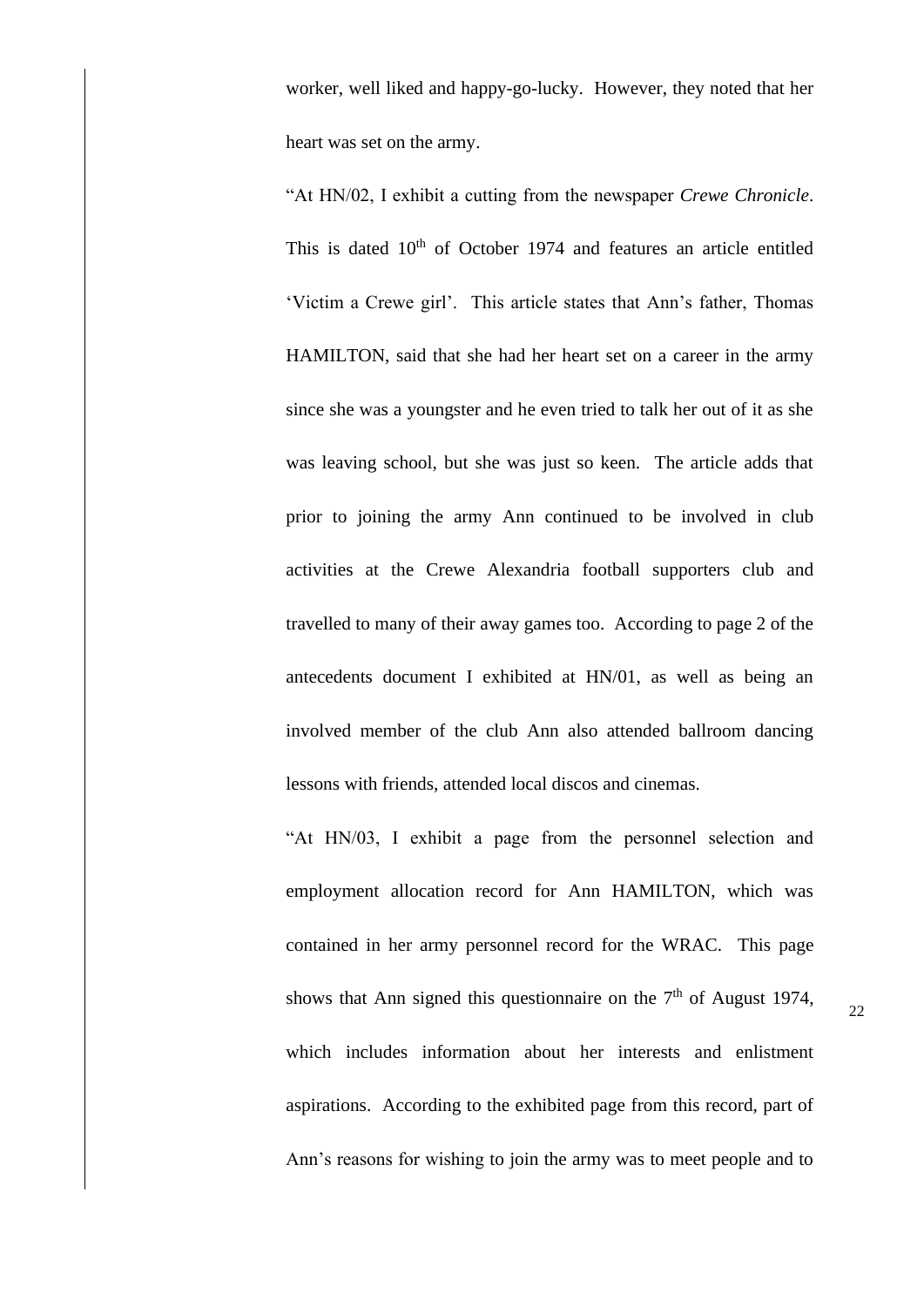worker, well liked and happy-go-lucky. However, they noted that her heart was set on the army.

"At HN/02, I exhibit a cutting from the newspaper *Crewe Chronicle*. This is dated 10th of October 1974 and features an article entitled 'Victim a Crewe girl'. This article states that Ann's father, Thomas HAMILTON, said that she had her heart set on a career in the army since she was a youngster and he even tried to talk her out of it as she was leaving school, but she was just so keen. The article adds that prior to joining the army Ann continued to be involved in club activities at the Crewe Alexandria football supporters club and travelled to many of their away games too. According to page 2 of the antecedents document I exhibited at HN/01, as well as being an involved member of the club Ann also attended ballroom dancing lessons with friends, attended local discos and cinemas.

"At HN/03, I exhibit a page from the personnel selection and employment allocation record for Ann HAMILTON, which was contained in her army personnel record for the WRAC. This page shows that Ann signed this questionnaire on the 7th of August 1974, which includes information about her interests and enlistment aspirations. According to the exhibited page from this record, part of Ann's reasons for wishing to join the army was to meet people and to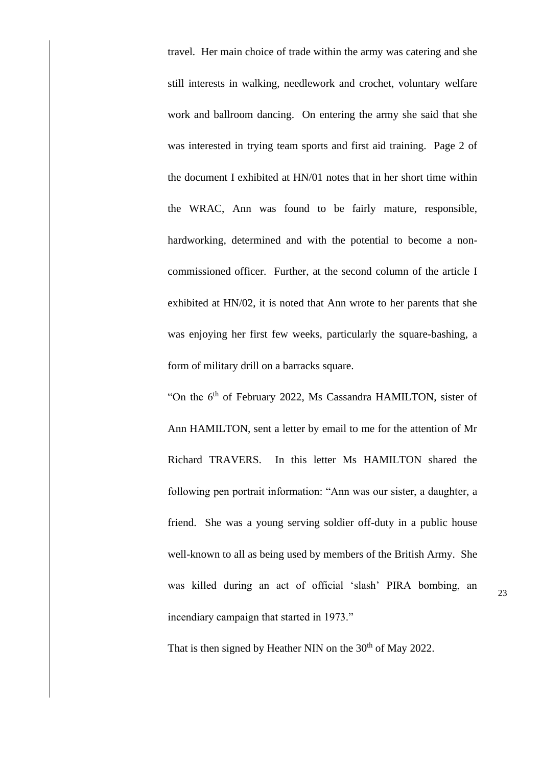travel. Her main choice of trade within the army was catering and she still interests in walking, needlework and crochet, voluntary welfare work and ballroom dancing. On entering the army she said that she was interested in trying team sports and first aid training. Page 2 of the document I exhibited at HN/01 notes that in her short time within the WRAC, Ann was found to be fairly mature, responsible, hardworking, determined and with the potential to become a non-commissioned officer. Further, at the second column of the article I exhibited at HN/02, it is noted that Ann wrote to her parents that she was enjoying her first few weeks, particularly the square-bashing, a form of military drill on a barracks square.

"On the 6th of February 2022, Ms Cassandra HAMILTON, sister of Ann HAMILTON, sent a letter by email to me for the attention of Mr Richard TRAVERS. In this letter Ms HAMILTON shared the following pen portrait information: "Ann was our sister, a daughter, a friend. She was a young serving soldier off-duty in a public house well-known to all as being used by members of the British Army. She was killed during an act of official 'slash' PIRA bombing, an incendiary campaign that started in 1973."

That is then signed by Heather NIN on the 30th of May 2022.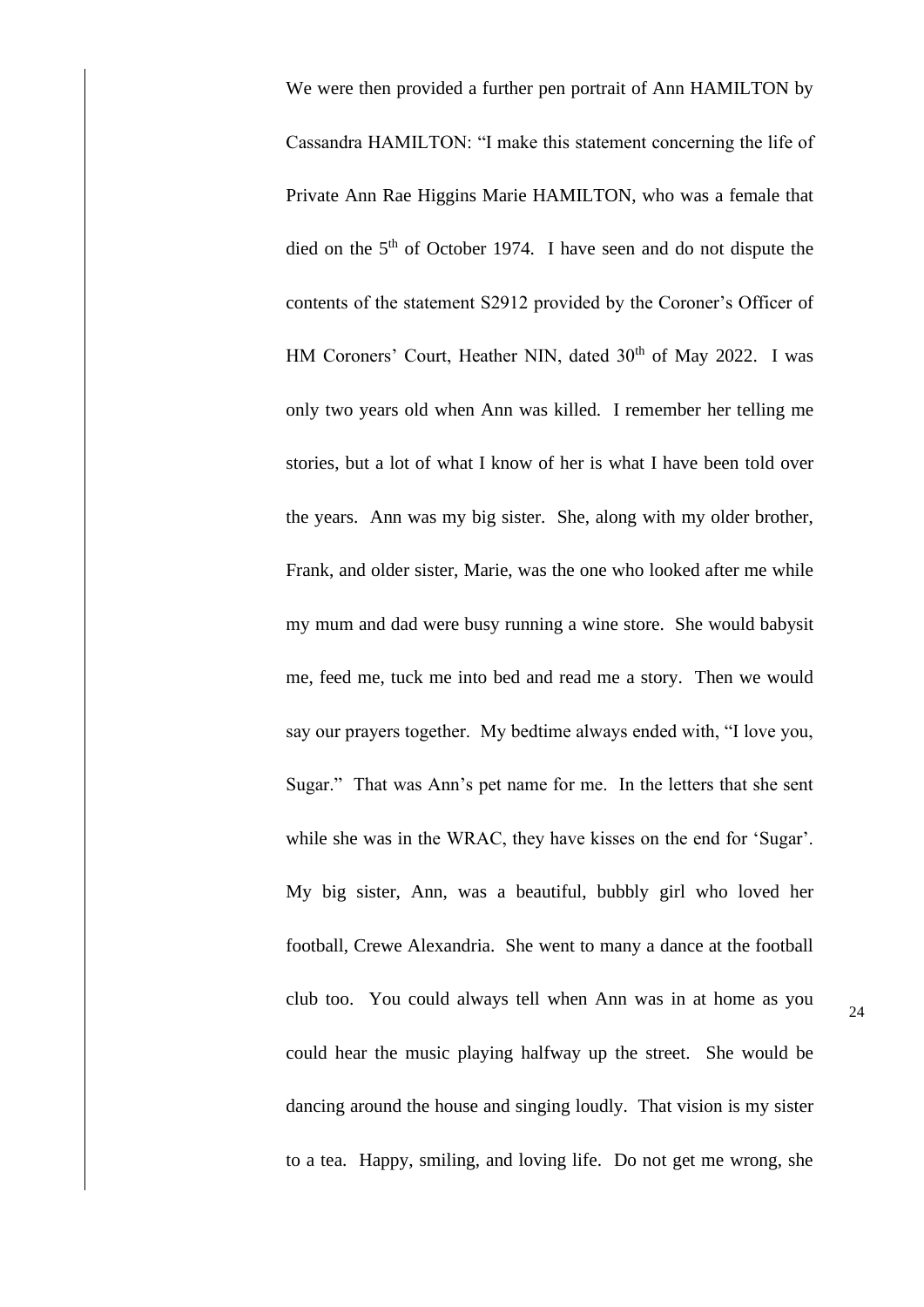We were then provided a further pen portrait of Ann HAMILTON by Cassandra HAMILTON: "I make this statement concerning the life of Private Ann Rae Higgins Marie HAMILTON, who was a female that died on the 5th of October 1974. I have seen and do not dispute the contents of the statement S2912 provided by the Coroner's Officer of HM Coroners' Court, Heather NIN, dated 30th of May 2022. I was only two years old when Ann was killed. I remember her telling me stories, but a lot of what I know of her is what I have been told over the years. Ann was my big sister. She, along with my older brother, Frank, and older sister, Marie, was the one who looked after me while my mum and dad were busy running a wine store. She would babysit me, feed me, tuck me into bed and read me a story. Then we would say our prayers together. My bedtime always ended with, "I love you, Sugar." That was Ann's pet name for me. In the letters that she sent while she was in the WRAC, they have kisses on the end for 'Sugar'. My big sister, Ann, was a beautiful, bubbly girl who loved her football, Crewe Alexandria. She went to many a dance at the football club too. You could always tell when Ann was in at home as you could hear the music playing halfway up the street. She would be dancing around the house and singing loudly. That vision is my sister to a tea. Happy, smiling, and loving life. Do not get me wrong, she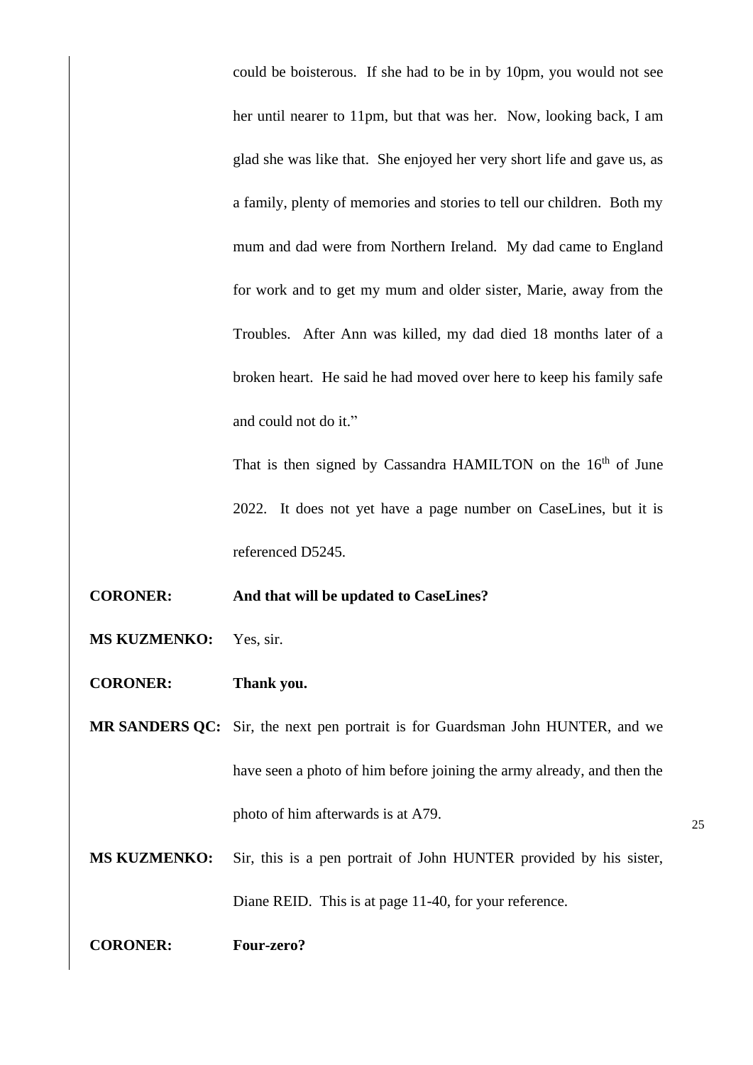could be boisterous. If she had to be in by 10pm, you would not see her until nearer to 11pm, but that was her. Now, looking back, I am glad she was like that. She enjoyed her very short life and gave us, as a family, plenty of memories and stories to tell our children. Both my mum and dad were from Northern Ireland. My dad came to England for work and to get my mum and older sister, Marie, away from the Troubles. After Ann was killed, my dad died 18 months later of a broken heart. He said he had moved over here to keep his family safe and could not do it."

That is then signed by Cassandra HAMILTON on the 16th of June 2022. It does not yet have a page number on CaseLines, but it is referenced D5245.

**CORONER:** **And that will be updated to CaseLines?**

**MS KUZMENKO:** Yes, sir.

**CORONER:** **Thank you.**

**MR SANDERS QC:** Sir, the next pen portrait is for Guardsman John HUNTER, and we have seen a photo of him before joining the army already, and then the photo of him afterwards is at A79.

**MS KUZMENKO:** Sir, this is a pen portrait of John HUNTER provided by his sister, Diane REID. This is at page 11-40, for your reference.

**CORONER:** **Four-zero?**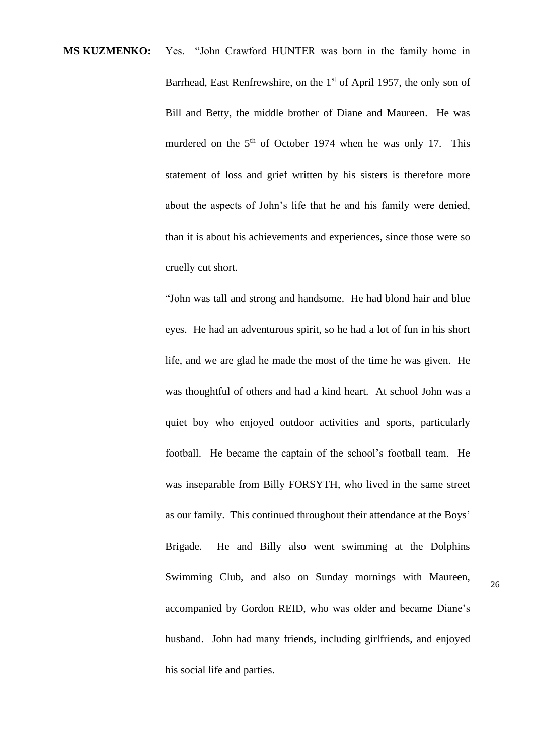**MS KUZMENKO:** Yes. "John Crawford HUNTER was born in the family home in Barrhead, East Renfrewshire, on the 1st of April 1957, the only son of Bill and Betty, the middle brother of Diane and Maureen. He was murdered on the 5th of October 1974 when he was only 17. This statement of loss and grief written by his sisters is therefore more about the aspects of John's life that he and his family were denied, than it is about his achievements and experiences, since those were so cruelly cut short.

"John was tall and strong and handsome. He had blond hair and blue eyes. He had an adventurous spirit, so he had a lot of fun in his short life, and we are glad he made the most of the time he was given. He was thoughtful of others and had a kind heart. At school John was a quiet boy who enjoyed outdoor activities and sports, particularly football. He became the captain of the school's football team. He was inseparable from Billy FORSYTH, who lived in the same street as our family. This continued throughout their attendance at the Boys' Brigade. He and Billy also went swimming at the Dolphins Swimming Club, and also on Sunday mornings with Maureen, accompanied by Gordon REID, who was older and became Diane's husband. John had many friends, including girlfriends, and enjoyed his social life and parties.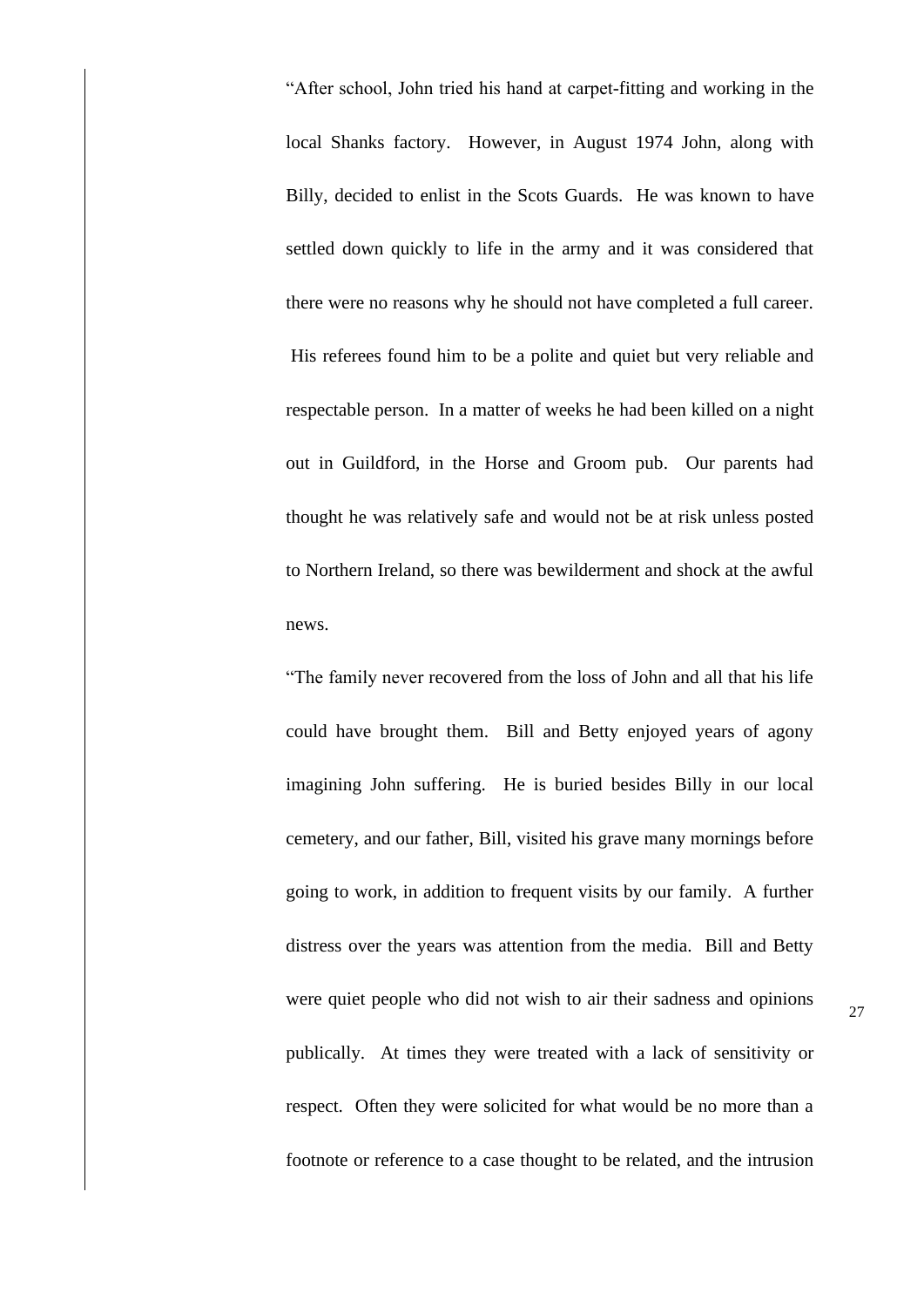"After school, John tried his hand at carpet-fitting and working in the local Shanks factory. However, in August 1974 John, along with Billy, decided to enlist in the Scots Guards. He was known to have settled down quickly to life in the army and it was considered that there were no reasons why he should not have completed a full career. His referees found him to be a polite and quiet but very reliable and respectable person. In a matter of weeks he had been killed on a night out in Guildford, in the Horse and Groom pub. Our parents had thought he was relatively safe and would not be at risk unless posted to Northern Ireland, so there was bewilderment and shock at the awful news.

"The family never recovered from the loss of John and all that his life could have brought them. Bill and Betty enjoyed years of agony imagining John suffering. He is buried besides Billy in our local cemetery, and our father, Bill, visited his grave many mornings before going to work, in addition to frequent visits by our family. A further distress over the years was attention from the media. Bill and Betty were quiet people who did not wish to air their sadness and opinions publically. At times they were treated with a lack of sensitivity or respect. Often they were solicited for what would be no more than a footnote or reference to a case thought to be related, and the intrusion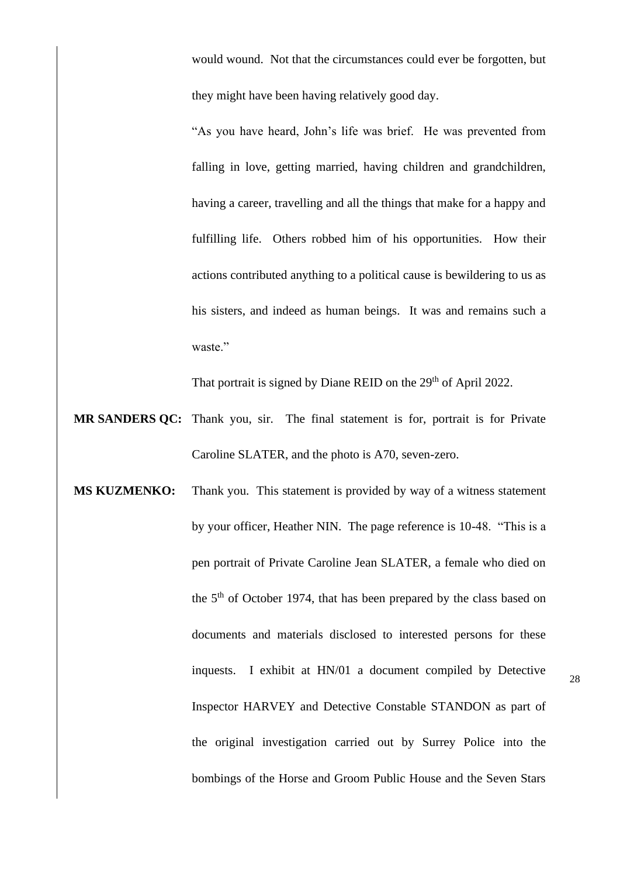would wound. Not that the circumstances could ever be forgotten, but they might have been having relatively good day.

"As you have heard, John's life was brief. He was prevented from falling in love, getting married, having children and grandchildren, having a career, travelling and all the things that make for a happy and fulfilling life. Others robbed him of his opportunities. How their actions contributed anything to a political cause is bewildering to us as his sisters, and indeed as human beings. It was and remains such a waste."

That portrait is signed by Diane REID on the 29th of April 2022.

**MR SANDERS QC:** Thank you, sir. The final statement is for, portrait is for Private Caroline SLATER, and the photo is A70, seven-zero.

**MS KUZMENKO:** Thank you. This statement is provided by way of a witness statement by your officer, Heather NIN. The page reference is 10-48. "This is a pen portrait of Private Caroline Jean SLATER, a female who died on the 5th of October 1974, that has been prepared by the class based on documents and materials disclosed to interested persons for these inquests. I exhibit at HN/01 a document compiled by Detective Inspector HARVEY and Detective Constable STANDON as part of the original investigation carried out by Surrey Police into the bombings of the Horse and Groom Public House and the Seven Stars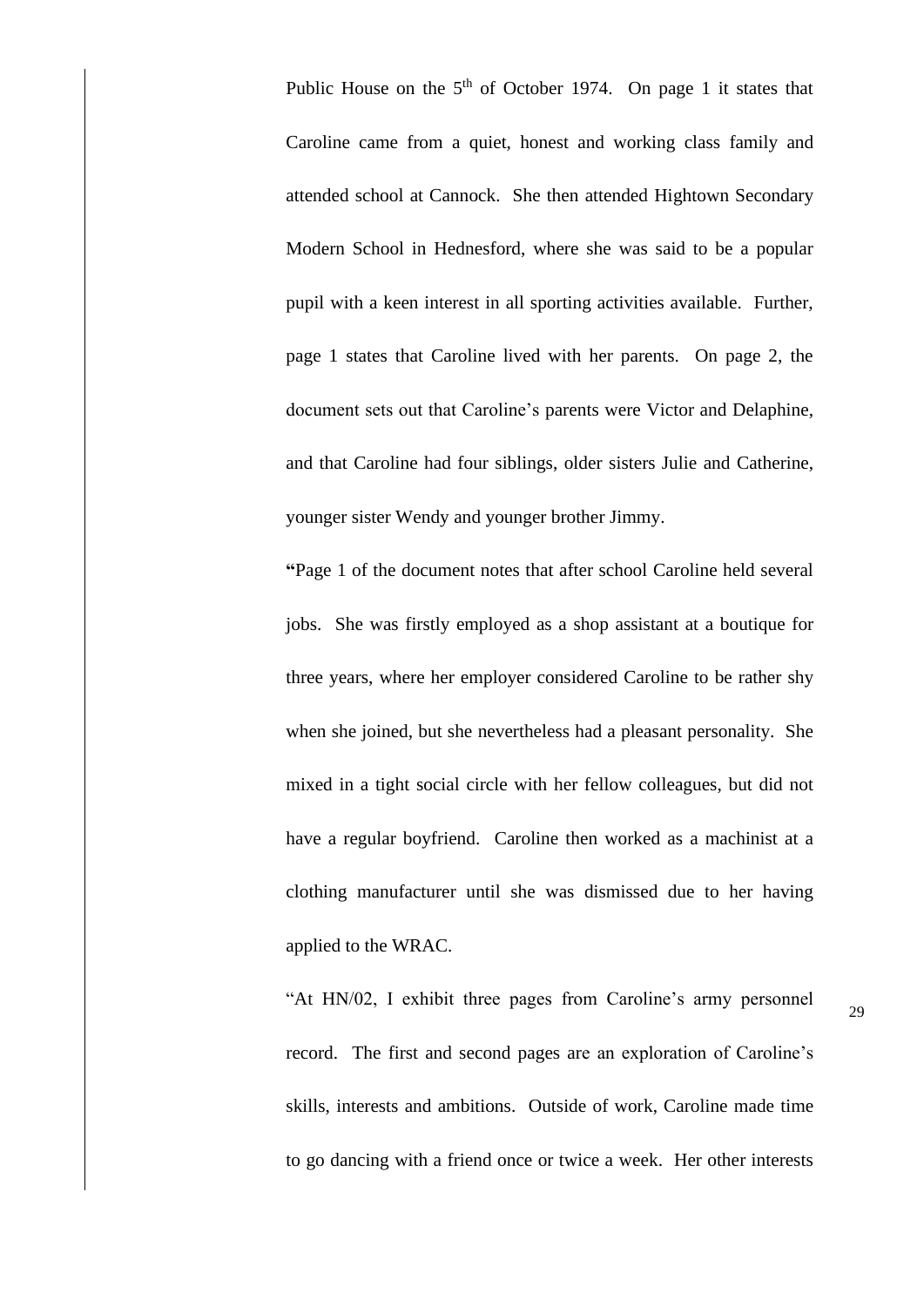Public House on the 5th of October 1974. On page 1 it states that Caroline came from a quiet, honest and working class family and attended school at Cannock. She then attended Hightown Secondary Modern School in Hednesford, where she was said to be a popular pupil with a keen interest in all sporting activities available. Further, page 1 states that Caroline lived with her parents. On page 2, the document sets out that Caroline's parents were Victor and Delaphine, and that Caroline had four siblings, older sisters Julie and Catherine, younger sister Wendy and younger brother Jimmy.

"Page 1 of the document notes that after school Caroline held several jobs. She was firstly employed as a shop assistant at a boutique for three years, where her employer considered Caroline to be rather shy when she joined, but she nevertheless had a pleasant personality. She mixed in a tight social circle with her fellow colleagues, but did not have a regular boyfriend. Caroline then worked as a machinist at a clothing manufacturer until she was dismissed due to her having applied to the WRAC.

"At HN/02, I exhibit three pages from Caroline's army personnel record. The first and second pages are an exploration of Caroline's skills, interests and ambitions. Outside of work, Caroline made time to go dancing with a friend once or twice a week. Her other interests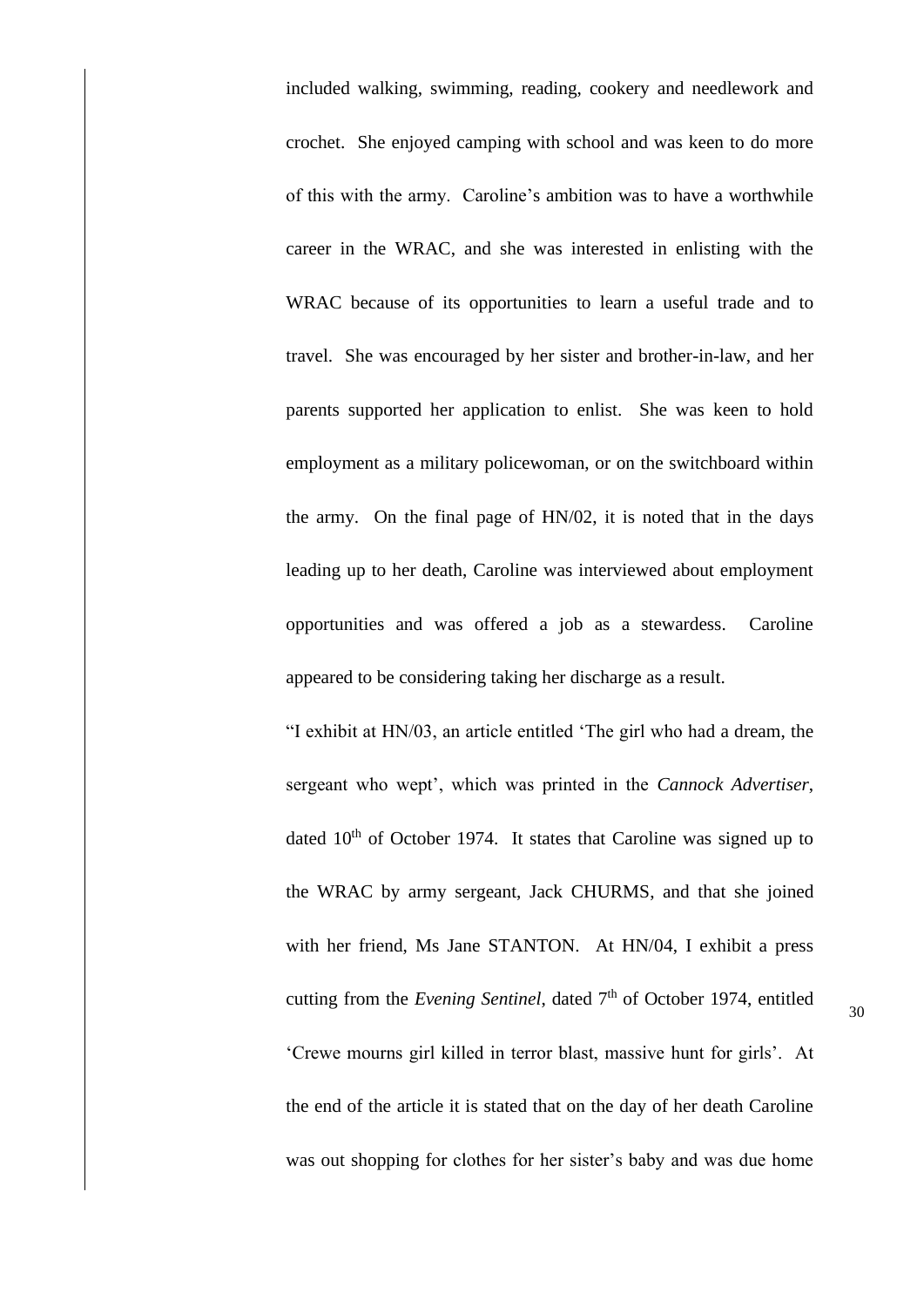included walking, swimming, reading, cookery and needlework and crochet. She enjoyed camping with school and was keen to do more of this with the army. Caroline's ambition was to have a worthwhile career in the WRAC, and she was interested in enlisting with the WRAC because of its opportunities to learn a useful trade and to travel. She was encouraged by her sister and brother-in-law, and her parents supported her application to enlist. She was keen to hold employment as a military policewoman, or on the switchboard within the army. On the final page of HN/02, it is noted that in the days leading up to her death, Caroline was interviewed about employment opportunities and was offered a job as a stewardess. Caroline appeared to be considering taking her discharge as a result.

"I exhibit at HN/03, an article entitled 'The girl who had a dream, the sergeant who wept', which was printed in the *Cannock Advertiser*, dated 10th of October 1974. It states that Caroline was signed up to the WRAC by army sergeant, Jack CHURMS, and that she joined with her friend, Ms Jane STANTON. At HN/04, I exhibit a press cutting from the *Evening Sentinel*, dated 7th of October 1974, entitled 'Crewe mourns girl killed in terror blast, massive hunt for girls'. At the end of the article it is stated that on the day of her death Caroline was out shopping for clothes for her sister's baby and was due home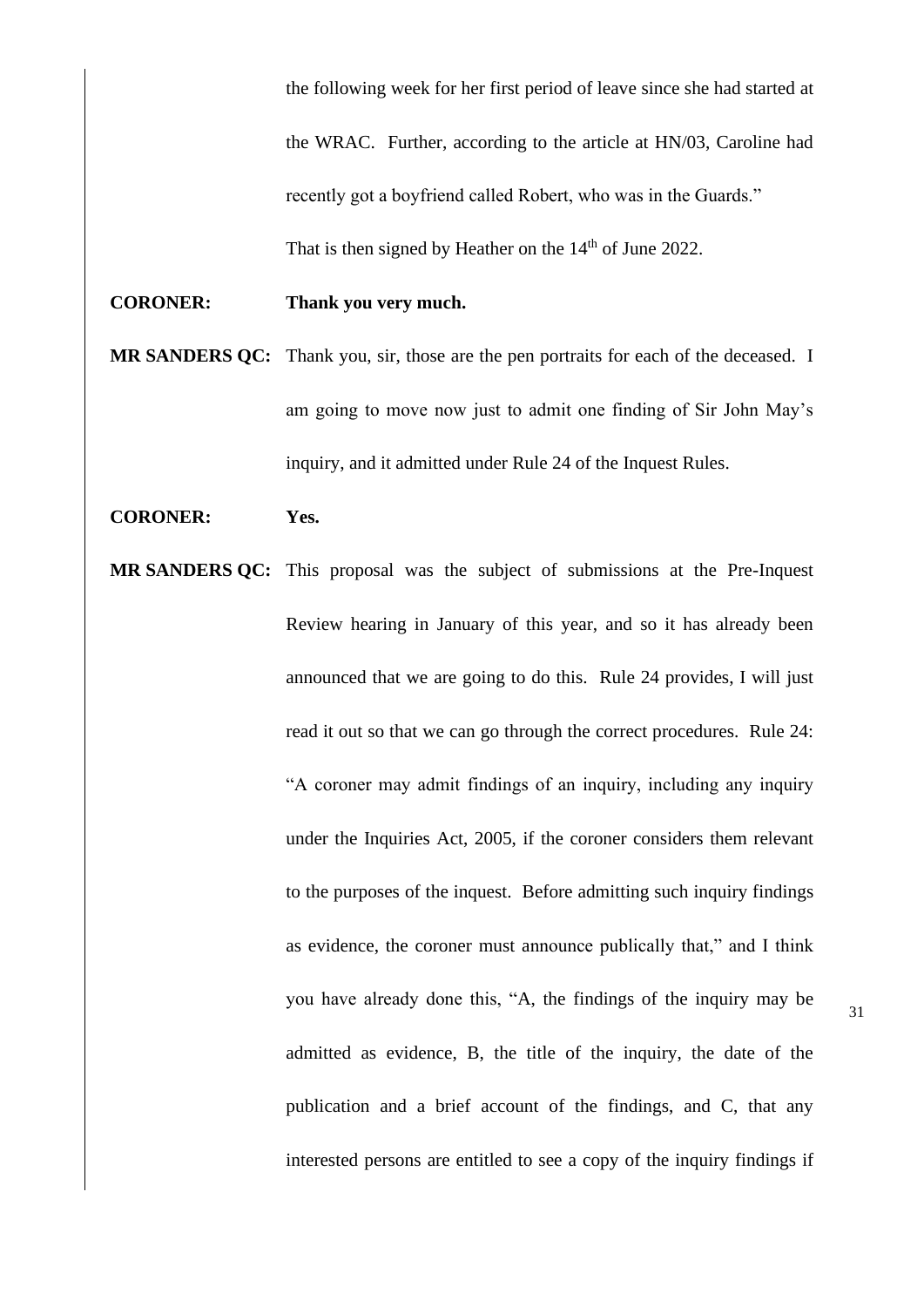the following week for her first period of leave since she had started at the WRAC. Further, according to the article at HN/03, Caroline had recently got a boyfriend called Robert, who was in the Guards."

That is then signed by Heather on the 14th of June 2022.

**CORONER:** **Thank you very much.**

**MR SANDERS QC:** Thank you, sir, those are the pen portraits for each of the deceased. I am going to move now just to admit one finding of Sir John May's inquiry, and it admitted under Rule 24 of the Inquest Rules.

**CORONER:** **Yes.**

**MR SANDERS QC:** This proposal was the subject of submissions at the Pre-Inquest Review hearing in January of this year, and so it has already been announced that we are going to do this. Rule 24 provides, I will just read it out so that we can go through the correct procedures. Rule 24: "A coroner may admit findings of an inquiry, including any inquiry under the Inquiries Act, 2005, if the coroner considers them relevant to the purposes of the inquest. Before admitting such inquiry findings as evidence, the coroner must announce publically that," and I think you have already done this, "A, the findings of the inquiry may be admitted as evidence, B, the title of the inquiry, the date of the publication and a brief account of the findings, and C, that any interested persons are entitled to see a copy of the inquiry findings if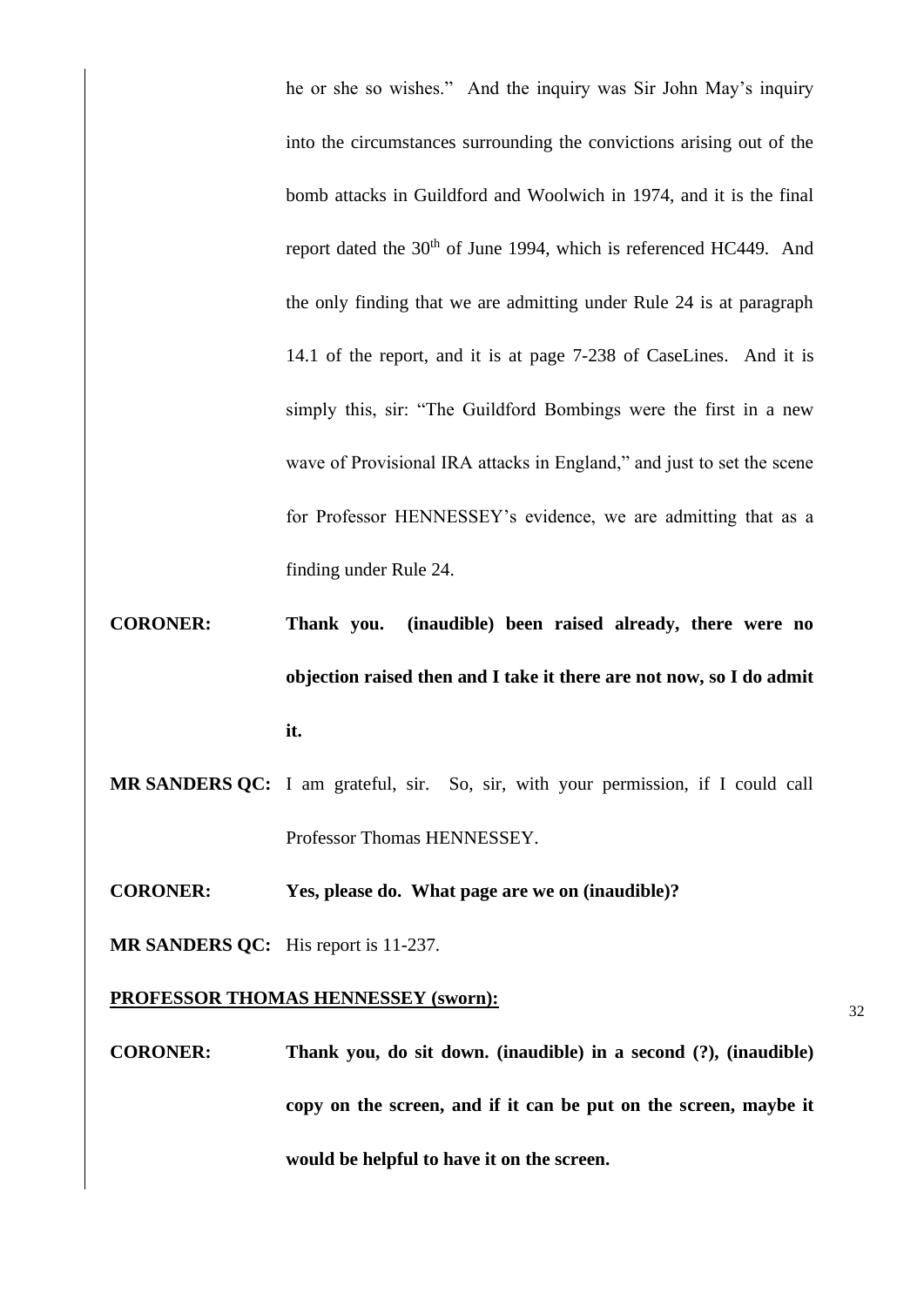he or she so wishes." And the inquiry was Sir John May's inquiry into the circumstances surrounding the convictions arising out of the bomb attacks in Guildford and Woolwich in 1974, and it is the final report dated the 30th of June 1994, which is referenced HC449. And the only finding that we are admitting under Rule 24 is at paragraph 14.1 of the report, and it is at page 7-238 of CaseLines. And it is simply this, sir: "The Guildford Bombings were the first in a new wave of Provisional IRA attacks in England," and just to set the scene for Professor HENNESSEY's evidence, we are admitting that as a finding under Rule 24.

**CORONER:** **Thank you. (inaudible) been raised already, there were no objection raised then and I take it there are not now, so I do admit it.**

**MR SANDERS QC:** I am grateful, sir. So, sir, with your permission, if I could call Professor Thomas HENNESSEY.

**CORONER:** **Yes, please do. What page are we on (inaudible)?**

**MR SANDERS QC:** His report is 11-237.

**<u>PROFESSOR THOMAS HENNESSEY (sworn):</u>**

**CORONER:** **Thank you, do sit down. (inaudible) in a second (?), (inaudible) copy on the screen, and if it can be put on the screen, maybe it would be helpful to have it on the screen.**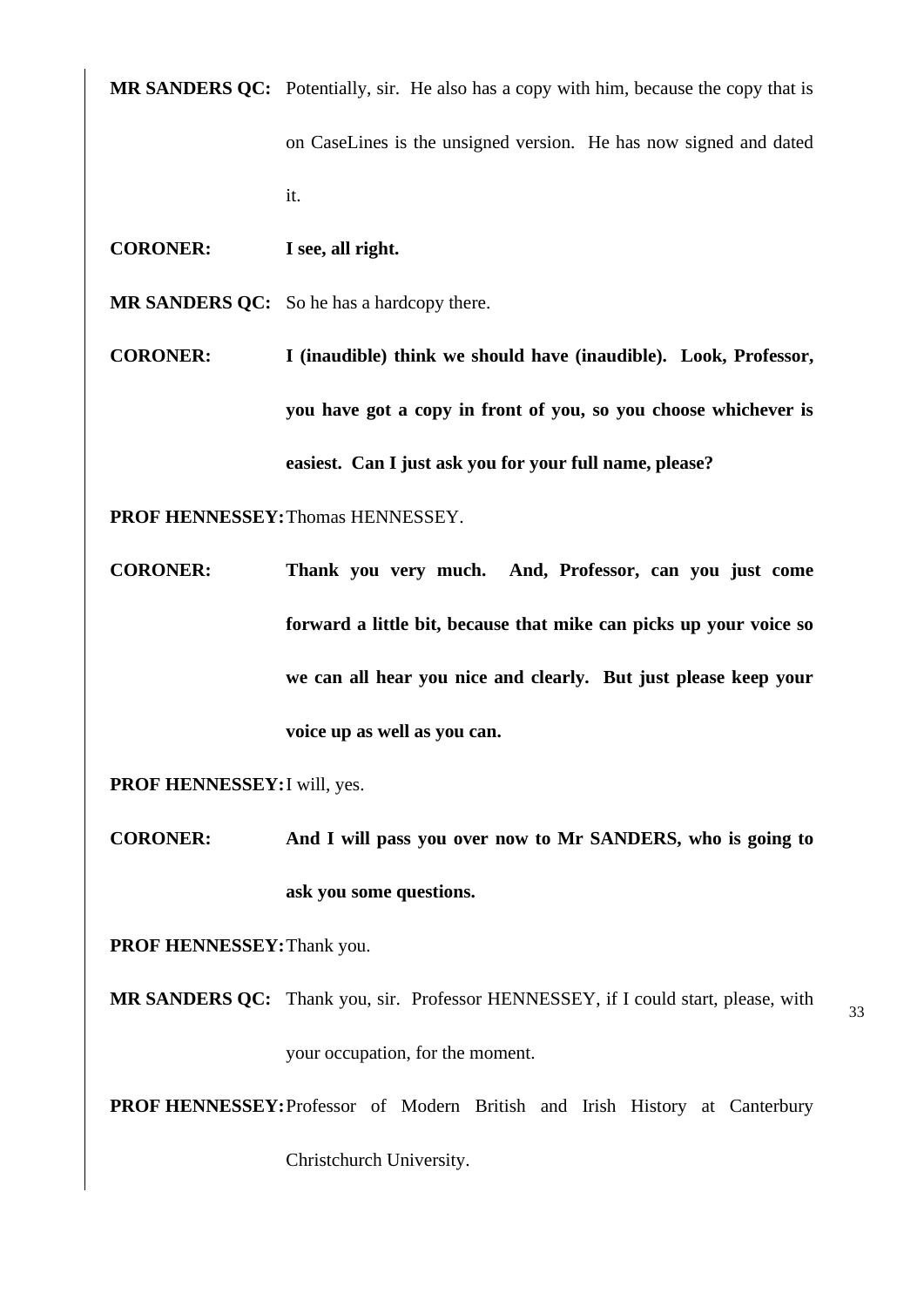**MR SANDERS QC:** Potentially, sir. He also has a copy with him, because the copy that is on CaseLines is the unsigned version. He has now signed and dated it.

**CORONER:** **I see, all right.**

**MR SANDERS QC:** So he has a hardcopy there.

**CORONER:** **I (inaudible) think we should have (inaudible). Look, Professor, you have got a copy in front of you, so you choose whichever is easiest. Can I just ask you for your full name, please?**

**PROF HENNESSEY:** Thomas HENNESSEY.

**CORONER:** **Thank you very much. And, Professor, can you just come forward a little bit, because that mike can picks up your voice so we can all hear you nice and clearly. But just please keep your voice up as well as you can.**

**PROF HENNESSEY:** I will, yes.

**CORONER:** **And I will pass you over now to Mr SANDERS, who is going to ask you some questions.**

**PROF HENNESSEY:** Thank you.

**MR SANDERS QC:** Thank you, sir. Professor HENNESSEY, if I could start, please, with your occupation, for the moment.

**PROF HENNESSEY:** Professor of Modern British and Irish History at Canterbury Christchurch University.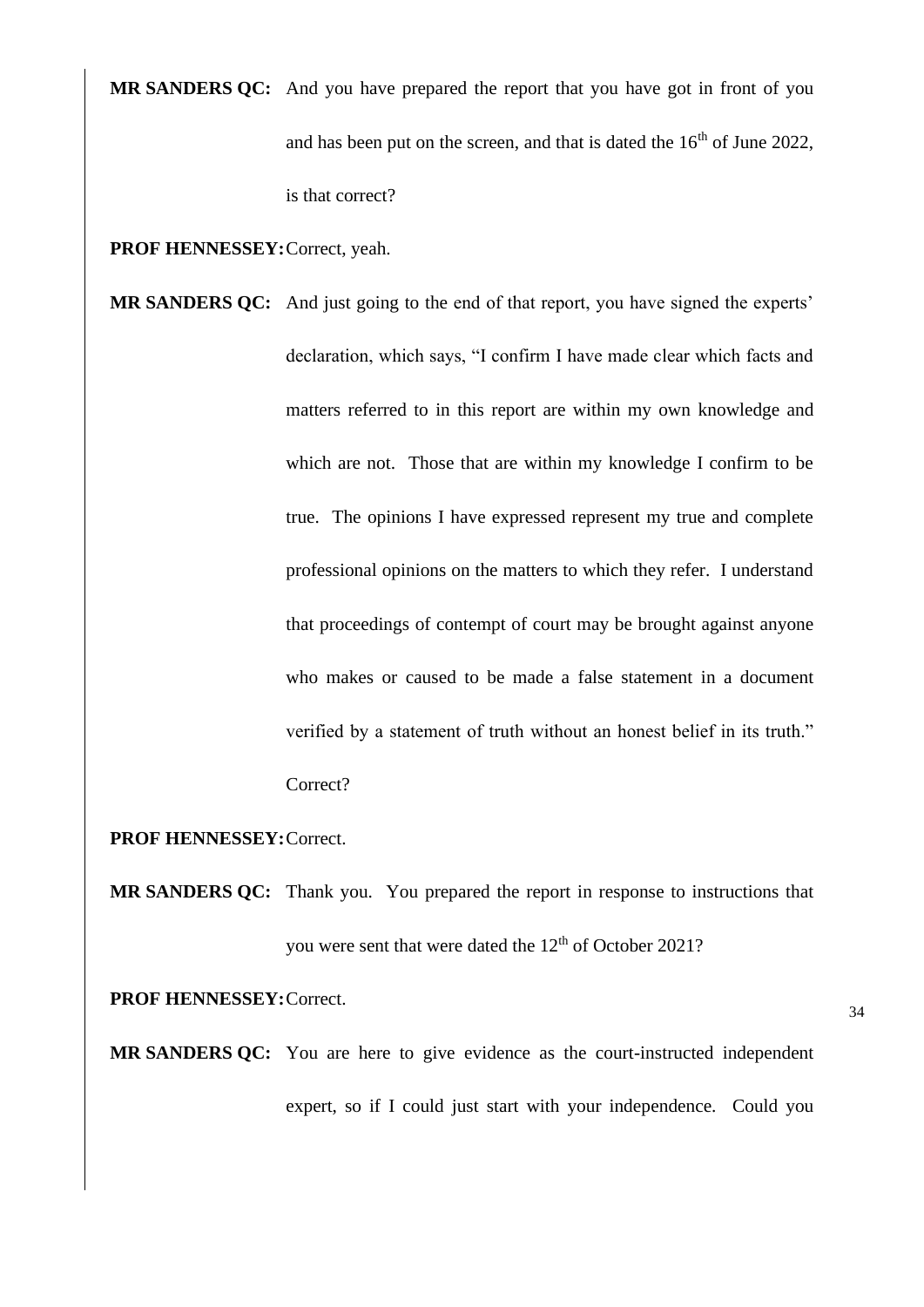**MR SANDERS QC:** And you have prepared the report that you have got in front of you and has been put on the screen, and that is dated the 16th of June 2022, is that correct?

**PROF HENNESSEY:** Correct, yeah.

**MR SANDERS QC:** And just going to the end of that report, you have signed the experts' declaration, which says, "I confirm I have made clear which facts and matters referred to in this report are within my own knowledge and which are not. Those that are within my knowledge I confirm to be true. The opinions I have expressed represent my true and complete professional opinions on the matters to which they refer. I understand that proceedings of contempt of court may be brought against anyone who makes or caused to be made a false statement in a document verified by a statement of truth without an honest belief in its truth." Correct?

**PROF HENNESSEY:** Correct.

**MR SANDERS QC:** Thank you. You prepared the report in response to instructions that you were sent that were dated the 12th of October 2021?

**PROF HENNESSEY:** Correct.

**MR SANDERS QC:** You are here to give evidence as the court-instructed independent expert, so if I could just start with your independence. Could you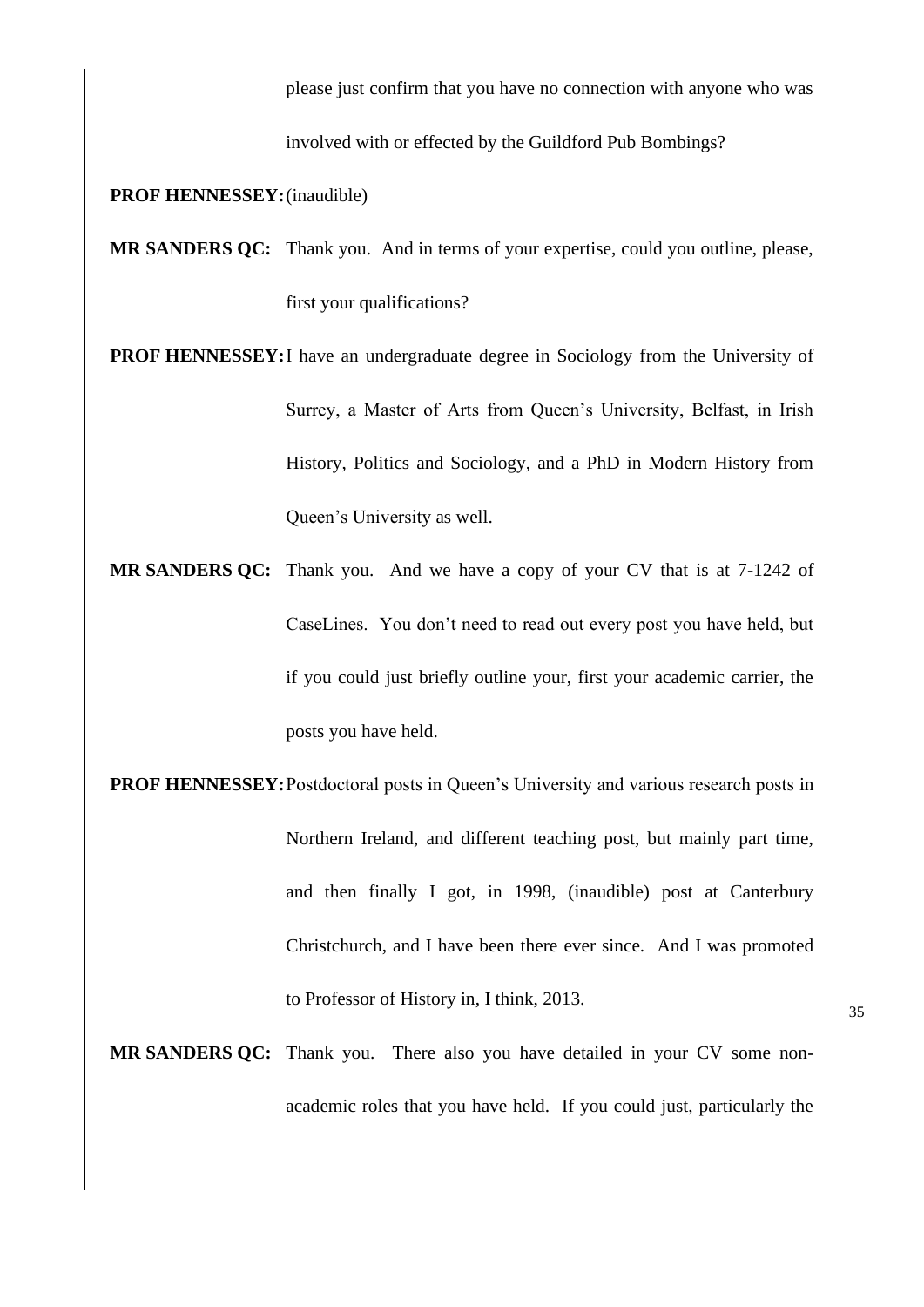please just confirm that you have no connection with anyone who was involved with or effected by the Guildford Pub Bombings?

**PROF HENNESSEY:** (inaudible)

**MR SANDERS QC:** Thank you. And in terms of your expertise, could you outline, please, first your qualifications?

**PROF HENNESSEY:** I have an undergraduate degree in Sociology from the University of Surrey, a Master of Arts from Queen's University, Belfast, in Irish History, Politics and Sociology, and a PhD in Modern History from Queen's University as well.

**MR SANDERS QC:** Thank you. And we have a copy of your CV that is at 7-1242 of CaseLines. You don't need to read out every post you have held, but if you could just briefly outline your, first your academic carrier, the posts you have held.

**PROF HENNESSEY:** Postdoctoral posts in Queen's University and various research posts in Northern Ireland, and different teaching post, but mainly part time, and then finally I got, in 1998, (inaudible) post at Canterbury Christchurch, and I have been there ever since. And I was promoted to Professor of History in, I think, 2013.

**MR SANDERS QC:** Thank you. There also you have detailed in your CV some non-academic roles that you have held. If you could just, particularly the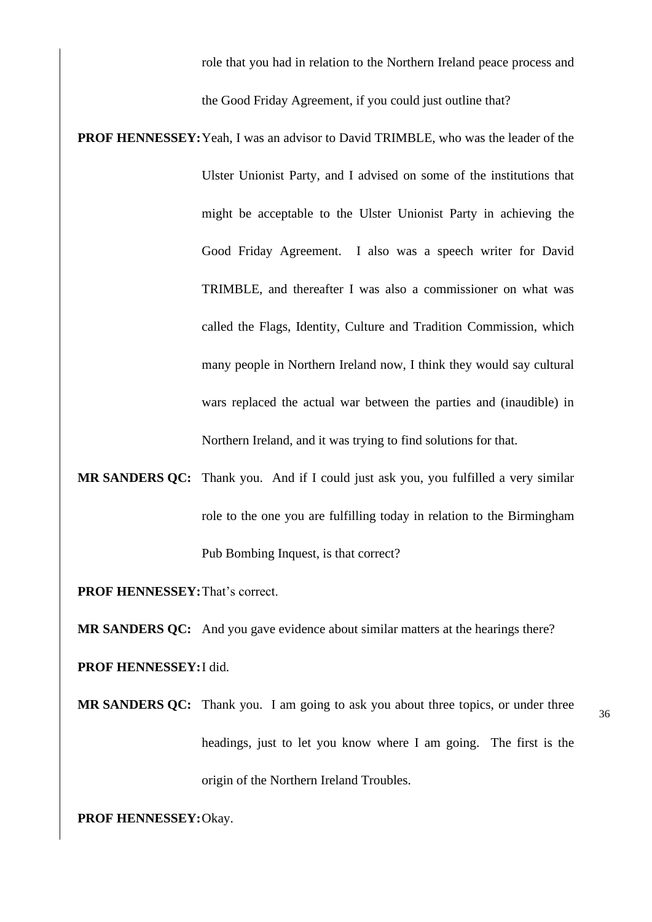role that you had in relation to the Northern Ireland peace process and the Good Friday Agreement, if you could just outline that?

**PROF HENNESSEY:** Yeah, I was an advisor to David TRIMBLE, who was the leader of the Ulster Unionist Party, and I advised on some of the institutions that might be acceptable to the Ulster Unionist Party in achieving the Good Friday Agreement. I also was a speech writer for David TRIMBLE, and thereafter I was also a commissioner on what was called the Flags, Identity, Culture and Tradition Commission, which many people in Northern Ireland now, I think they would say cultural wars replaced the actual war between the parties and (inaudible) in Northern Ireland, and it was trying to find solutions for that.

**MR SANDERS QC:** Thank you. And if I could just ask you, you fulfilled a very similar role to the one you are fulfilling today in relation to the Birmingham Pub Bombing Inquest, is that correct?

**PROF HENNESSEY:** That's correct.

**MR SANDERS QC:** And you gave evidence about similar matters at the hearings there?

**PROF HENNESSEY:** I did.

**MR SANDERS QC:** Thank you. I am going to ask you about three topics, or under three headings, just to let you know where I am going. The first is the origin of the Northern Ireland Troubles.

**PROF HENNESSEY:** Okay.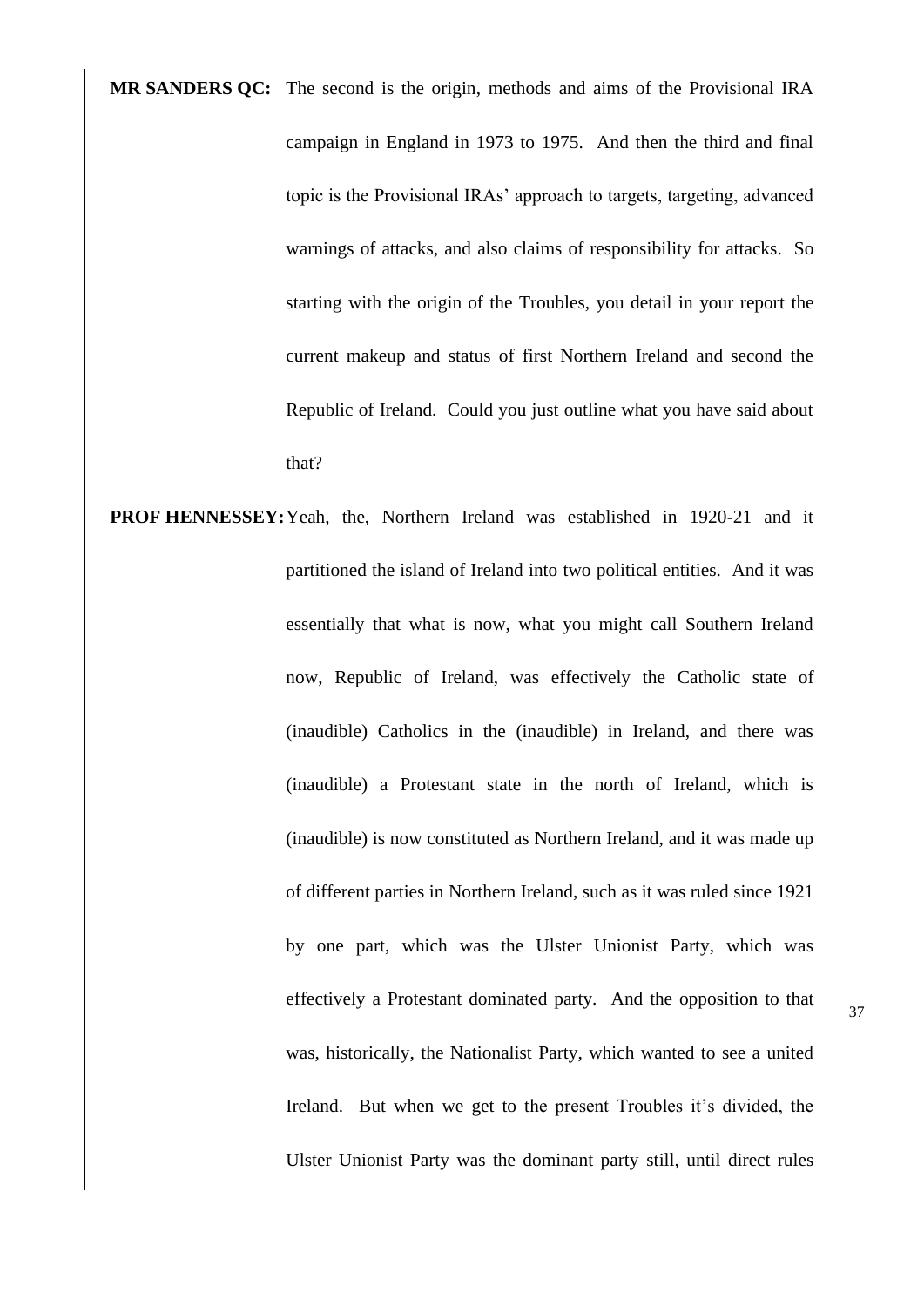**MR SANDERS QC:** The second is the origin, methods and aims of the Provisional IRA campaign in England in 1973 to 1975. And then the third and final topic is the Provisional IRAs' approach to targets, targeting, advanced warnings of attacks, and also claims of responsibility for attacks. So starting with the origin of the Troubles, you detail in your report the current makeup and status of first Northern Ireland and second the Republic of Ireland. Could you just outline what you have said about that?

**PROF HENNESSEY:** Yeah, the, Northern Ireland was established in 1920-21 and it partitioned the island of Ireland into two political entities. And it was essentially that what is now, what you might call Southern Ireland now, Republic of Ireland, was effectively the Catholic state of (inaudible) Catholics in the (inaudible) in Ireland, and there was (inaudible) a Protestant state in the north of Ireland, which is (inaudible) is now constituted as Northern Ireland, and it was made up of different parties in Northern Ireland, such as it was ruled since 1921 by one part, which was the Ulster Unionist Party, which was effectively a Protestant dominated party. And the opposition to that was, historically, the Nationalist Party, which wanted to see a united Ireland. But when we get to the present Troubles it's divided, the Ulster Unionist Party was the dominant party still, until direct rules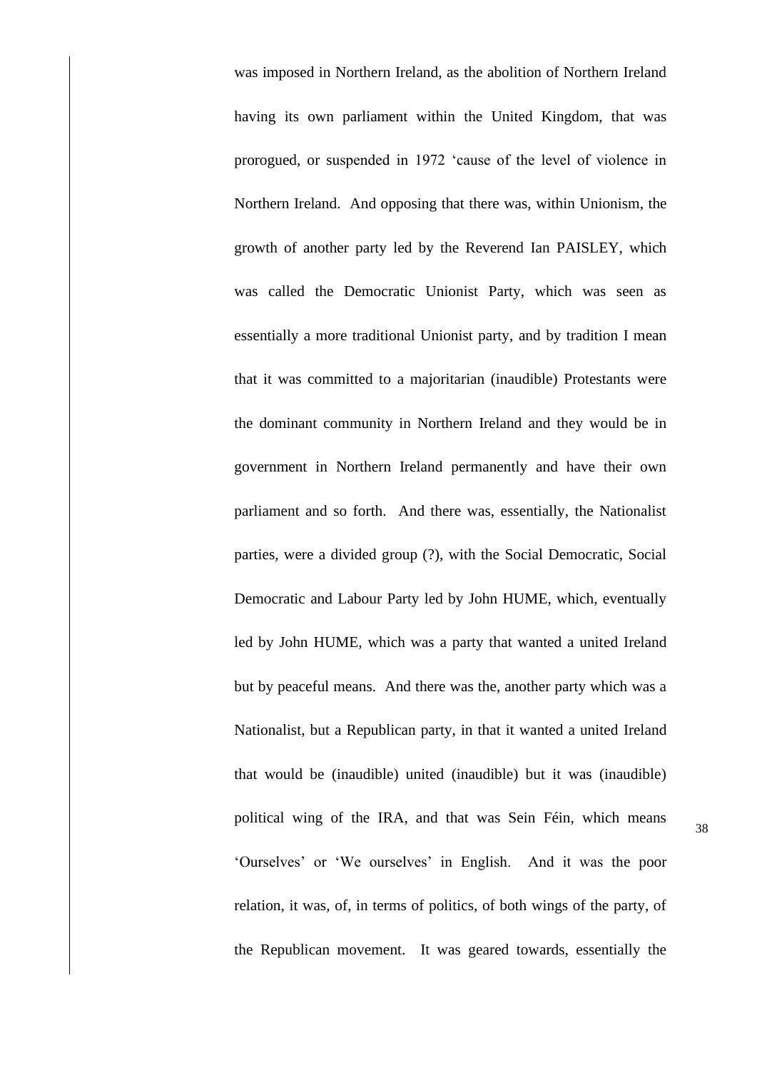was imposed in Northern Ireland, as the abolition of Northern Ireland having its own parliament within the United Kingdom, that was prorogued, or suspended in 1972 'cause of the level of violence in Northern Ireland. And opposing that there was, within Unionism, the growth of another party led by the Reverend Ian PAISLEY, which was called the Democratic Unionist Party, which was seen as essentially a more traditional Unionist party, and by tradition I mean that it was committed to a majoritarian (inaudible) Protestants were the dominant community in Northern Ireland and they would be in government in Northern Ireland permanently and have their own parliament and so forth. And there was, essentially, the Nationalist parties, were a divided group (?), with the Social Democratic, Social Democratic and Labour Party led by John HUME, which, eventually led by John HUME, which was a party that wanted a united Ireland but by peaceful means. And there was the, another party which was a Nationalist, but a Republican party, in that it wanted a united Ireland that would be (inaudible) united (inaudible) but it was (inaudible) political wing of the IRA, and that was Sein Féin, which means 'Ourselves' or 'We ourselves' in English. And it was the poor relation, it was, of, in terms of politics, of both wings of the party, of the Republican movement. It was geared towards, essentially the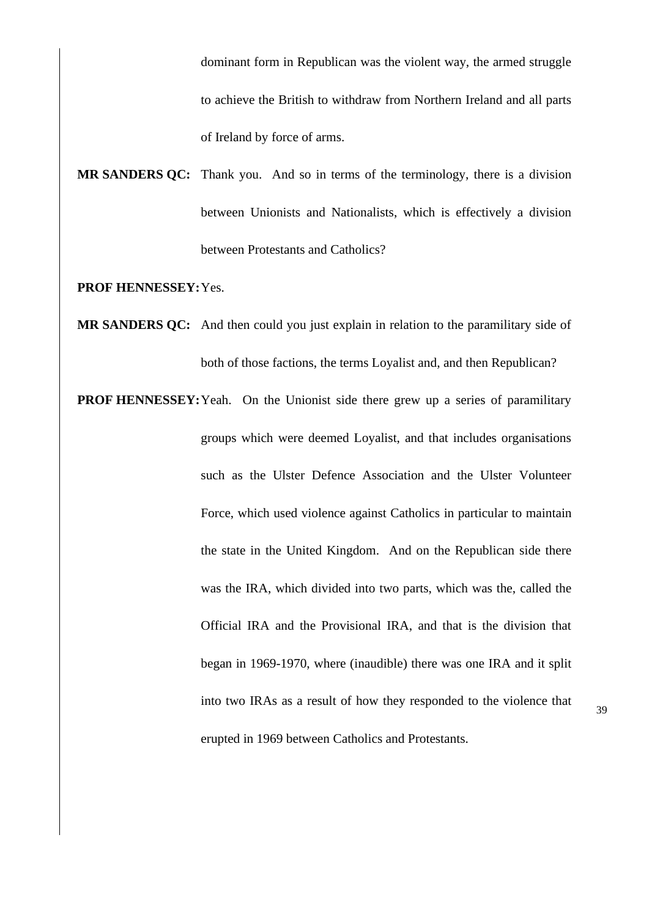dominant form in Republican was the violent way, the armed struggle to achieve the British to withdraw from Northern Ireland and all parts of Ireland by force of arms.

**MR SANDERS QC:** Thank you. And so in terms of the terminology, there is a division between Unionists and Nationalists, which is effectively a division between Protestants and Catholics?

**PROF HENNESSEY:** Yes.

**MR SANDERS QC:** And then could you just explain in relation to the paramilitary side of both of those factions, the terms Loyalist and, and then Republican?

**PROF HENNESSEY:** Yeah. On the Unionist side there grew up a series of paramilitary groups which were deemed Loyalist, and that includes organisations such as the Ulster Defence Association and the Ulster Volunteer Force, which used violence against Catholics in particular to maintain the state in the United Kingdom. And on the Republican side there was the IRA, which divided into two parts, which was the, called the Official IRA and the Provisional IRA, and that is the division that began in 1969-1970, where (inaudible) there was one IRA and it split into two IRAs as a result of how they responded to the violence that erupted in 1969 between Catholics and Protestants.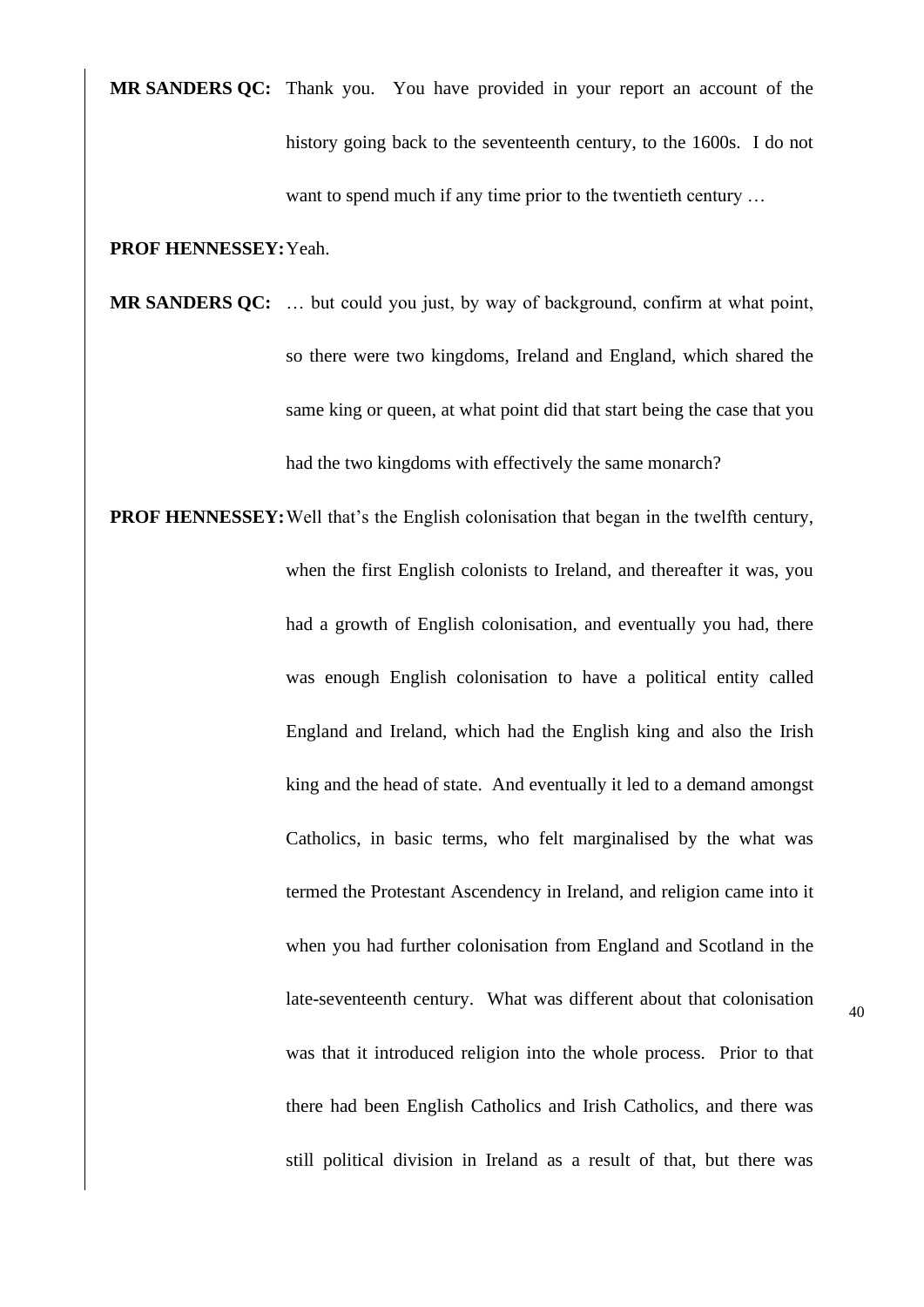**MR SANDERS QC:** Thank you. You have provided in your report an account of the history going back to the seventeenth century, to the 1600s. I do not want to spend much if any time prior to the twentieth century …

**PROF HENNESSEY:** Yeah.

**MR SANDERS QC:** … but could you just, by way of background, confirm at what point, so there were two kingdoms, Ireland and England, which shared the same king or queen, at what point did that start being the case that you had the two kingdoms with effectively the same monarch?

**PROF HENNESSEY:** Well that's the English colonisation that began in the twelfth century, when the first English colonists to Ireland, and thereafter it was, you had a growth of English colonisation, and eventually you had, there was enough English colonisation to have a political entity called England and Ireland, which had the English king and also the Irish king and the head of state. And eventually it led to a demand amongst Catholics, in basic terms, who felt marginalised by the what was termed the Protestant Ascendency in Ireland, and religion came into it when you had further colonisation from England and Scotland in the late-seventeenth century. What was different about that colonisation was that it introduced religion into the whole process. Prior to that there had been English Catholics and Irish Catholics, and there was still political division in Ireland as a result of that, but there was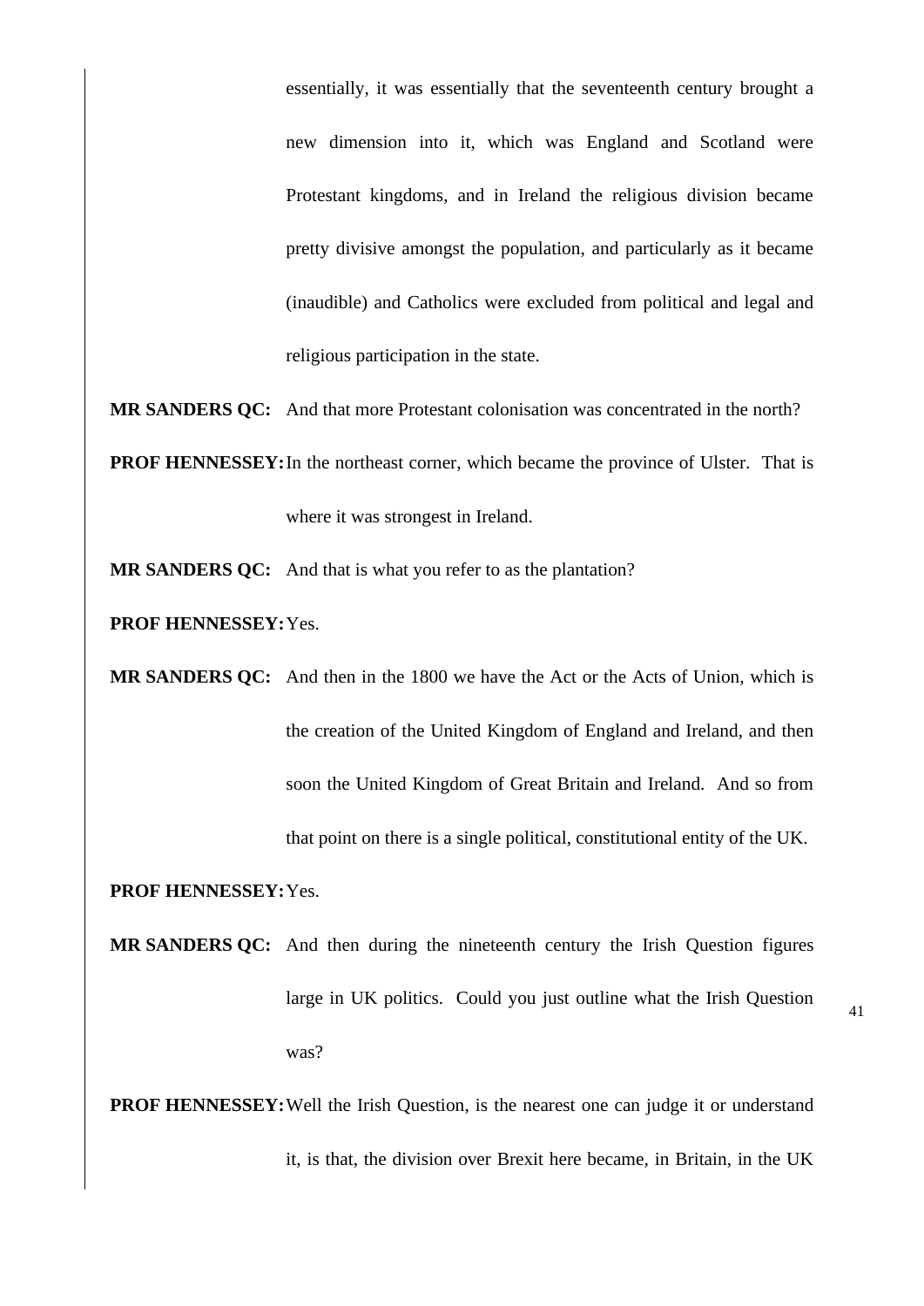essentially, it was essentially that the seventeenth century brought a new dimension into it, which was England and Scotland were Protestant kingdoms, and in Ireland the religious division became pretty divisive amongst the population, and particularly as it became (inaudible) and Catholics were excluded from political and legal and religious participation in the state.

**MR SANDERS QC:** And that more Protestant colonisation was concentrated in the north?

**PROF HENNESSEY:** In the northeast corner, which became the province of Ulster. That is where it was strongest in Ireland.

**MR SANDERS QC:** And that is what you refer to as the plantation?

**PROF HENNESSEY:** Yes.

**MR SANDERS QC:** And then in the 1800 we have the Act or the Acts of Union, which is the creation of the United Kingdom of England and Ireland, and then soon the United Kingdom of Great Britain and Ireland. And so from that point on there is a single political, constitutional entity of the UK.

**PROF HENNESSEY:** Yes.

**MR SANDERS QC:** And then during the nineteenth century the Irish Question figures large in UK politics. Could you just outline what the Irish Question was?

**PROF HENNESSEY:** Well the Irish Question, is the nearest one can judge it or understand it, is that, the division over Brexit here became, in Britain, in the UK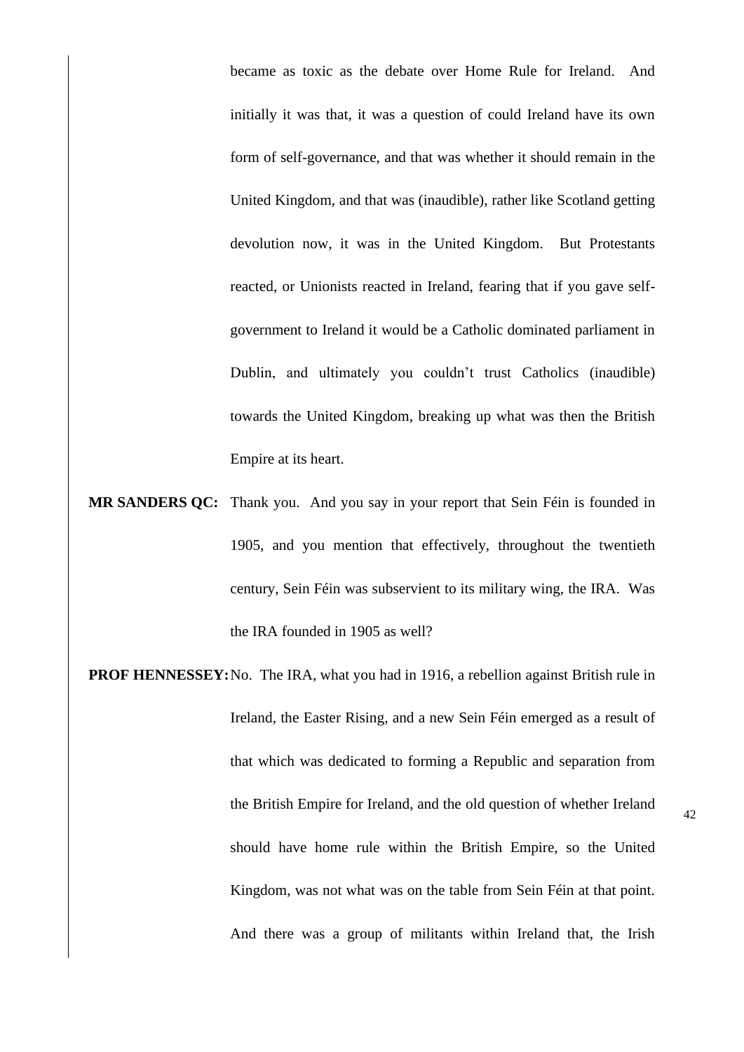became as toxic as the debate over Home Rule for Ireland. And initially it was that, it was a question of could Ireland have its own form of self-governance, and that was whether it should remain in the United Kingdom, and that was (inaudible), rather like Scotland getting devolution now, it was in the United Kingdom. But Protestants reacted, or Unionists reacted in Ireland, fearing that if you gave self-government to Ireland it would be a Catholic dominated parliament in Dublin, and ultimately you couldn't trust Catholics (inaudible) towards the United Kingdom, breaking up what was then the British Empire at its heart.

**MR SANDERS QC:** Thank you. And you say in your report that Sein Féin is founded in 1905, and you mention that effectively, throughout the twentieth century, Sein Féin was subservient to its military wing, the IRA. Was the IRA founded in 1905 as well?

**PROF HENNESSEY:** No. The IRA, what you had in 1916, a rebellion against British rule in Ireland, the Easter Rising, and a new Sein Féin emerged as a result of that which was dedicated to forming a Republic and separation from the British Empire for Ireland, and the old question of whether Ireland should have home rule within the British Empire, so the United Kingdom, was not what was on the table from Sein Féin at that point. And there was a group of militants within Ireland that, the Irish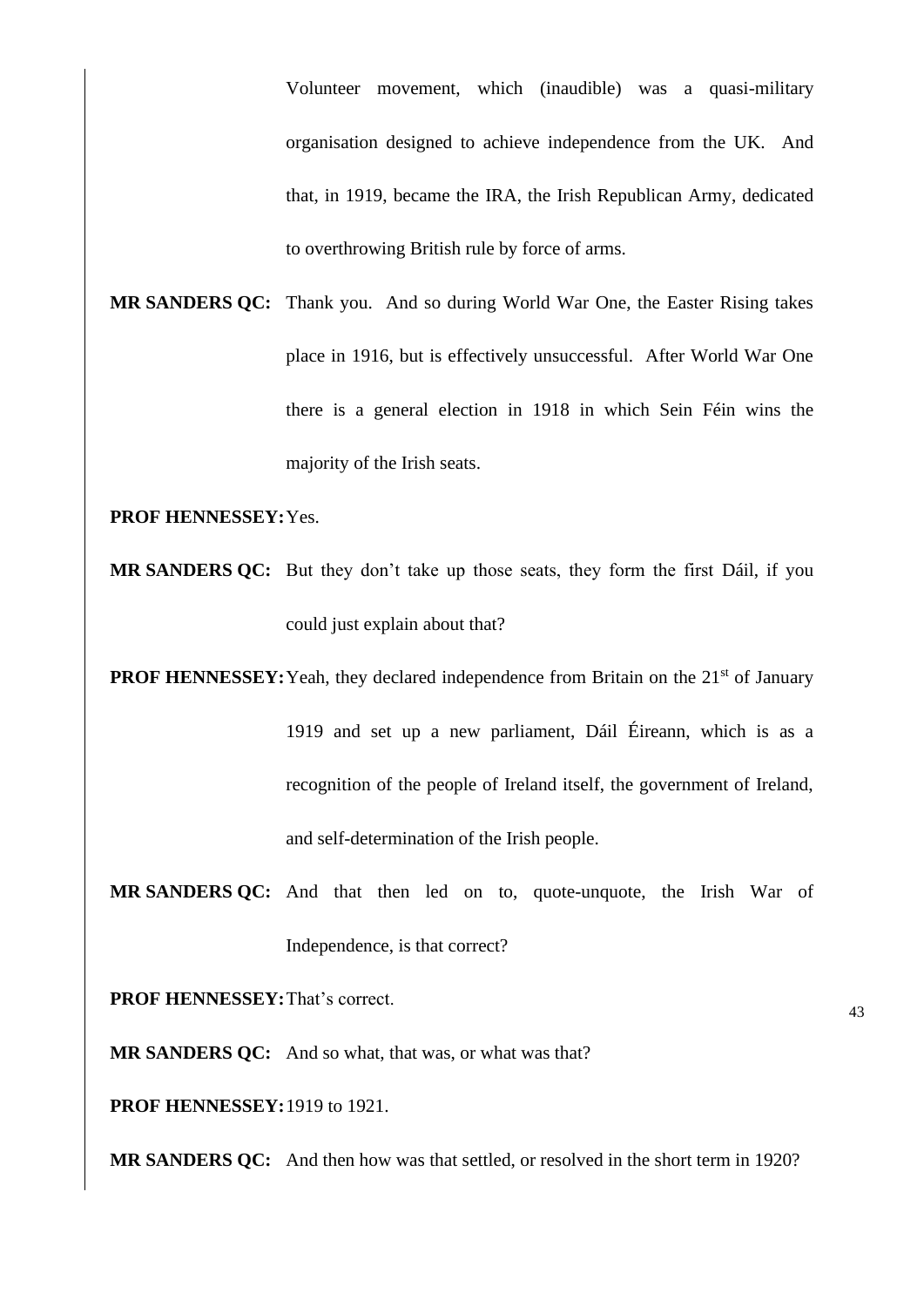Volunteer movement, which (inaudible) was a quasi-military organisation designed to achieve independence from the UK. And that, in 1919, became the IRA, the Irish Republican Army, dedicated to overthrowing British rule by force of arms.

**MR SANDERS QC:** Thank you. And so during World War One, the Easter Rising takes place in 1916, but is effectively unsuccessful. After World War One there is a general election in 1918 in which Sein Féin wins the majority of the Irish seats.

**PROF HENNESSEY:** Yes.

**MR SANDERS QC:** But they don't take up those seats, they form the first Dáil, if you could just explain about that?

**PROF HENNESSEY:** Yeah, they declared independence from Britain on the 21st of January 1919 and set up a new parliament, Dáil Éireann, which is as a recognition of the people of Ireland itself, the government of Ireland, and self-determination of the Irish people.

**MR SANDERS QC:** And that then led on to, quote-unquote, the Irish War of Independence, is that correct?

**PROF HENNESSEY:** That's correct.

**MR SANDERS QC:** And so what, that was, or what was that?

**PROF HENNESSEY:** 1919 to 1921.

**MR SANDERS QC:** And then how was that settled, or resolved in the short term in 1920?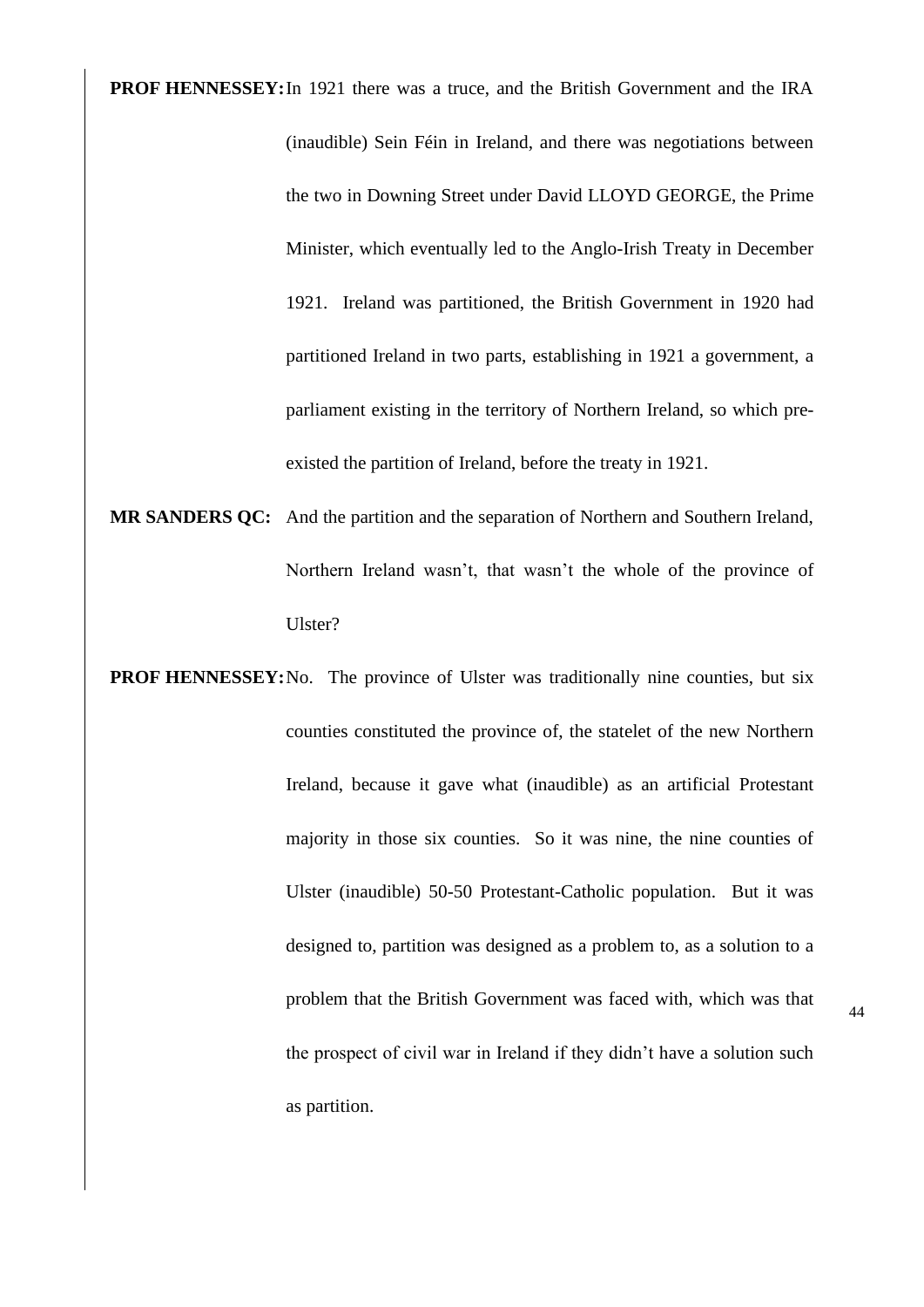**PROF HENNESSEY:** In 1921 there was a truce, and the British Government and the IRA (inaudible) Sein Féin in Ireland, and there was negotiations between the two in Downing Street under David LLOYD GEORGE, the Prime Minister, which eventually led to the Anglo-Irish Treaty in December 1921. Ireland was partitioned, the British Government in 1920 had partitioned Ireland in two parts, establishing in 1921 a government, a parliament existing in the territory of Northern Ireland, so which pre-existed the partition of Ireland, before the treaty in 1921.

**MR SANDERS QC:** And the partition and the separation of Northern and Southern Ireland, Northern Ireland wasn't, that wasn't the whole of the province of Ulster?

**PROF HENNESSEY:** No. The province of Ulster was traditionally nine counties, but six counties constituted the province of, the statelet of the new Northern Ireland, because it gave what (inaudible) as an artificial Protestant majority in those six counties. So it was nine, the nine counties of Ulster (inaudible) 50-50 Protestant-Catholic population. But it was designed to, partition was designed as a problem to, as a solution to a problem that the British Government was faced with, which was that the prospect of civil war in Ireland if they didn't have a solution such as partition.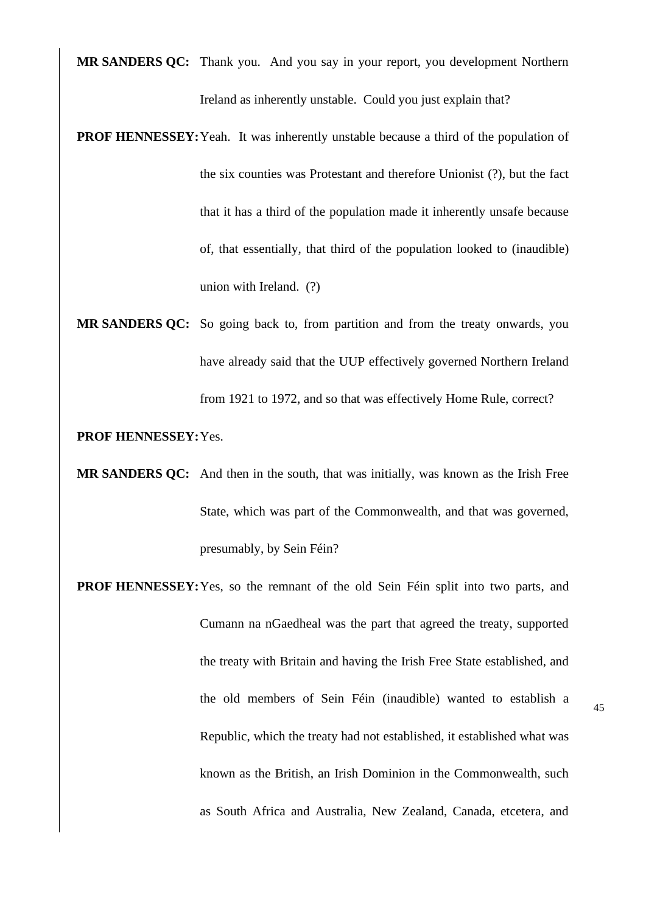**MR SANDERS QC:** Thank you. And you say in your report, you development Northern Ireland as inherently unstable. Could you just explain that?

**PROF HENNESSEY:** Yeah. It was inherently unstable because a third of the population of the six counties was Protestant and therefore Unionist (?), but the fact that it has a third of the population made it inherently unsafe because of, that essentially, that third of the population looked to (inaudible) union with Ireland. (?)

**MR SANDERS QC:** So going back to, from partition and from the treaty onwards, you have already said that the UUP effectively governed Northern Ireland from 1921 to 1972, and so that was effectively Home Rule, correct?

**PROF HENNESSEY:** Yes.

**MR SANDERS QC:** And then in the south, that was initially, was known as the Irish Free State, which was part of the Commonwealth, and that was governed, presumably, by Sein Féin?

**PROF HENNESSEY:** Yes, so the remnant of the old Sein Féin split into two parts, and Cumann na nGaedheal was the part that agreed the treaty, supported the treaty with Britain and having the Irish Free State established, and the old members of Sein Féin (inaudible) wanted to establish a Republic, which the treaty had not established, it established what was known as the British, an Irish Dominion in the Commonwealth, such as South Africa and Australia, New Zealand, Canada, etcetera, and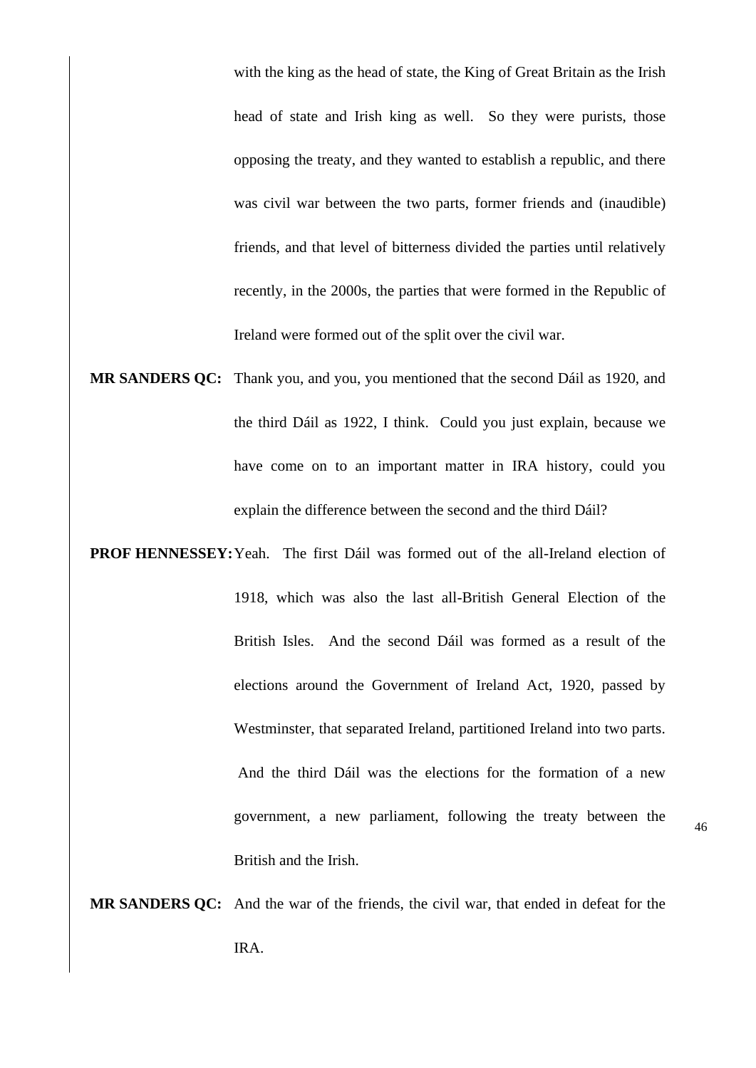with the king as the head of state, the King of Great Britain as the Irish head of state and Irish king as well. So they were purists, those opposing the treaty, and they wanted to establish a republic, and there was civil war between the two parts, former friends and (inaudible) friends, and that level of bitterness divided the parties until relatively recently, in the 2000s, the parties that were formed in the Republic of Ireland were formed out of the split over the civil war.

**MR SANDERS QC:** Thank you, and you, you mentioned that the second Dáil as 1920, and the third Dáil as 1922, I think. Could you just explain, because we have come on to an important matter in IRA history, could you explain the difference between the second and the third Dáil?

**PROF HENNESSEY:** Yeah. The first Dáil was formed out of the all-Ireland election of 1918, which was also the last all-British General Election of the British Isles. And the second Dáil was formed as a result of the elections around the Government of Ireland Act, 1920, passed by Westminster, that separated Ireland, partitioned Ireland into two parts. And the third Dáil was the elections for the formation of a new government, a new parliament, following the treaty between the British and the Irish.

**MR SANDERS QC:** And the war of the friends, the civil war, that ended in defeat for the IRA.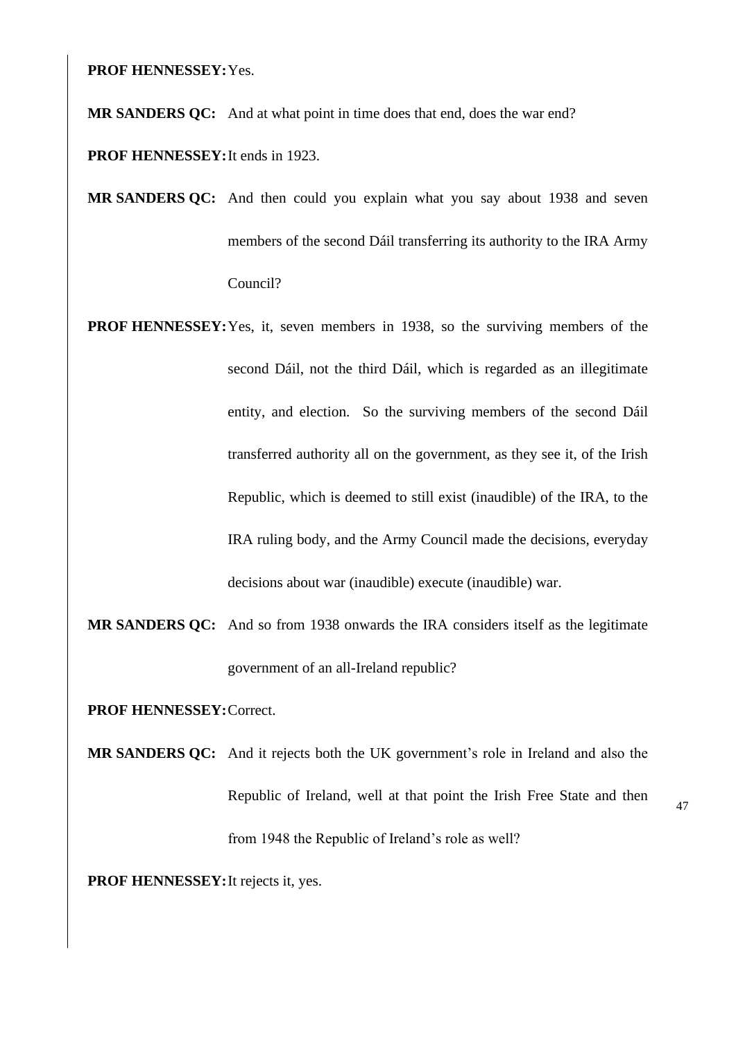**PROF HENNESSEY:** Yes.

**MR SANDERS QC:** And at what point in time does that end, does the war end?

**PROF HENNESSEY:** It ends in 1923.

**MR SANDERS QC:** And then could you explain what you say about 1938 and seven members of the second Dáil transferring its authority to the IRA Army Council?

**PROF HENNESSEY:** Yes, it, seven members in 1938, so the surviving members of the second Dáil, not the third Dáil, which is regarded as an illegitimate entity, and election. So the surviving members of the second Dáil transferred authority all on the government, as they see it, of the Irish Republic, which is deemed to still exist (inaudible) of the IRA, to the IRA ruling body, and the Army Council made the decisions, everyday decisions about war (inaudible) execute (inaudible) war.

**MR SANDERS QC:** And so from 1938 onwards the IRA considers itself as the legitimate government of an all-Ireland republic?

**PROF HENNESSEY:** Correct.

**MR SANDERS QC:** And it rejects both the UK government's role in Ireland and also the Republic of Ireland, well at that point the Irish Free State and then from 1948 the Republic of Ireland's role as well?

**PROF HENNESSEY:** It rejects it, yes.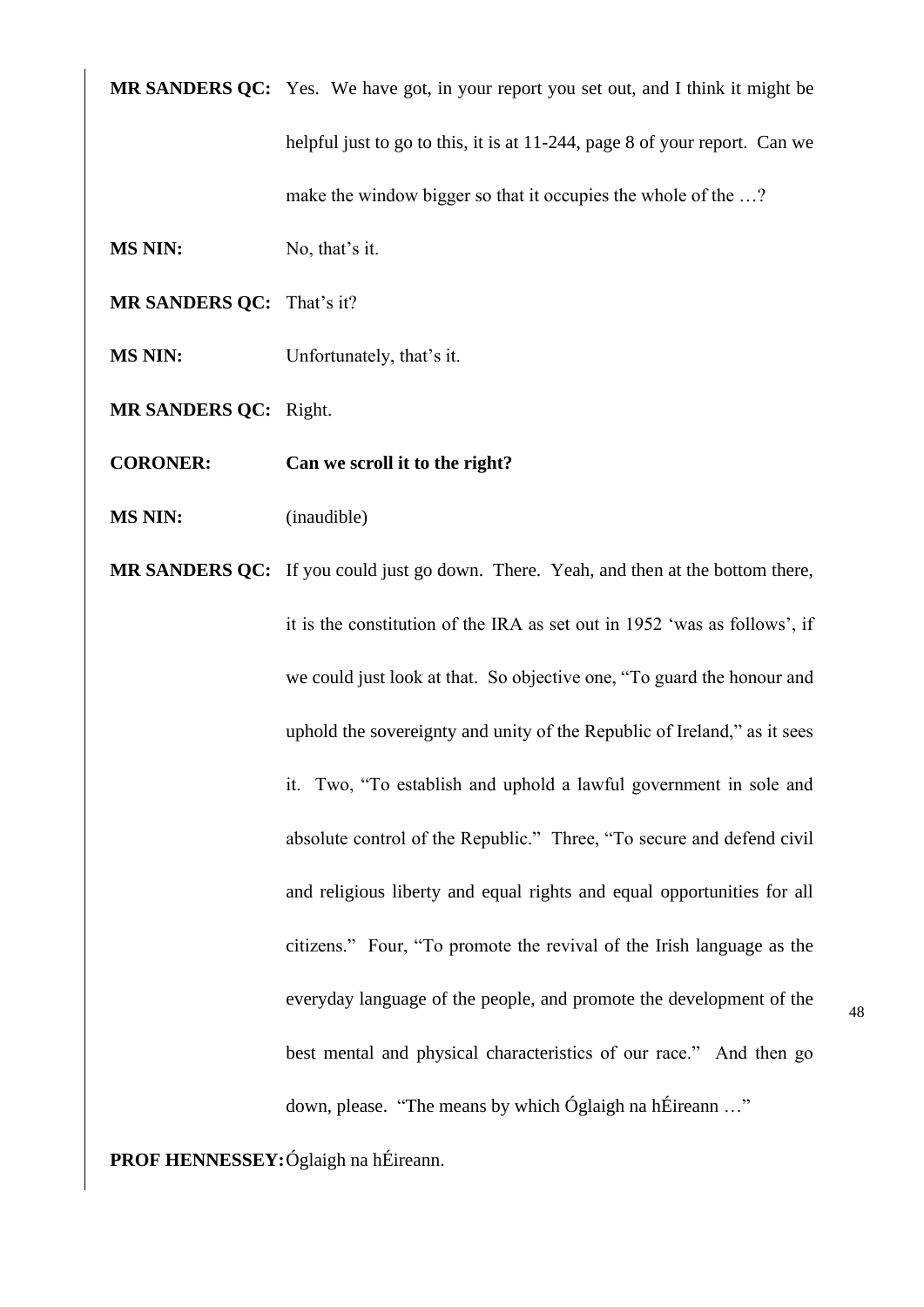**MR SANDERS QC:** Yes. We have got, in your report you set out, and I think it might be helpful just to go to this, it is at 11-244, page 8 of your report. Can we make the window bigger so that it occupies the whole of the …?

**MS NIN:** No, that's it.

**MR SANDERS QC:** That's it?

**MS NIN:** Unfortunately, that's it.

**MR SANDERS QC:** Right.

**CORONER:** **Can we scroll it to the right?**

**MS NIN:** (inaudible)

**MR SANDERS QC:** If you could just go down. There. Yeah, and then at the bottom there, it is the constitution of the IRA as set out in 1952 'was as follows', if we could just look at that. So objective one, "To guard the honour and uphold the sovereignty and unity of the Republic of Ireland," as it sees it. Two, "To establish and uphold a lawful government in sole and absolute control of the Republic." Three, "To secure and defend civil and religious liberty and equal rights and equal opportunities for all citizens." Four, "To promote the revival of the Irish language as the everyday language of the people, and promote the development of the best mental and physical characteristics of our race." And then go down, please. "The means by which Óglaigh na hÉireann …"

**PROF HENNESSEY:** Óglaigh na hÉireann.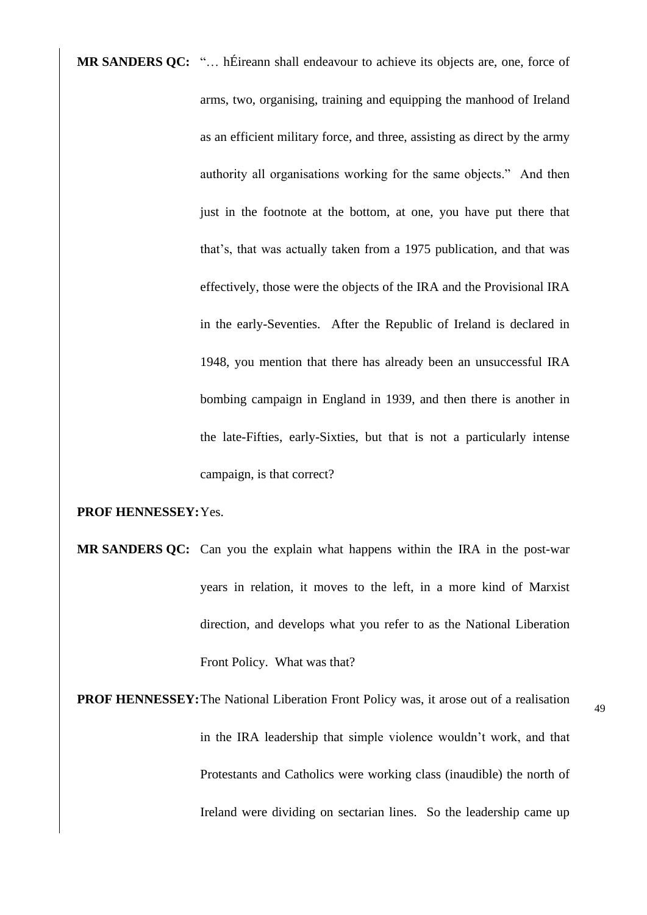**MR SANDERS QC:** "… hÉireann shall endeavour to achieve its objects are, one, force of arms, two, organising, training and equipping the manhood of Ireland as an efficient military force, and three, assisting as direct by the army authority all organisations working for the same objects." And then just in the footnote at the bottom, at one, you have put there that that's, that was actually taken from a 1975 publication, and that was effectively, those were the objects of the IRA and the Provisional IRA in the early-Seventies. After the Republic of Ireland is declared in 1948, you mention that there has already been an unsuccessful IRA bombing campaign in England in 1939, and then there is another in the late-Fifties, early-Sixties, but that is not a particularly intense campaign, is that correct?

**PROF HENNESSEY:** Yes.

**MR SANDERS QC:** Can you the explain what happens within the IRA in the post-war years in relation, it moves to the left, in a more kind of Marxist direction, and develops what you refer to as the National Liberation Front Policy. What was that?

**PROF HENNESSEY:** The National Liberation Front Policy was, it arose out of a realisation in the IRA leadership that simple violence wouldn't work, and that Protestants and Catholics were working class (inaudible) the north of Ireland were dividing on sectarian lines. So the leadership came up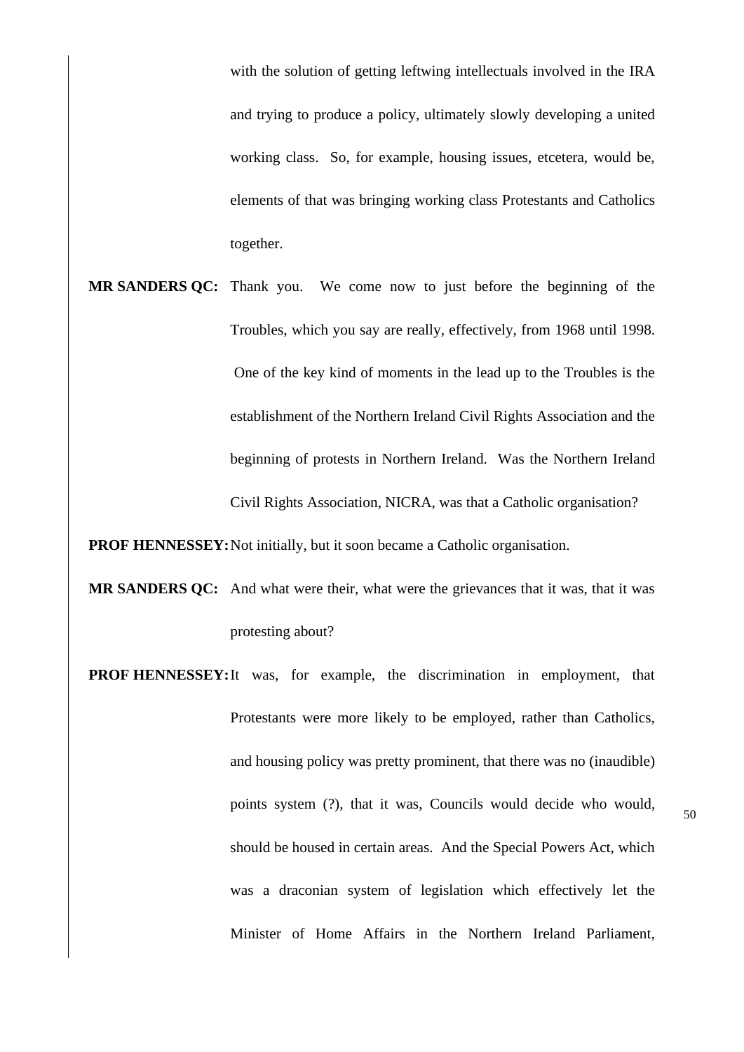with the solution of getting leftwing intellectuals involved in the IRA and trying to produce a policy, ultimately slowly developing a united working class. So, for example, housing issues, etcetera, would be, elements of that was bringing working class Protestants and Catholics together.

**MR SANDERS QC:** Thank you. We come now to just before the beginning of the Troubles, which you say are really, effectively, from 1968 until 1998. One of the key kind of moments in the lead up to the Troubles is the establishment of the Northern Ireland Civil Rights Association and the beginning of protests in Northern Ireland. Was the Northern Ireland Civil Rights Association, NICRA, was that a Catholic organisation?

**PROF HENNESSEY:** Not initially, but it soon became a Catholic organisation.

**MR SANDERS QC:** And what were their, what were the grievances that it was, that it was protesting about?

**PROF HENNESSEY:** It was, for example, the discrimination in employment, that Protestants were more likely to be employed, rather than Catholics, and housing policy was pretty prominent, that there was no (inaudible) points system (?), that it was, Councils would decide who would, should be housed in certain areas. And the Special Powers Act, which was a draconian system of legislation which effectively let the Minister of Home Affairs in the Northern Ireland Parliament,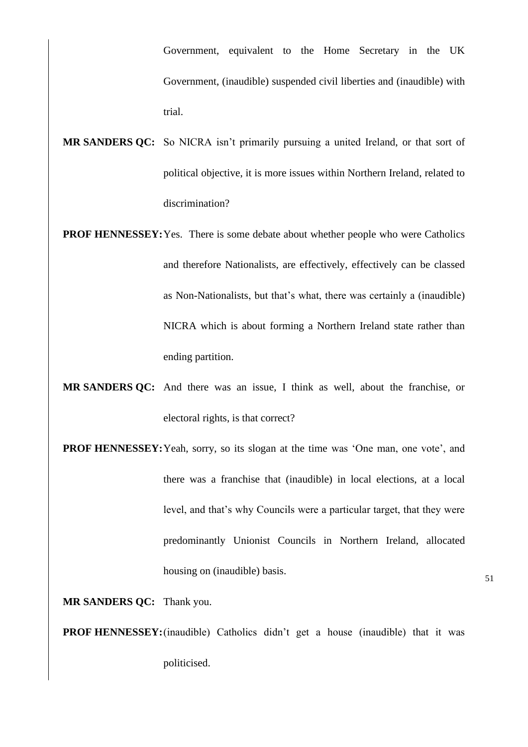Government, equivalent to the Home Secretary in the UK Government, (inaudible) suspended civil liberties and (inaudible) with trial.

**MR SANDERS QC:** So NICRA isn't primarily pursuing a united Ireland, or that sort of political objective, it is more issues within Northern Ireland, related to discrimination?

**PROF HENNESSEY:** Yes. There is some debate about whether people who were Catholics and therefore Nationalists, are effectively, effectively can be classed as Non-Nationalists, but that's what, there was certainly a (inaudible) NICRA which is about forming a Northern Ireland state rather than ending partition.

**MR SANDERS QC:** And there was an issue, I think as well, about the franchise, or electoral rights, is that correct?

**PROF HENNESSEY:** Yeah, sorry, so its slogan at the time was 'One man, one vote', and there was a franchise that (inaudible) in local elections, at a local level, and that's why Councils were a particular target, that they were predominantly Unionist Councils in Northern Ireland, allocated housing on (inaudible) basis.

**MR SANDERS QC:** Thank you.

**PROF HENNESSEY:** (inaudible) Catholics didn't get a house (inaudible) that it was politicised.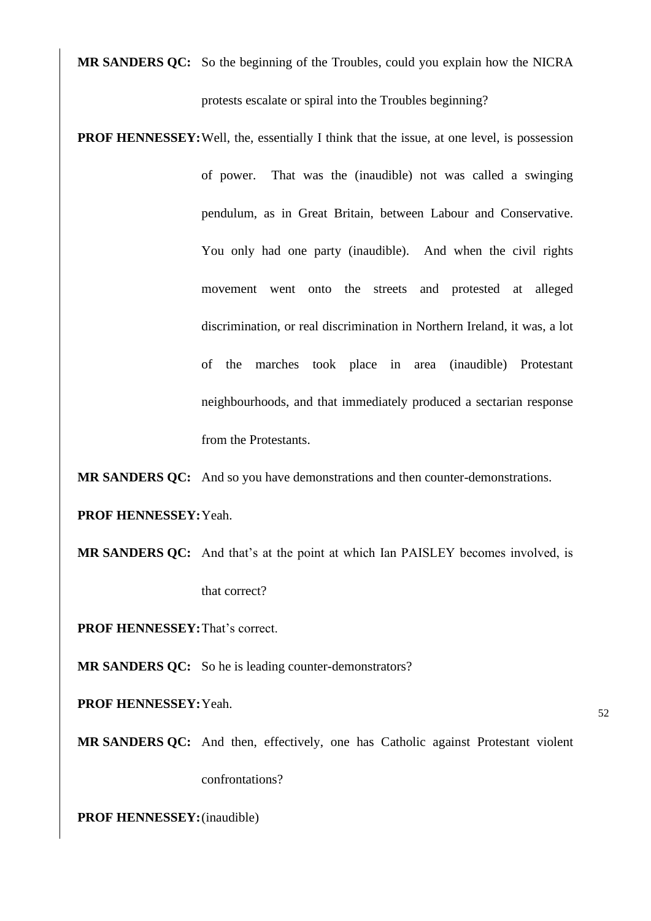**MR SANDERS QC:** So the beginning of the Troubles, could you explain how the NICRA protests escalate or spiral into the Troubles beginning?

**PROF HENNESSEY:** Well, the, essentially I think that the issue, at one level, is possession of power. That was the (inaudible) not was called a swinging pendulum, as in Great Britain, between Labour and Conservative. You only had one party (inaudible). And when the civil rights movement went onto the streets and protested at alleged discrimination, or real discrimination in Northern Ireland, it was, a lot of the marches took place in area (inaudible) Protestant neighbourhoods, and that immediately produced a sectarian response from the Protestants.

**MR SANDERS QC:** And so you have demonstrations and then counter-demonstrations.

**PROF HENNESSEY:** Yeah.

**MR SANDERS QC:** And that's at the point at which Ian PAISLEY becomes involved, is that correct?

**PROF HENNESSEY:** That's correct.

**MR SANDERS QC:** So he is leading counter-demonstrators?

**PROF HENNESSEY:** Yeah.

**MR SANDERS QC:** And then, effectively, one has Catholic against Protestant violent confrontations?

**PROF HENNESSEY:** (inaudible)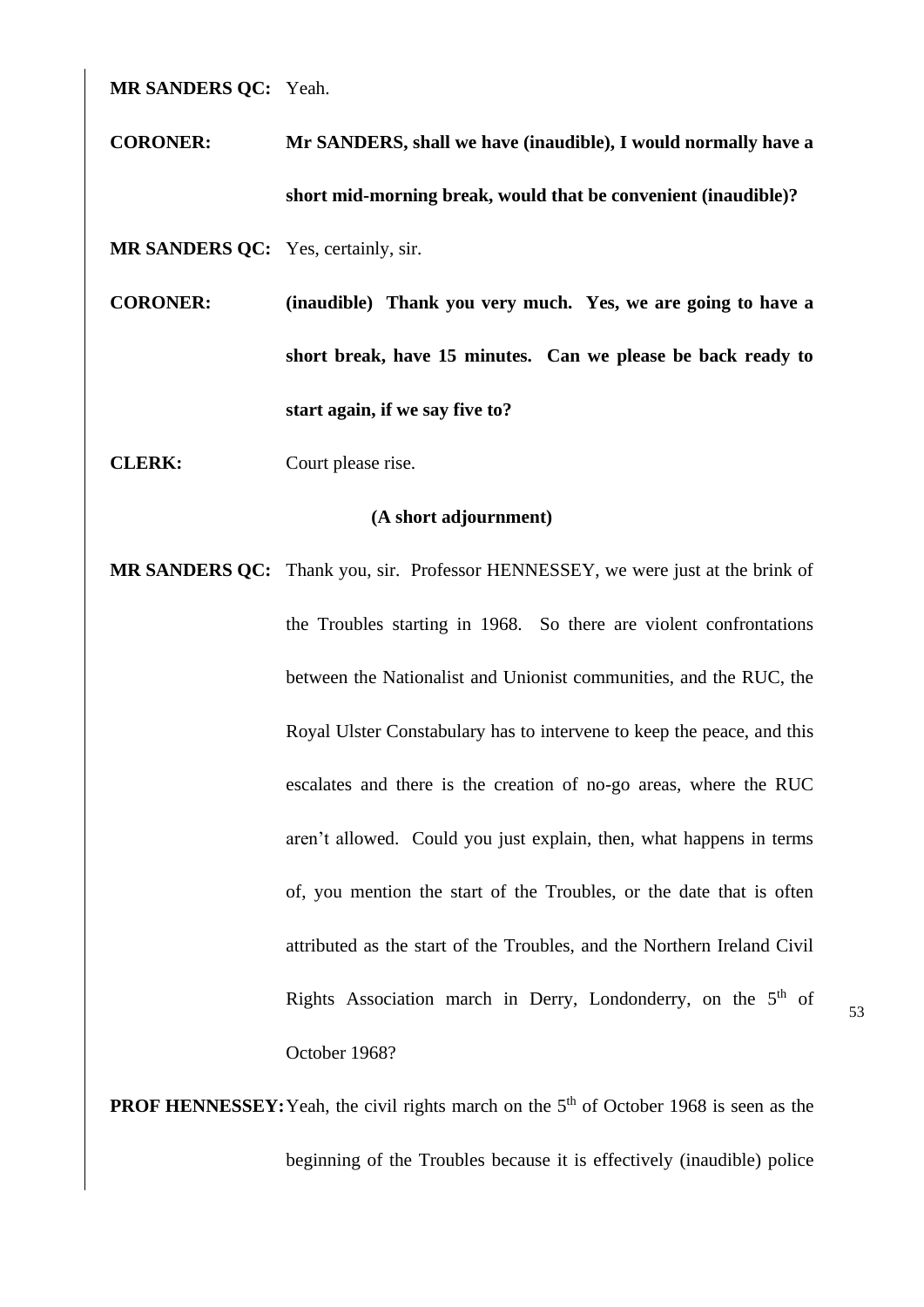**MR SANDERS QC:** Yeah.

**CORONER:** **Mr SANDERS, shall we have (inaudible), I would normally have a short mid-morning break, would that be convenient (inaudible)?**

**MR SANDERS QC:** Yes, certainly, sir.

**CORONER:** **(inaudible) Thank you very much. Yes, we are going to have a short break, have 15 minutes. Can we please be back ready to start again, if we say five to?**

**CLERK:** Court please rise.

**(A short adjournment)**

**MR SANDERS QC:** Thank you, sir. Professor HENNESSEY, we were just at the brink of the Troubles starting in 1968. So there are violent confrontations between the Nationalist and Unionist communities, and the RUC, the Royal Ulster Constabulary has to intervene to keep the peace, and this escalates and there is the creation of no-go areas, where the RUC aren't allowed. Could you just explain, then, what happens in terms of, you mention the start of the Troubles, or the date that is often attributed as the start of the Troubles, and the Northern Ireland Civil Rights Association march in Derry, Londonderry, on the 5th of October 1968?

**PROF HENNESSEY:** Yeah, the civil rights march on the 5th of October 1968 is seen as the beginning of the Troubles because it is effectively (inaudible) police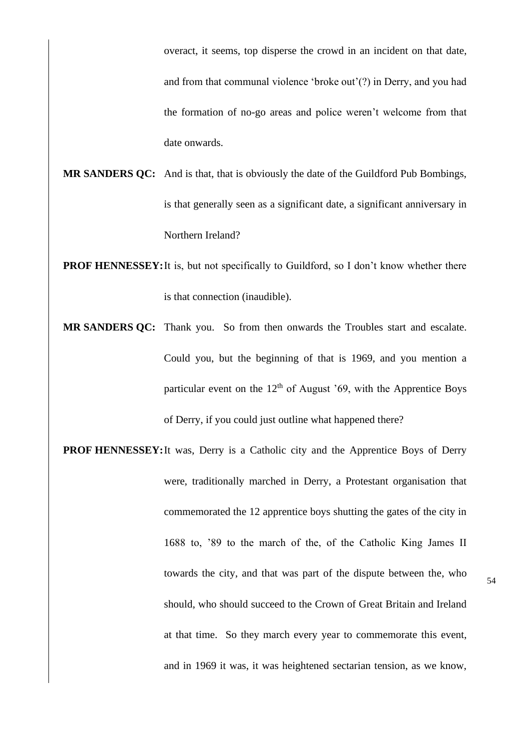overact, it seems, top disperse the crowd in an incident on that date, and from that communal violence 'broke out'(?) in Derry, and you had the formation of no-go areas and police weren't welcome from that date onwards.

**MR SANDERS QC:** And is that, that is obviously the date of the Guildford Pub Bombings, is that generally seen as a significant date, a significant anniversary in Northern Ireland?

**PROF HENNESSEY:** It is, but not specifically to Guildford, so I don't know whether there is that connection (inaudible).

**MR SANDERS QC:** Thank you. So from then onwards the Troubles start and escalate. Could you, but the beginning of that is 1969, and you mention a particular event on the 12th of August '69, with the Apprentice Boys of Derry, if you could just outline what happened there?

**PROF HENNESSEY:** It was, Derry is a Catholic city and the Apprentice Boys of Derry were, traditionally marched in Derry, a Protestant organisation that commemorated the 12 apprentice boys shutting the gates of the city in 1688 to, '89 to the march of the, of the Catholic King James II towards the city, and that was part of the dispute between the, who should, who should succeed to the Crown of Great Britain and Ireland at that time. So they march every year to commemorate this event, and in 1969 it was, it was heightened sectarian tension, as we know,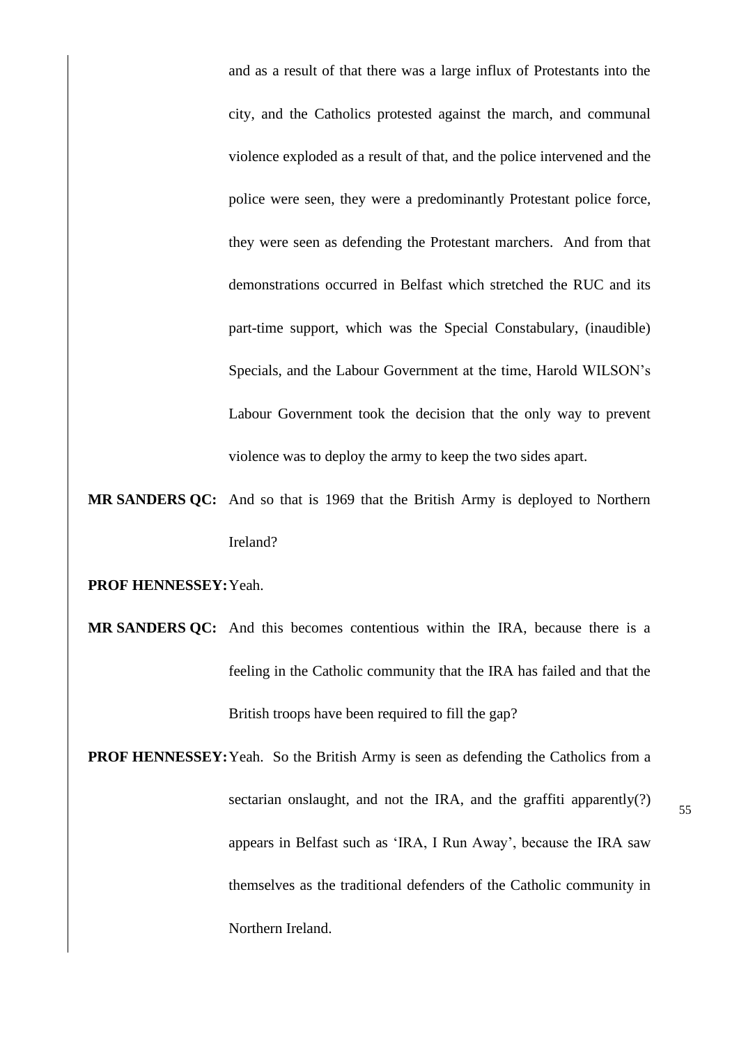and as a result of that there was a large influx of Protestants into the city, and the Catholics protested against the march, and communal violence exploded as a result of that, and the police intervened and the police were seen, they were a predominantly Protestant police force, they were seen as defending the Protestant marchers. And from that demonstrations occurred in Belfast which stretched the RUC and its part-time support, which was the Special Constabulary, (inaudible) Specials, and the Labour Government at the time, Harold WILSON's Labour Government took the decision that the only way to prevent violence was to deploy the army to keep the two sides apart.

**MR SANDERS QC:** And so that is 1969 that the British Army is deployed to Northern Ireland?

**PROF HENNESSEY:** Yeah.

**MR SANDERS QC:** And this becomes contentious within the IRA, because there is a feeling in the Catholic community that the IRA has failed and that the British troops have been required to fill the gap?

**PROF HENNESSEY:** Yeah. So the British Army is seen as defending the Catholics from a sectarian onslaught, and not the IRA, and the graffiti apparently(?) appears in Belfast such as 'IRA, I Run Away', because the IRA saw themselves as the traditional defenders of the Catholic community in Northern Ireland.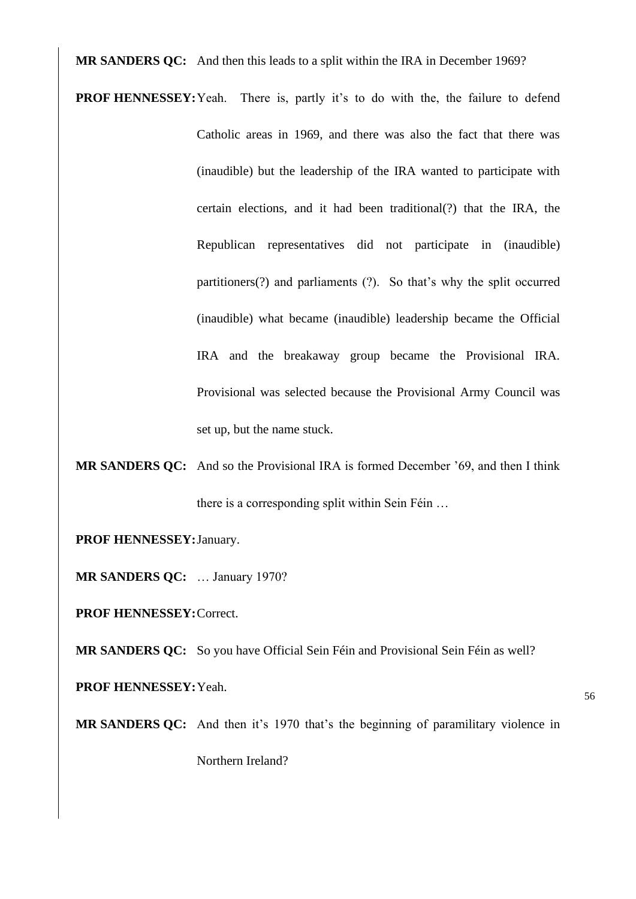**MR SANDERS QC:** And then this leads to a split within the IRA in December 1969?

**PROF HENNESSEY:** Yeah. There is, partly it's to do with the, the failure to defend Catholic areas in 1969, and there was also the fact that there was (inaudible) but the leadership of the IRA wanted to participate with certain elections, and it had been traditional(?) that the IRA, the Republican representatives did not participate in (inaudible) partitioners(?) and parliaments (?). So that's why the split occurred (inaudible) what became (inaudible) leadership became the Official IRA and the breakaway group became the Provisional IRA. Provisional was selected because the Provisional Army Council was set up, but the name stuck.

**MR SANDERS QC:** And so the Provisional IRA is formed December '69, and then I think there is a corresponding split within Sein Féin …

**PROF HENNESSEY:** January.

**MR SANDERS QC:** … January 1970?

**PROF HENNESSEY:** Correct.

**MR SANDERS QC:** So you have Official Sein Féin and Provisional Sein Féin as well?

**PROF HENNESSEY:** Yeah.

**MR SANDERS QC:** And then it's 1970 that's the beginning of paramilitary violence in Northern Ireland?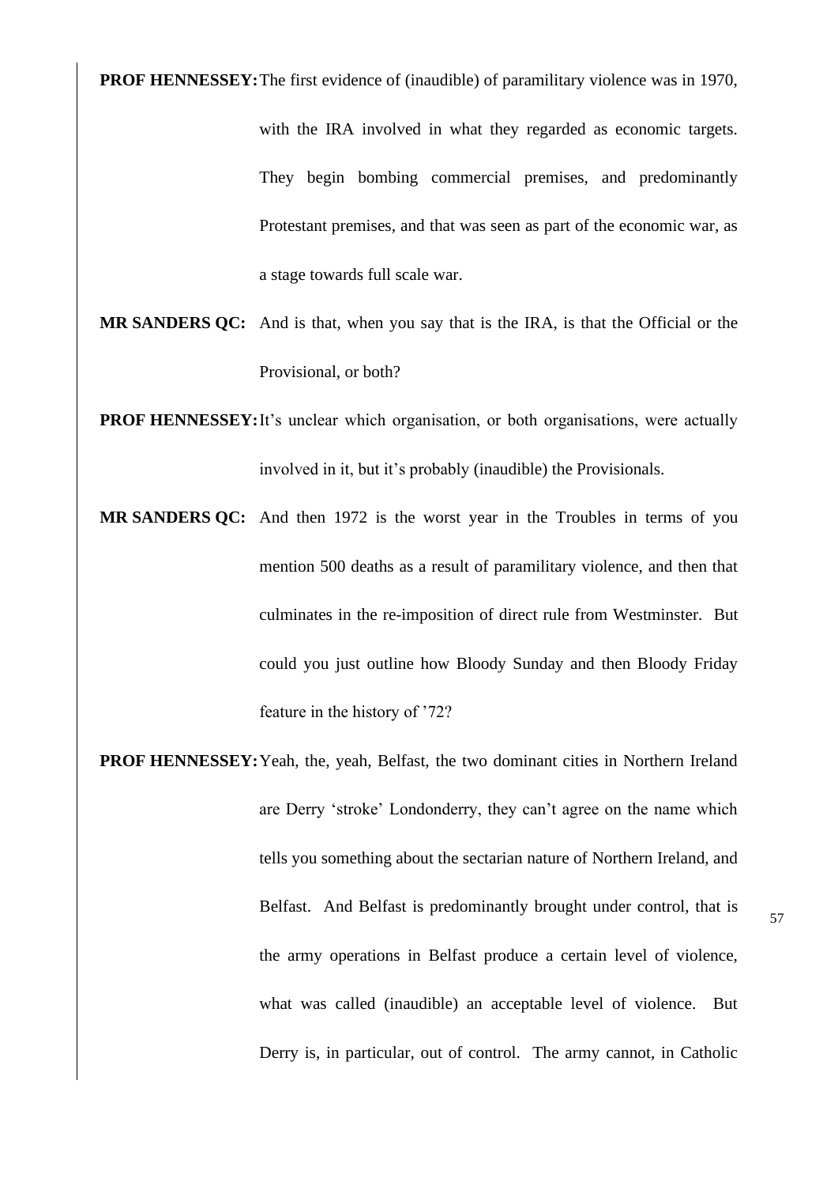**PROF HENNESSEY:** The first evidence of (inaudible) of paramilitary violence was in 1970, with the IRA involved in what they regarded as economic targets. They begin bombing commercial premises, and predominantly Protestant premises, and that was seen as part of the economic war, as a stage towards full scale war.

**MR SANDERS QC:** And is that, when you say that is the IRA, is that the Official or the Provisional, or both?

**PROF HENNESSEY:** It's unclear which organisation, or both organisations, were actually involved in it, but it's probably (inaudible) the Provisionals.

**MR SANDERS QC:** And then 1972 is the worst year in the Troubles in terms of you mention 500 deaths as a result of paramilitary violence, and then that culminates in the re-imposition of direct rule from Westminster. But could you just outline how Bloody Sunday and then Bloody Friday feature in the history of '72?

**PROF HENNESSEY:** Yeah, the, yeah, Belfast, the two dominant cities in Northern Ireland are Derry 'stroke' Londonderry, they can't agree on the name which tells you something about the sectarian nature of Northern Ireland, and Belfast. And Belfast is predominantly brought under control, that is the army operations in Belfast produce a certain level of violence, what was called (inaudible) an acceptable level of violence. But Derry is, in particular, out of control. The army cannot, in Catholic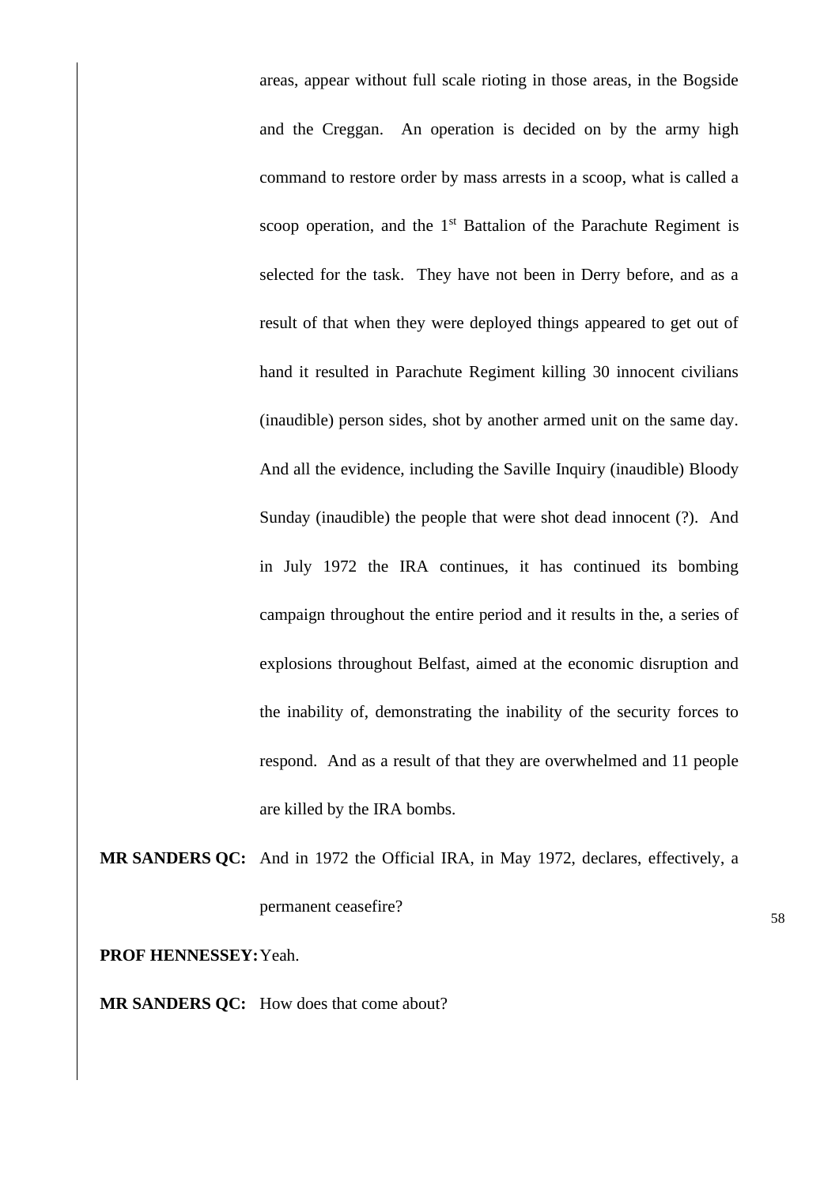areas, appear without full scale rioting in those areas, in the Bogside and the Creggan. An operation is decided on by the army high command to restore order by mass arrests in a scoop, what is called a scoop operation, and the 1st Battalion of the Parachute Regiment is selected for the task. They have not been in Derry before, and as a result of that when they were deployed things appeared to get out of hand it resulted in Parachute Regiment killing 30 innocent civilians (inaudible) person sides, shot by another armed unit on the same day. And all the evidence, including the Saville Inquiry (inaudible) Bloody Sunday (inaudible) the people that were shot dead innocent (?). And in July 1972 the IRA continues, it has continued its bombing campaign throughout the entire period and it results in the, a series of explosions throughout Belfast, aimed at the economic disruption and the inability of, demonstrating the inability of the security forces to respond. And as a result of that they are overwhelmed and 11 people are killed by the IRA bombs.

**MR SANDERS QC:** And in 1972 the Official IRA, in May 1972, declares, effectively, a permanent ceasefire?

**PROF HENNESSEY:** Yeah.

**MR SANDERS QC:** How does that come about?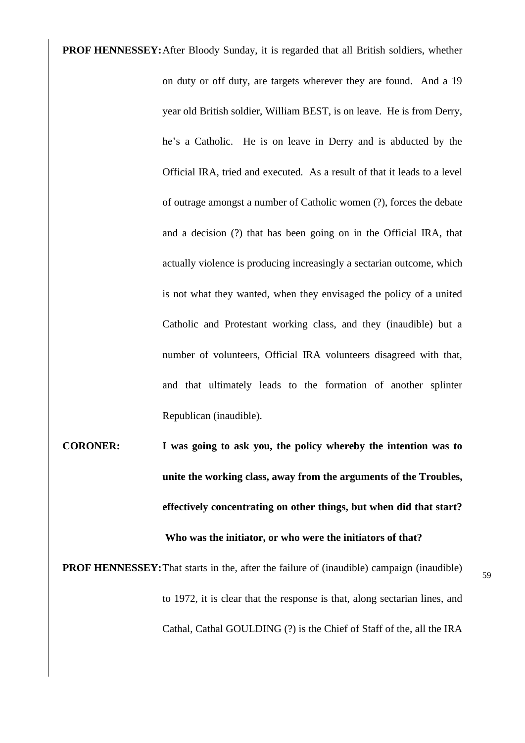**PROF HENNESSEY:** After Bloody Sunday, it is regarded that all British soldiers, whether on duty or off duty, are targets wherever they are found. And a 19 year old British soldier, William BEST, is on leave. He is from Derry, he's a Catholic. He is on leave in Derry and is abducted by the Official IRA, tried and executed. As a result of that it leads to a level of outrage amongst a number of Catholic women (?), forces the debate and a decision (?) that has been going on in the Official IRA, that actually violence is producing increasingly a sectarian outcome, which is not what they wanted, when they envisaged the policy of a united Catholic and Protestant working class, and they (inaudible) but a number of volunteers, Official IRA volunteers disagreed with that, and that ultimately leads to the formation of another splinter Republican (inaudible).

**CORONER:** **I was going to ask you, the policy whereby the intention was to unite the working class, away from the arguments of the Troubles, effectively concentrating on other things, but when did that start? Who was the initiator, or who were the initiators of that?**

**PROF HENNESSEY:** That starts in the, after the failure of (inaudible) campaign (inaudible) to 1972, it is clear that the response is that, along sectarian lines, and Cathal, Cathal GOULDING (?) is the Chief of Staff of the, all the IRA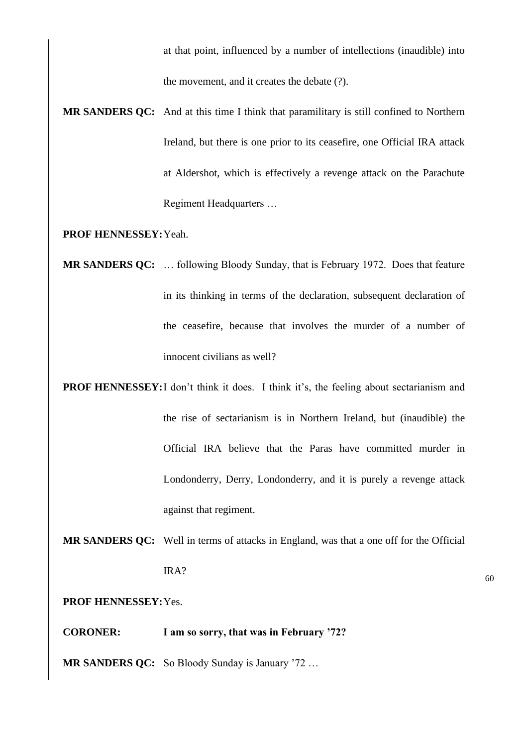at that point, influenced by a number of intellections (inaudible) into the movement, and it creates the debate (?).

**MR SANDERS QC:** And at this time I think that paramilitary is still confined to Northern Ireland, but there is one prior to its ceasefire, one Official IRA attack at Aldershot, which is effectively a revenge attack on the Parachute Regiment Headquarters …

**PROF HENNESSEY:** Yeah.

**MR SANDERS QC:** … following Bloody Sunday, that is February 1972. Does that feature in its thinking in terms of the declaration, subsequent declaration of the ceasefire, because that involves the murder of a number of innocent civilians as well?

**PROF HENNESSEY:** I don't think it does. I think it's, the feeling about sectarianism and the rise of sectarianism is in Northern Ireland, but (inaudible) the Official IRA believe that the Paras have committed murder in Londonderry, Derry, Londonderry, and it is purely a revenge attack against that regiment.

**MR SANDERS QC:** Well in terms of attacks in England, was that a one off for the Official IRA?

**PROF HENNESSEY:** Yes.

**CORONER:** **I am so sorry, that was in February '72?**

**MR SANDERS QC:** So Bloody Sunday is January '72 …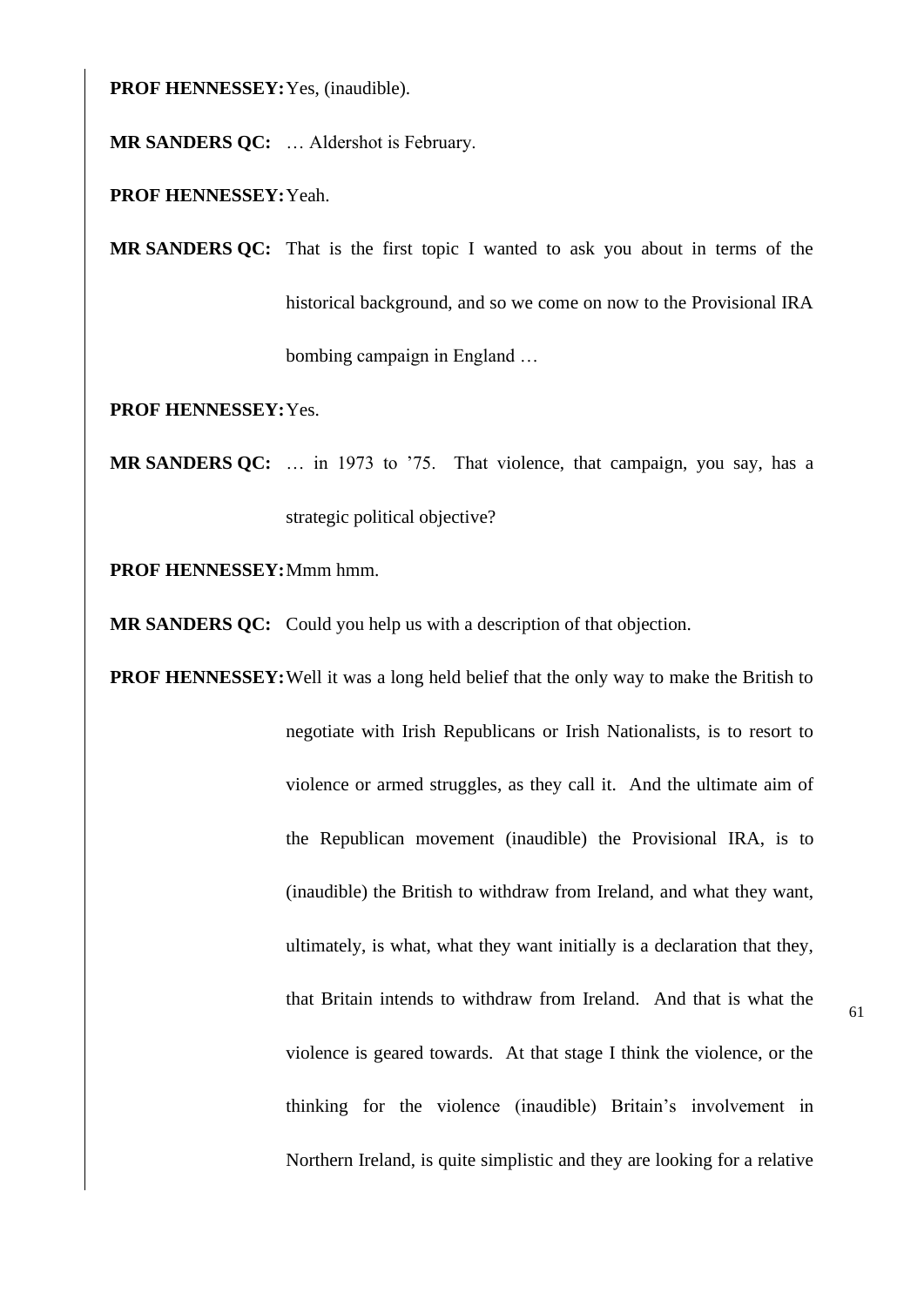**PROF HENNESSEY:** Yes, (inaudible).

**MR SANDERS QC:** … Aldershot is February.

**PROF HENNESSEY:** Yeah.

**MR SANDERS QC:** That is the first topic I wanted to ask you about in terms of the historical background, and so we come on now to the Provisional IRA bombing campaign in England …

**PROF HENNESSEY:** Yes.

**MR SANDERS QC:** … in 1973 to '75. That violence, that campaign, you say, has a strategic political objective?

**PROF HENNESSEY:** Mmm hmm.

**MR SANDERS QC:** Could you help us with a description of that objection.

**PROF HENNESSEY:** Well it was a long held belief that the only way to make the British to negotiate with Irish Republicans or Irish Nationalists, is to resort to violence or armed struggles, as they call it. And the ultimate aim of the Republican movement (inaudible) the Provisional IRA, is to (inaudible) the British to withdraw from Ireland, and what they want, ultimately, is what, what they want initially is a declaration that they, that Britain intends to withdraw from Ireland. And that is what the violence is geared towards. At that stage I think the violence, or the thinking for the violence (inaudible) Britain's involvement in Northern Ireland, is quite simplistic and they are looking for a relative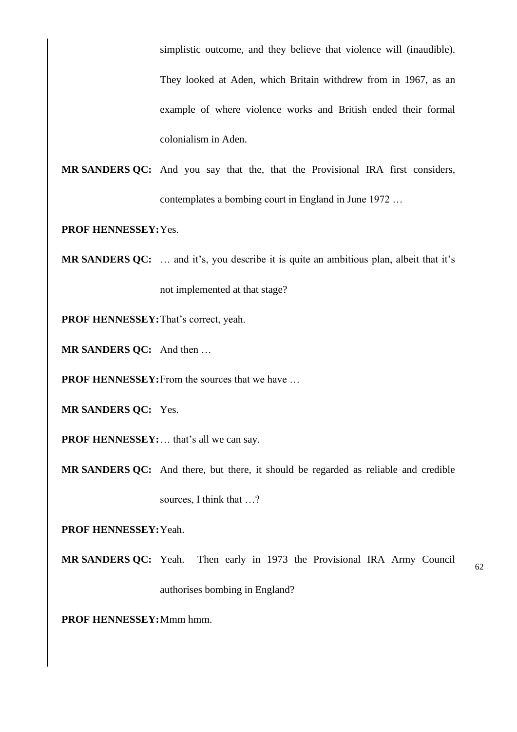simplistic outcome, and they believe that violence will (inaudible). They looked at Aden, which Britain withdrew from in 1967, as an example of where violence works and British ended their formal colonialism in Aden.

**MR SANDERS QC:** And you say that the, that the Provisional IRA first considers, contemplates a bombing court in England in June 1972 …

**PROF HENNESSEY:** Yes.

**MR SANDERS QC:** … and it's, you describe it is quite an ambitious plan, albeit that it's not implemented at that stage?

**PROF HENNESSEY:** That's correct, yeah.

**MR SANDERS QC:** And then …

**PROF HENNESSEY:** From the sources that we have …

**MR SANDERS QC:** Yes.

**PROF HENNESSEY:** … that's all we can say.

**MR SANDERS QC:** And there, but there, it should be regarded as reliable and credible sources, I think that …?

**PROF HENNESSEY:** Yeah.

**MR SANDERS QC:** Yeah. Then early in 1973 the Provisional IRA Army Council authorises bombing in England?

**PROF HENNESSEY:** Mmm hmm.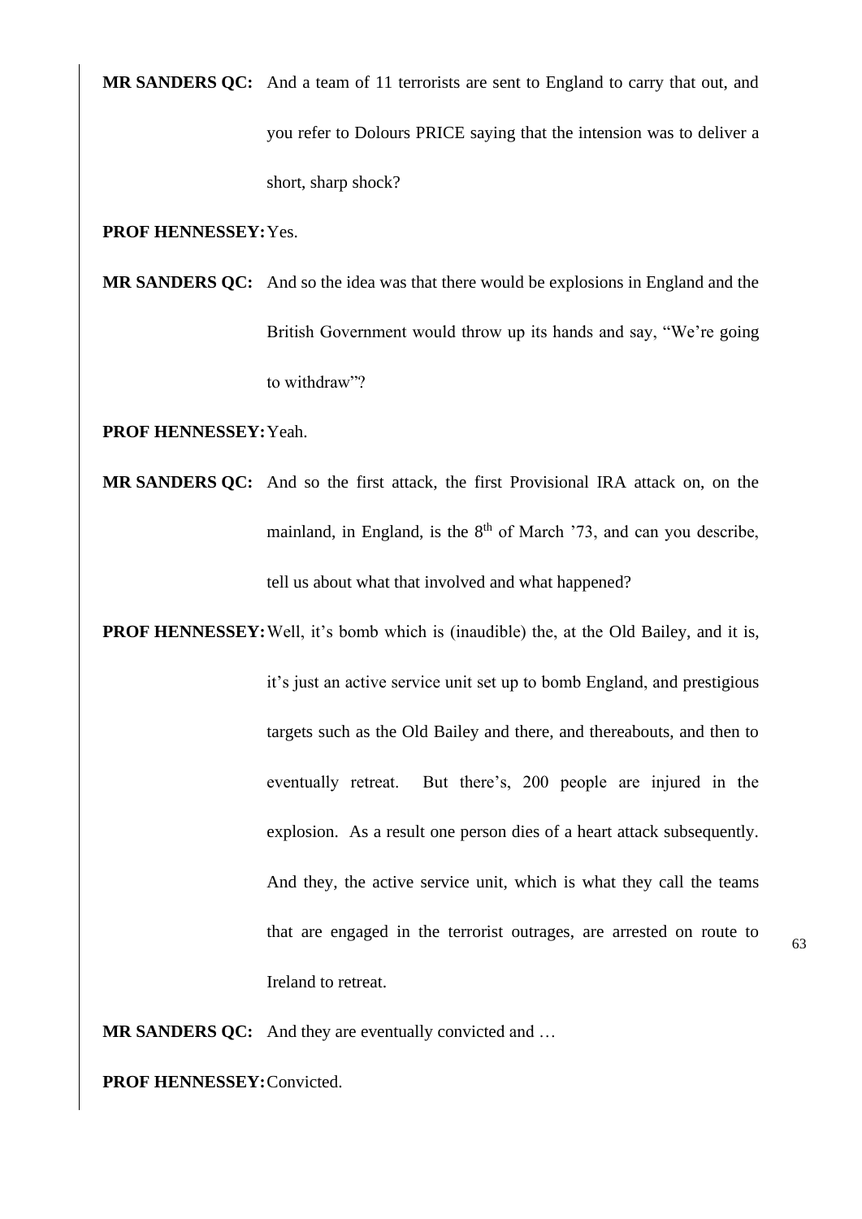**MR SANDERS QC:** And a team of 11 terrorists are sent to England to carry that out, and you refer to Dolours PRICE saying that the intension was to deliver a short, sharp shock?

**PROF HENNESSEY:** Yes.

**MR SANDERS QC:** And so the idea was that there would be explosions in England and the British Government would throw up its hands and say, "We're going to withdraw"?

**PROF HENNESSEY:** Yeah.

**MR SANDERS QC:** And so the first attack, the first Provisional IRA attack on, on the mainland, in England, is the 8th of March '73, and can you describe, tell us about what that involved and what happened?

**PROF HENNESSEY:** Well, it's bomb which is (inaudible) the, at the Old Bailey, and it is, it's just an active service unit set up to bomb England, and prestigious targets such as the Old Bailey and there, and thereabouts, and then to eventually retreat. But there's, 200 people are injured in the explosion. As a result one person dies of a heart attack subsequently. And they, the active service unit, which is what they call the teams that are engaged in the terrorist outrages, are arrested on route to Ireland to retreat.

**MR SANDERS QC:** And they are eventually convicted and …

**PROF HENNESSEY:** Convicted.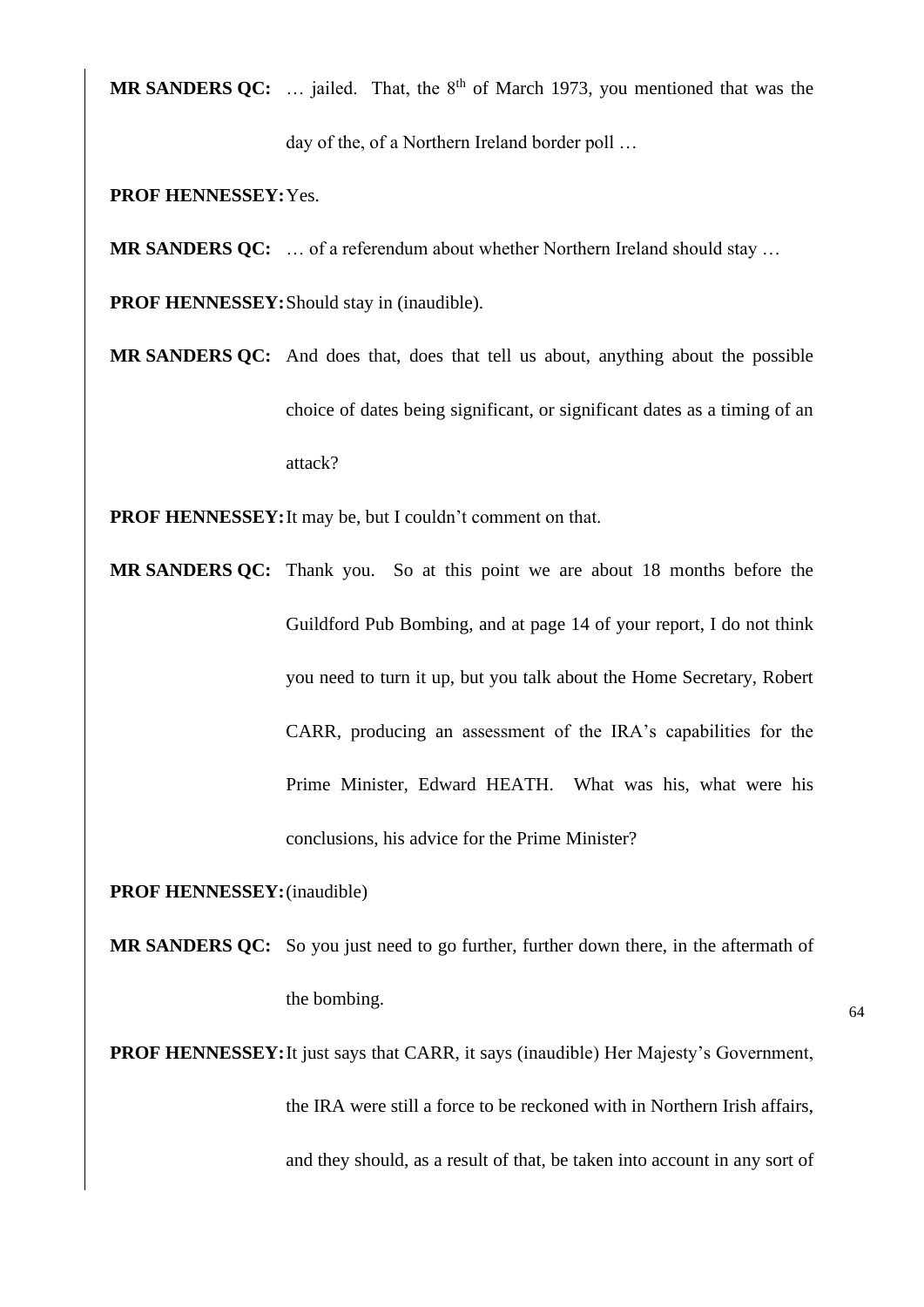**MR SANDERS QC:** … jailed. That, the 8th of March 1973, you mentioned that was the day of the, of a Northern Ireland border poll …

**PROF HENNESSEY:** Yes.

**MR SANDERS QC:** … of a referendum about whether Northern Ireland should stay …

**PROF HENNESSEY:** Should stay in (inaudible).

**MR SANDERS QC:** And does that, does that tell us about, anything about the possible choice of dates being significant, or significant dates as a timing of an attack?

**PROF HENNESSEY:** It may be, but I couldn't comment on that.

**MR SANDERS QC:** Thank you. So at this point we are about 18 months before the Guildford Pub Bombing, and at page 14 of your report, I do not think you need to turn it up, but you talk about the Home Secretary, Robert CARR, producing an assessment of the IRA's capabilities for the Prime Minister, Edward HEATH. What was his, what were his conclusions, his advice for the Prime Minister?

**PROF HENNESSEY:** (inaudible)

**MR SANDERS QC:** So you just need to go further, further down there, in the aftermath of the bombing.

**PROF HENNESSEY:** It just says that CARR, it says (inaudible) Her Majesty's Government, the IRA were still a force to be reckoned with in Northern Irish affairs, and they should, as a result of that, be taken into account in any sort of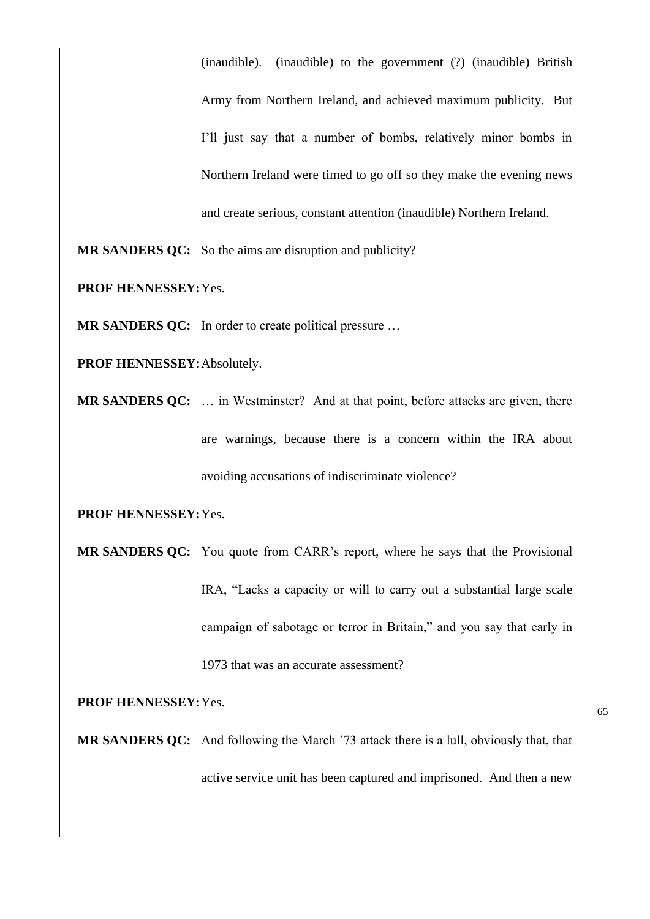(inaudible). (inaudible) to the government (?) (inaudible) British Army from Northern Ireland, and achieved maximum publicity. But I'll just say that a number of bombs, relatively minor bombs in Northern Ireland were timed to go off so they make the evening news and create serious, constant attention (inaudible) Northern Ireland.

**MR SANDERS QC:** So the aims are disruption and publicity?

**PROF HENNESSEY:** Yes.

**MR SANDERS QC:** In order to create political pressure …

**PROF HENNESSEY:** Absolutely.

**MR SANDERS QC:** … in Westminster? And at that point, before attacks are given, there are warnings, because there is a concern within the IRA about avoiding accusations of indiscriminate violence?

**PROF HENNESSEY:** Yes.

**MR SANDERS QC:** You quote from CARR's report, where he says that the Provisional IRA, "Lacks a capacity or will to carry out a substantial large scale campaign of sabotage or terror in Britain," and you say that early in 1973 that was an accurate assessment?

**PROF HENNESSEY:** Yes.

**MR SANDERS QC:** And following the March '73 attack there is a lull, obviously that, that active service unit has been captured and imprisoned. And then a new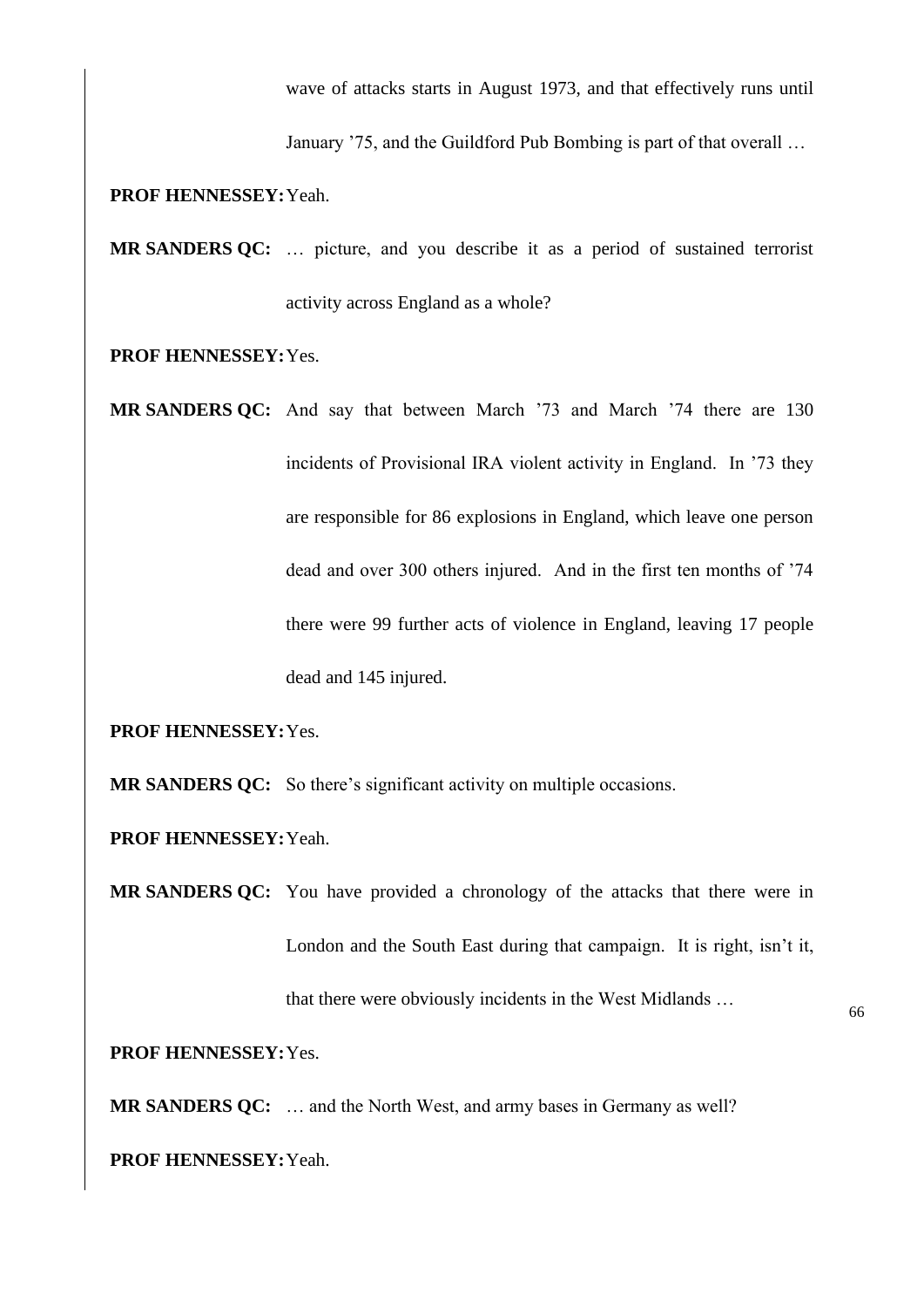wave of attacks starts in August 1973, and that effectively runs until January '75, and the Guildford Pub Bombing is part of that overall …

**PROF HENNESSEY:** Yeah.

**MR SANDERS QC:** … picture, and you describe it as a period of sustained terrorist activity across England as a whole?

**PROF HENNESSEY:** Yes.

**MR SANDERS QC:** And say that between March '73 and March '74 there are 130 incidents of Provisional IRA violent activity in England. In '73 they are responsible for 86 explosions in England, which leave one person dead and over 300 others injured. And in the first ten months of '74 there were 99 further acts of violence in England, leaving 17 people dead and 145 injured.

**PROF HENNESSEY:** Yes.

**MR SANDERS QC:** So there's significant activity on multiple occasions.

**PROF HENNESSEY:** Yeah.

**MR SANDERS QC:** You have provided a chronology of the attacks that there were in London and the South East during that campaign. It is right, isn't it, that there were obviously incidents in the West Midlands …

**PROF HENNESSEY:** Yes.

**MR SANDERS QC:** … and the North West, and army bases in Germany as well?

**PROF HENNESSEY:** Yeah.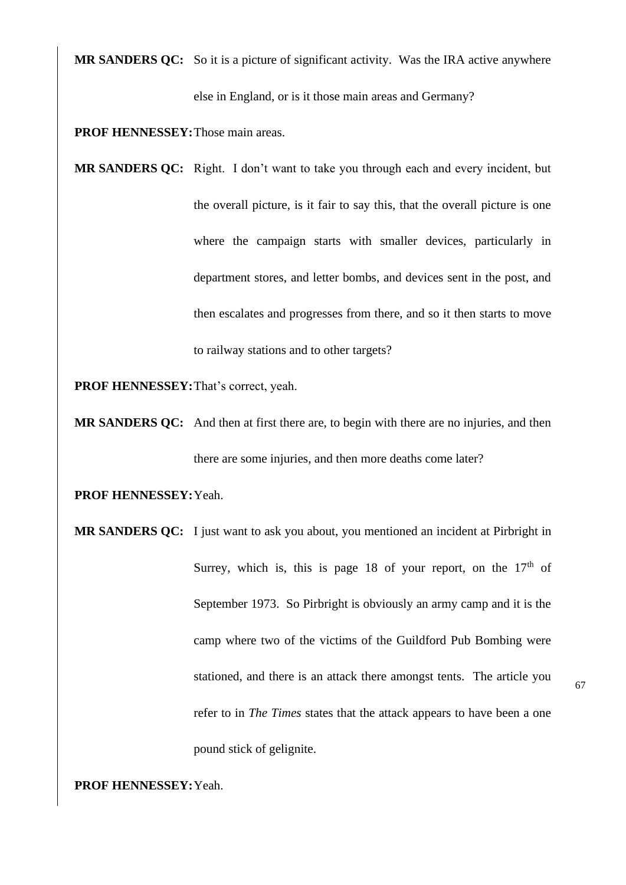**MR SANDERS QC:** So it is a picture of significant activity. Was the IRA active anywhere else in England, or is it those main areas and Germany?

**PROF HENNESSEY:** Those main areas.

**MR SANDERS QC:** Right. I don't want to take you through each and every incident, but the overall picture, is it fair to say this, that the overall picture is one where the campaign starts with smaller devices, particularly in department stores, and letter bombs, and devices sent in the post, and then escalates and progresses from there, and so it then starts to move to railway stations and to other targets?

**PROF HENNESSEY:** That's correct, yeah.

**MR SANDERS QC:** And then at first there are, to begin with there are no injuries, and then there are some injuries, and then more deaths come later?

**PROF HENNESSEY:** Yeah.

**MR SANDERS QC:** I just want to ask you about, you mentioned an incident at Pirbright in Surrey, which is, this is page 18 of your report, on the 17th of September 1973. So Pirbright is obviously an army camp and it is the camp where two of the victims of the Guildford Pub Bombing were stationed, and there is an attack there amongst tents. The article you refer to in *The Times* states that the attack appears to have been a one pound stick of gelignite.

**PROF HENNESSEY:** Yeah.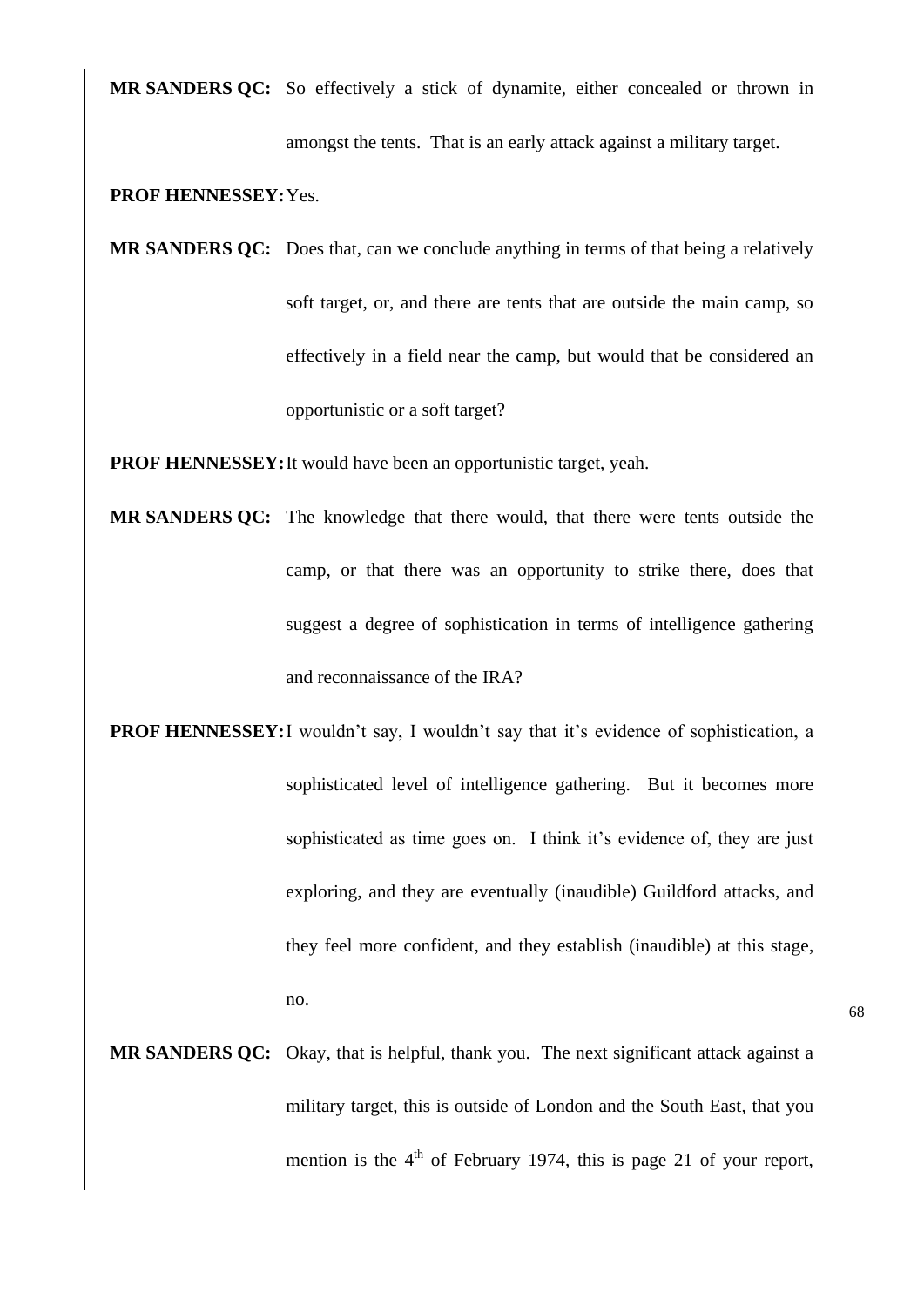**MR SANDERS QC:** So effectively a stick of dynamite, either concealed or thrown in amongst the tents. That is an early attack against a military target.

**PROF HENNESSEY:** Yes.

**MR SANDERS QC:** Does that, can we conclude anything in terms of that being a relatively soft target, or, and there are tents that are outside the main camp, so effectively in a field near the camp, but would that be considered an opportunistic or a soft target?

**PROF HENNESSEY:** It would have been an opportunistic target, yeah.

**MR SANDERS QC:** The knowledge that there would, that there were tents outside the camp, or that there was an opportunity to strike there, does that suggest a degree of sophistication in terms of intelligence gathering and reconnaissance of the IRA?

**PROF HENNESSEY:** I wouldn't say, I wouldn't say that it's evidence of sophistication, a sophisticated level of intelligence gathering. But it becomes more sophisticated as time goes on. I think it's evidence of, they are just exploring, and they are eventually (inaudible) Guildford attacks, and they feel more confident, and they establish (inaudible) at this stage, no.

**MR SANDERS QC:** Okay, that is helpful, thank you. The next significant attack against a military target, this is outside of London and the South East, that you mention is the 4th of February 1974, this is page 21 of your report,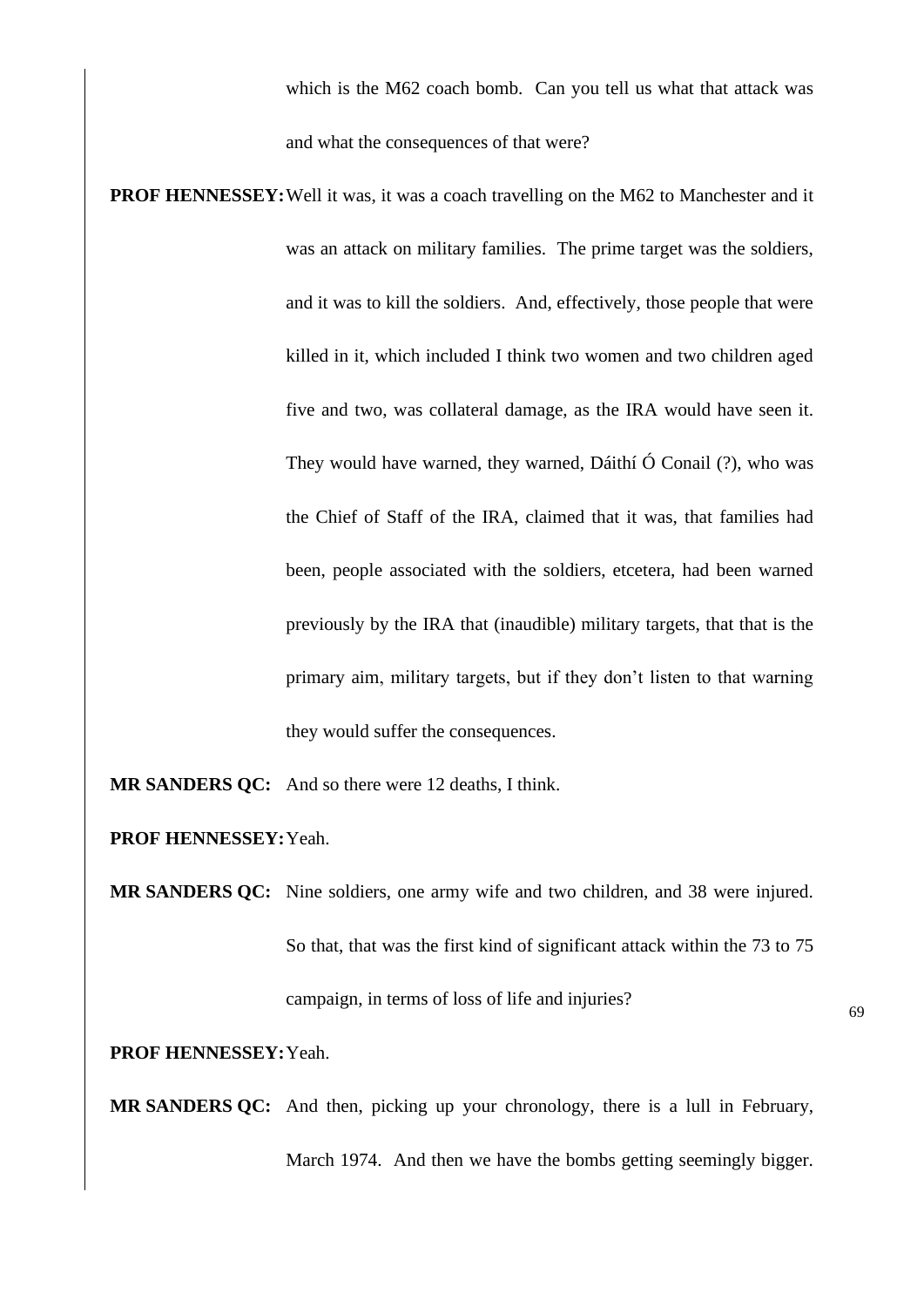which is the M62 coach bomb. Can you tell us what that attack was and what the consequences of that were?

**PROF HENNESSEY:** Well it was, it was a coach travelling on the M62 to Manchester and it was an attack on military families. The prime target was the soldiers, and it was to kill the soldiers. And, effectively, those people that were killed in it, which included I think two women and two children aged five and two, was collateral damage, as the IRA would have seen it. They would have warned, they warned, Dáithí Ó Conail (?), who was the Chief of Staff of the IRA, claimed that it was, that families had been, people associated with the soldiers, etcetera, had been warned previously by the IRA that (inaudible) military targets, that that is the primary aim, military targets, but if they don't listen to that warning they would suffer the consequences.

**MR SANDERS QC:** And so there were 12 deaths, I think.

**PROF HENNESSEY:** Yeah.

**MR SANDERS QC:** Nine soldiers, one army wife and two children, and 38 were injured. So that, that was the first kind of significant attack within the 73 to 75 campaign, in terms of loss of life and injuries?

**PROF HENNESSEY:** Yeah.

**MR SANDERS QC:** And then, picking up your chronology, there is a lull in February, March 1974. And then we have the bombs getting seemingly bigger.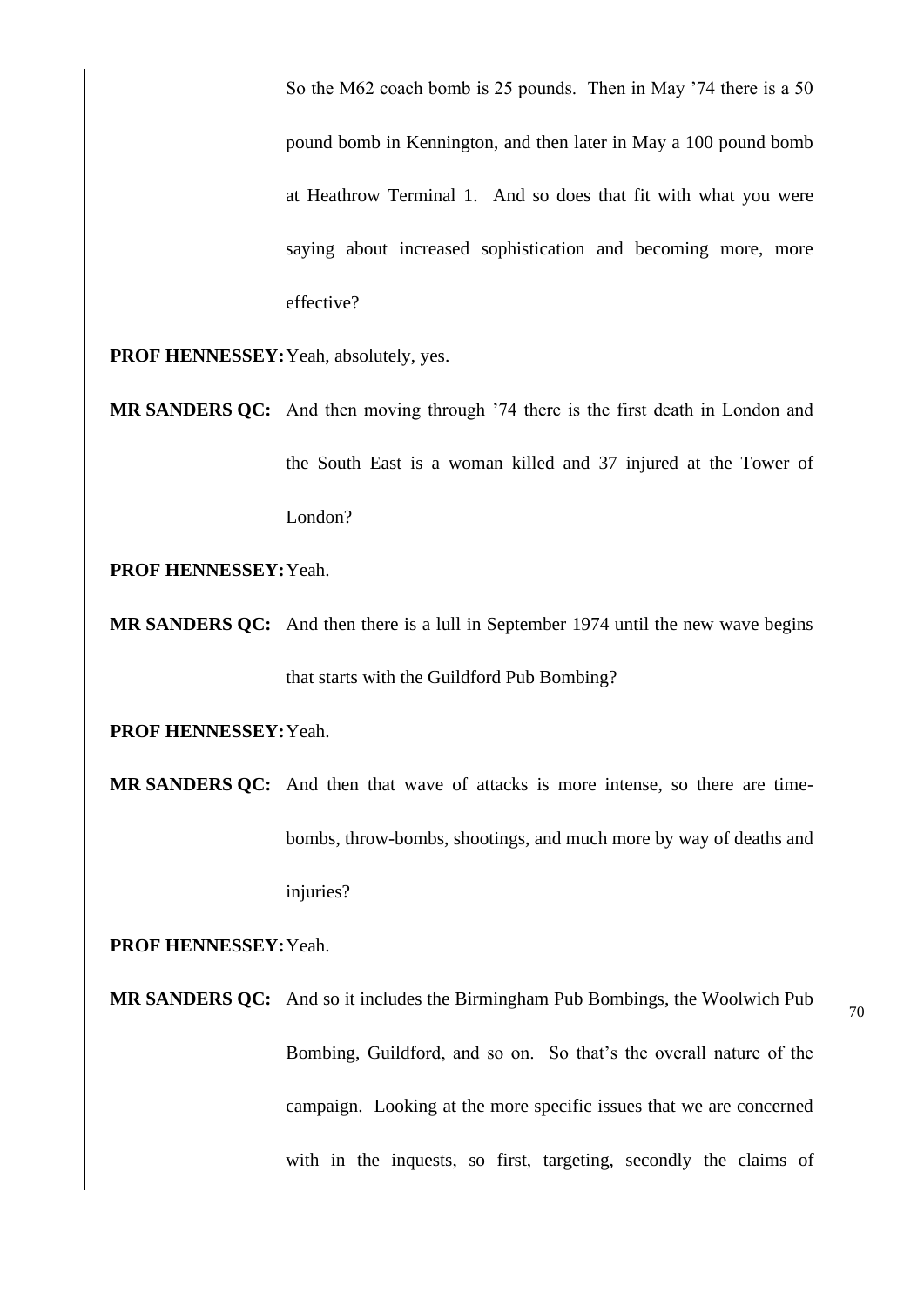So the M62 coach bomb is 25 pounds. Then in May '74 there is a 50 pound bomb in Kennington, and then later in May a 100 pound bomb at Heathrow Terminal 1. And so does that fit with what you were saying about increased sophistication and becoming more, more effective?

**PROF HENNESSEY:** Yeah, absolutely, yes.

**MR SANDERS QC:** And then moving through '74 there is the first death in London and the South East is a woman killed and 37 injured at the Tower of London?

**PROF HENNESSEY:** Yeah.

**MR SANDERS QC:** And then there is a lull in September 1974 until the new wave begins that starts with the Guildford Pub Bombing?

**PROF HENNESSEY:** Yeah.

**MR SANDERS QC:** And then that wave of attacks is more intense, so there are time-bombs, throw-bombs, shootings, and much more by way of deaths and injuries?

**PROF HENNESSEY:** Yeah.

**MR SANDERS QC:** And so it includes the Birmingham Pub Bombings, the Woolwich Pub Bombing, Guildford, and so on. So that's the overall nature of the campaign. Looking at the more specific issues that we are concerned with in the inquests, so first, targeting, secondly the claims of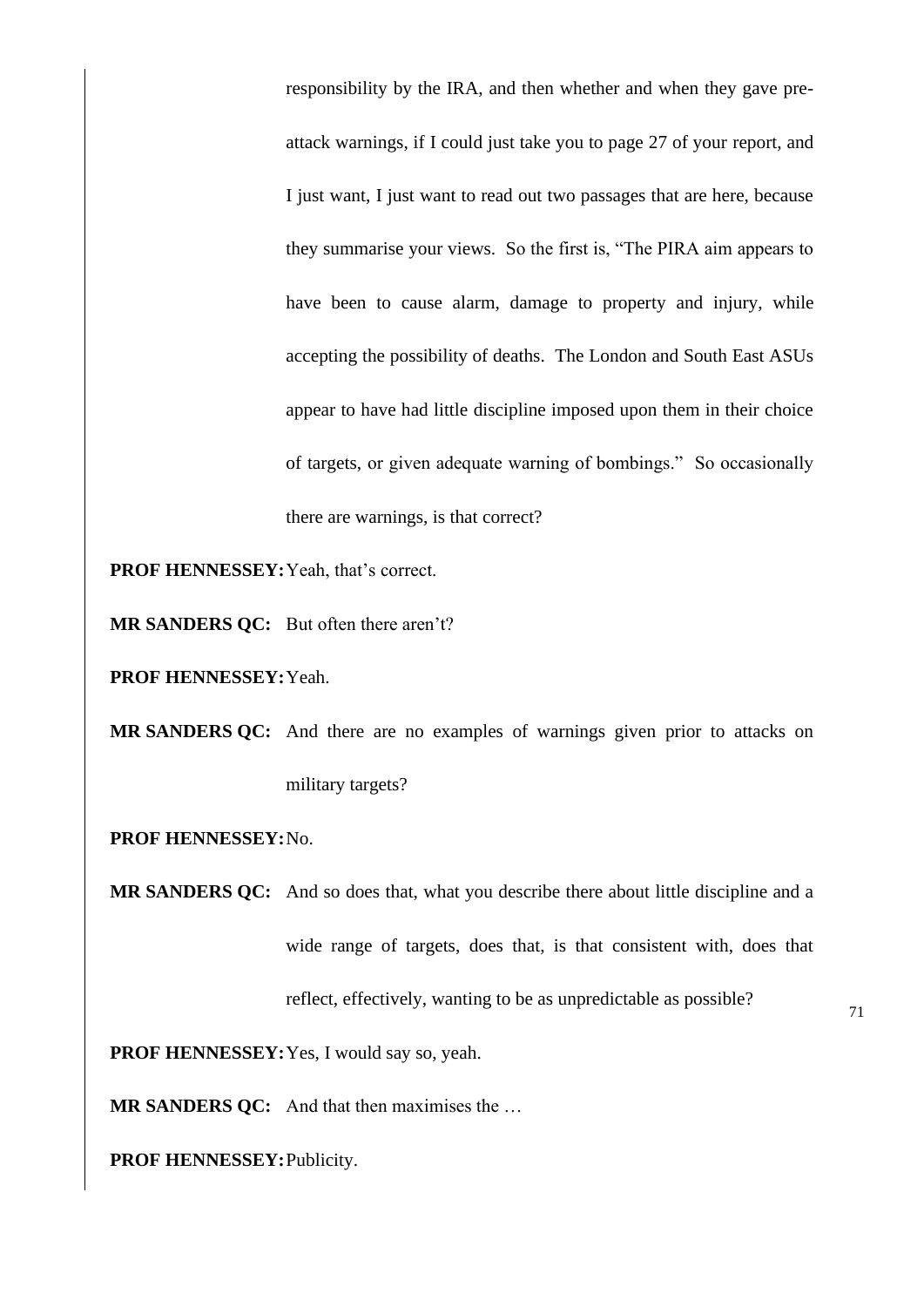responsibility by the IRA, and then whether and when they gave pre-attack warnings, if I could just take you to page 27 of your report, and I just want, I just want to read out two passages that are here, because they summarise your views. So the first is, "The PIRA aim appears to have been to cause alarm, damage to property and injury, while accepting the possibility of deaths. The London and South East ASUs appear to have had little discipline imposed upon them in their choice of targets, or given adequate warning of bombings." So occasionally there are warnings, is that correct?

**PROF HENNESSEY:** Yeah, that's correct.

**MR SANDERS QC:** But often there aren't?

**PROF HENNESSEY:** Yeah.

**MR SANDERS QC:** And there are no examples of warnings given prior to attacks on military targets?

**PROF HENNESSEY:** No.

**MR SANDERS QC:** And so does that, what you describe there about little discipline and a wide range of targets, does that, is that consistent with, does that reflect, effectively, wanting to be as unpredictable as possible?

**PROF HENNESSEY:** Yes, I would say so, yeah.

**MR SANDERS QC:** And that then maximises the …

**PROF HENNESSEY:** Publicity.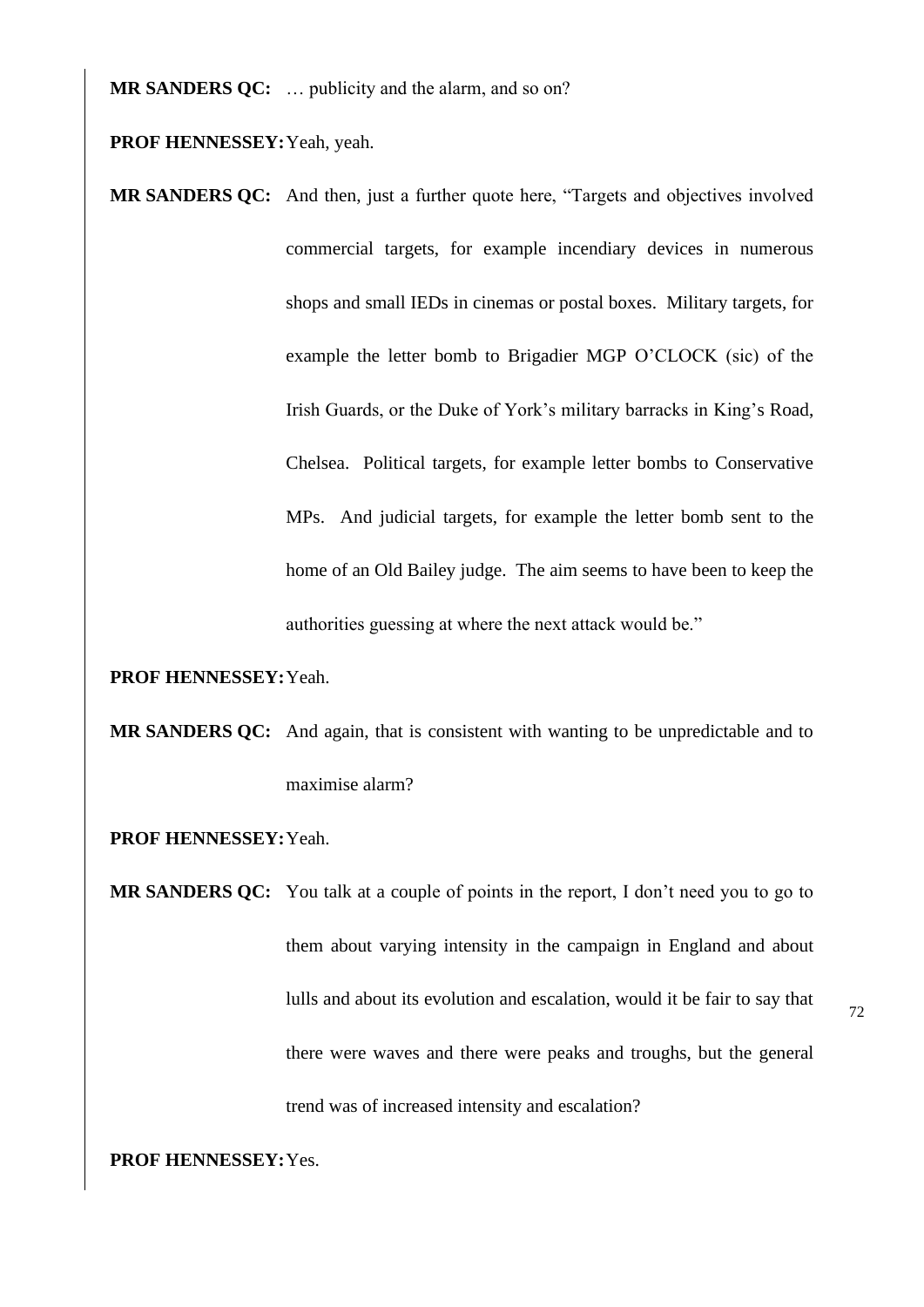**MR SANDERS QC:** … publicity and the alarm, and so on?

**PROF HENNESSEY:** Yeah, yeah.

**MR SANDERS QC:** And then, just a further quote here, "Targets and objectives involved commercial targets, for example incendiary devices in numerous shops and small IEDs in cinemas or postal boxes. Military targets, for example the letter bomb to Brigadier MGP O'CLOCK (sic) of the Irish Guards, or the Duke of York's military barracks in King's Road, Chelsea. Political targets, for example letter bombs to Conservative MPs. And judicial targets, for example the letter bomb sent to the home of an Old Bailey judge. The aim seems to have been to keep the authorities guessing at where the next attack would be."

**PROF HENNESSEY:** Yeah.

**MR SANDERS QC:** And again, that is consistent with wanting to be unpredictable and to maximise alarm?

**PROF HENNESSEY:** Yeah.

**MR SANDERS QC:** You talk at a couple of points in the report, I don't need you to go to them about varying intensity in the campaign in England and about lulls and about its evolution and escalation, would it be fair to say that there were waves and there were peaks and troughs, but the general trend was of increased intensity and escalation?

**PROF HENNESSEY:** Yes.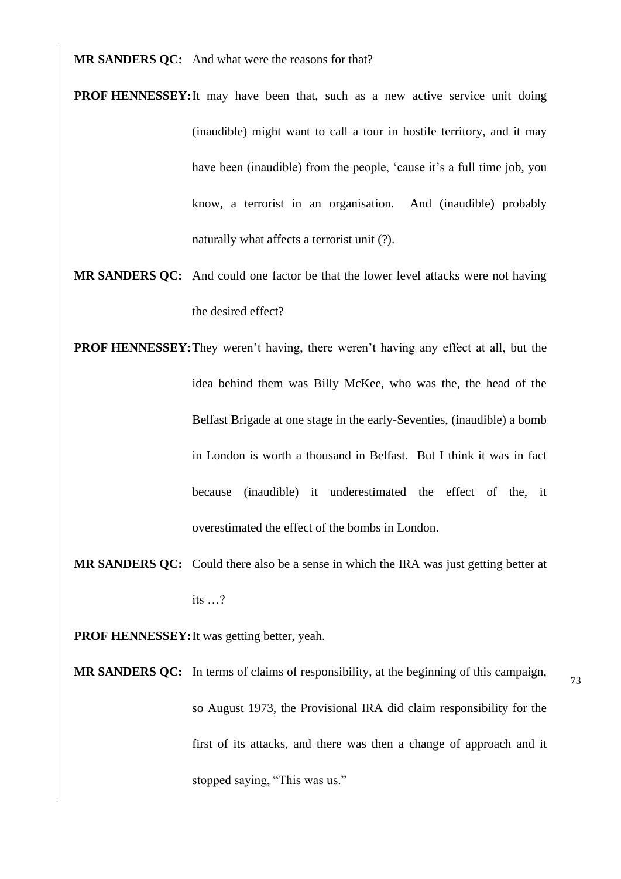**MR SANDERS QC:** And what were the reasons for that?

**PROF HENNESSEY:** It may have been that, such as a new active service unit doing (inaudible) might want to call a tour in hostile territory, and it may have been (inaudible) from the people, 'cause it's a full time job, you know, a terrorist in an organisation. And (inaudible) probably naturally what affects a terrorist unit (?).

**MR SANDERS QC:** And could one factor be that the lower level attacks were not having the desired effect?

**PROF HENNESSEY:** They weren't having, there weren't having any effect at all, but the idea behind them was Billy McKee, who was the, the head of the Belfast Brigade at one stage in the early-Seventies, (inaudible) a bomb in London is worth a thousand in Belfast. But I think it was in fact because (inaudible) it underestimated the effect of the, it overestimated the effect of the bombs in London.

**MR SANDERS QC:** Could there also be a sense in which the IRA was just getting better at its …?

**PROF HENNESSEY:** It was getting better, yeah.

**MR SANDERS QC:** In terms of claims of responsibility, at the beginning of this campaign, so August 1973, the Provisional IRA did claim responsibility for the first of its attacks, and there was then a change of approach and it stopped saying, "This was us."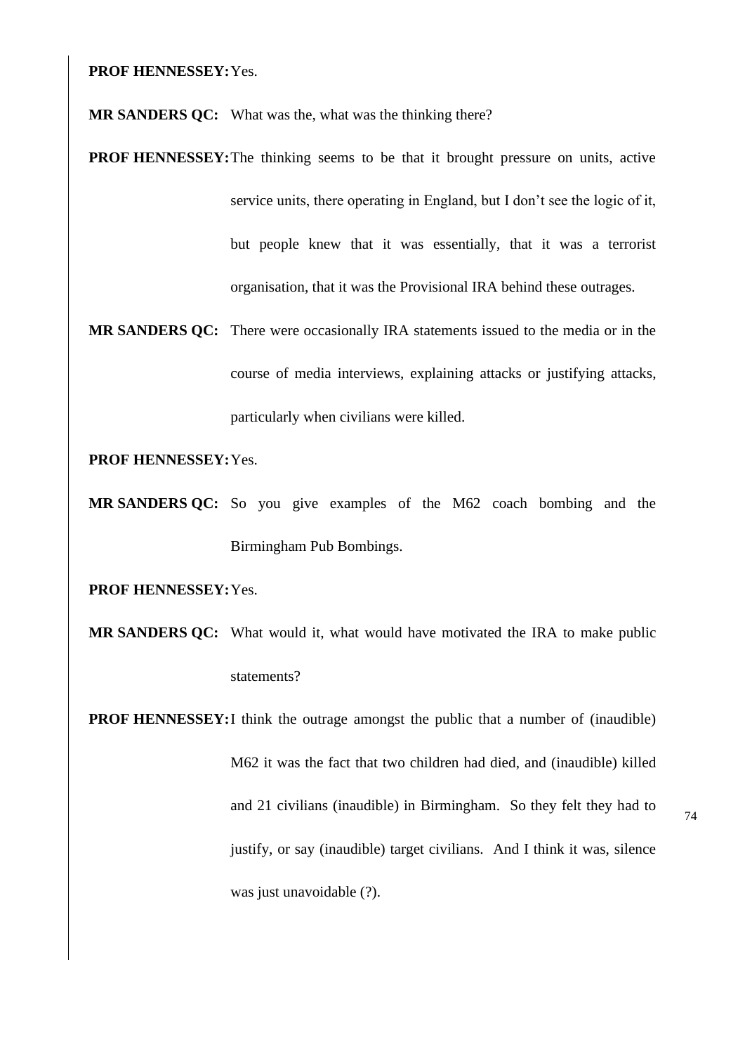**PROF HENNESSEY:** Yes.

**MR SANDERS QC:** What was the, what was the thinking there?

**PROF HENNESSEY:** The thinking seems to be that it brought pressure on units, active service units, there operating in England, but I don't see the logic of it, but people knew that it was essentially, that it was a terrorist organisation, that it was the Provisional IRA behind these outrages.

**MR SANDERS QC:** There were occasionally IRA statements issued to the media or in the course of media interviews, explaining attacks or justifying attacks, particularly when civilians were killed.

**PROF HENNESSEY:** Yes.

**MR SANDERS QC:** So you give examples of the M62 coach bombing and the Birmingham Pub Bombings.

**PROF HENNESSEY:** Yes.

**MR SANDERS QC:** What would it, what would have motivated the IRA to make public statements?

**PROF HENNESSEY:** I think the outrage amongst the public that a number of (inaudible) M62 it was the fact that two children had died, and (inaudible) killed and 21 civilians (inaudible) in Birmingham. So they felt they had to justify, or say (inaudible) target civilians. And I think it was, silence was just unavoidable (?).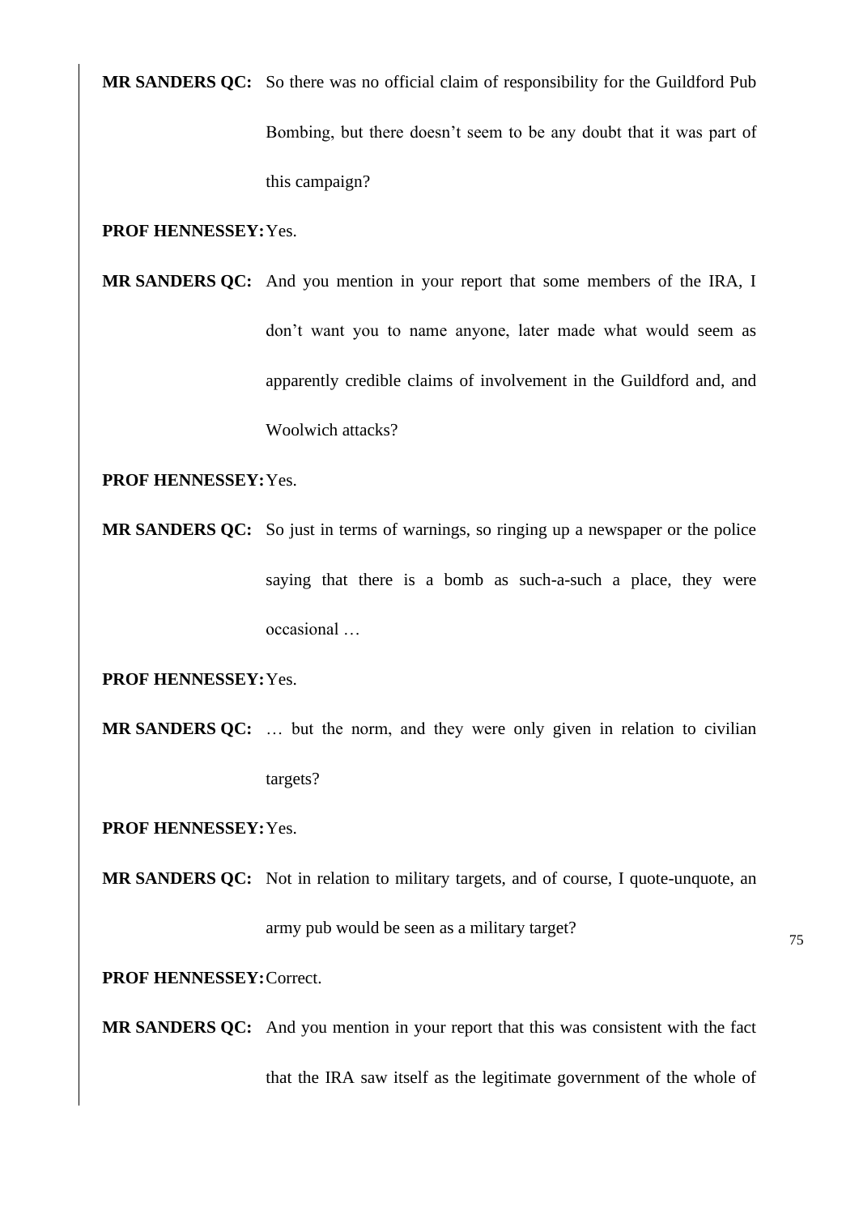**MR SANDERS QC:** So there was no official claim of responsibility for the Guildford Pub Bombing, but there doesn't seem to be any doubt that it was part of this campaign?

**PROF HENNESSEY:** Yes.

**MR SANDERS QC:** And you mention in your report that some members of the IRA, I don't want you to name anyone, later made what would seem as apparently credible claims of involvement in the Guildford and, and Woolwich attacks?

**PROF HENNESSEY:** Yes.

**MR SANDERS QC:** So just in terms of warnings, so ringing up a newspaper or the police saying that there is a bomb as such-a-such a place, they were occasional …

**PROF HENNESSEY:** Yes.

**MR SANDERS QC:** … but the norm, and they were only given in relation to civilian targets?

**PROF HENNESSEY:** Yes.

**MR SANDERS QC:** Not in relation to military targets, and of course, I quote-unquote, an army pub would be seen as a military target?

**PROF HENNESSEY:** Correct.

**MR SANDERS QC:** And you mention in your report that this was consistent with the fact that the IRA saw itself as the legitimate government of the whole of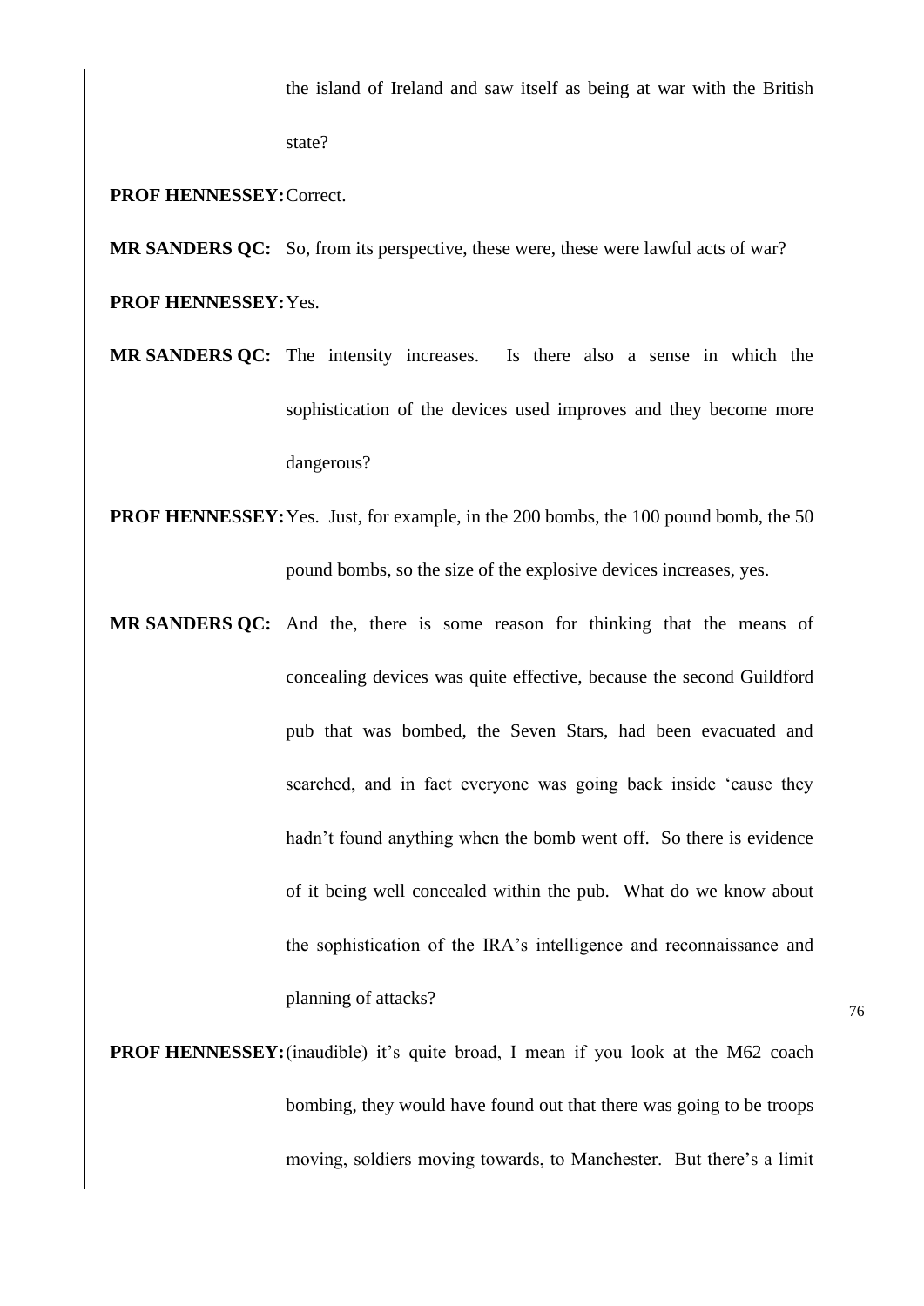the island of Ireland and saw itself as being at war with the British state?

**PROF HENNESSEY:** Correct.

**MR SANDERS QC:** So, from its perspective, these were, these were lawful acts of war?

**PROF HENNESSEY:** Yes.

**MR SANDERS QC:** The intensity increases. Is there also a sense in which the sophistication of the devices used improves and they become more dangerous?

**PROF HENNESSEY:** Yes. Just, for example, in the 200 bombs, the 100 pound bomb, the 50 pound bombs, so the size of the explosive devices increases, yes.

**MR SANDERS QC:** And the, there is some reason for thinking that the means of concealing devices was quite effective, because the second Guildford pub that was bombed, the Seven Stars, had been evacuated and searched, and in fact everyone was going back inside 'cause they hadn't found anything when the bomb went off. So there is evidence of it being well concealed within the pub. What do we know about the sophistication of the IRA's intelligence and reconnaissance and planning of attacks?

**PROF HENNESSEY:** (inaudible) it's quite broad, I mean if you look at the M62 coach bombing, they would have found out that there was going to be troops moving, soldiers moving towards, to Manchester. But there's a limit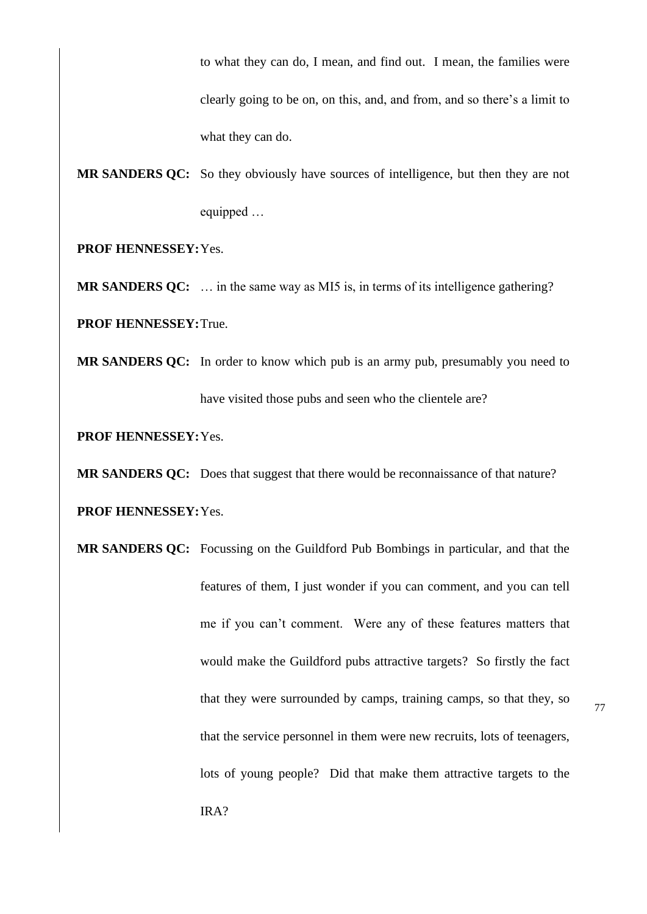to what they can do, I mean, and find out. I mean, the families were clearly going to be on, on this, and, and from, and so there's a limit to what they can do.

**MR SANDERS QC:** So they obviously have sources of intelligence, but then they are not equipped …

**PROF HENNESSEY:** Yes.

**MR SANDERS QC:** … in the same way as MI5 is, in terms of its intelligence gathering?

**PROF HENNESSEY:** True.

**MR SANDERS QC:** In order to know which pub is an army pub, presumably you need to have visited those pubs and seen who the clientele are?

**PROF HENNESSEY:** Yes.

**MR SANDERS QC:** Does that suggest that there would be reconnaissance of that nature?

**PROF HENNESSEY:** Yes.

**MR SANDERS QC:** Focussing on the Guildford Pub Bombings in particular, and that the features of them, I just wonder if you can comment, and you can tell me if you can't comment. Were any of these features matters that would make the Guildford pubs attractive targets? So firstly the fact that they were surrounded by camps, training camps, so that they, so that the service personnel in them were new recruits, lots of teenagers, lots of young people? Did that make them attractive targets to the IRA?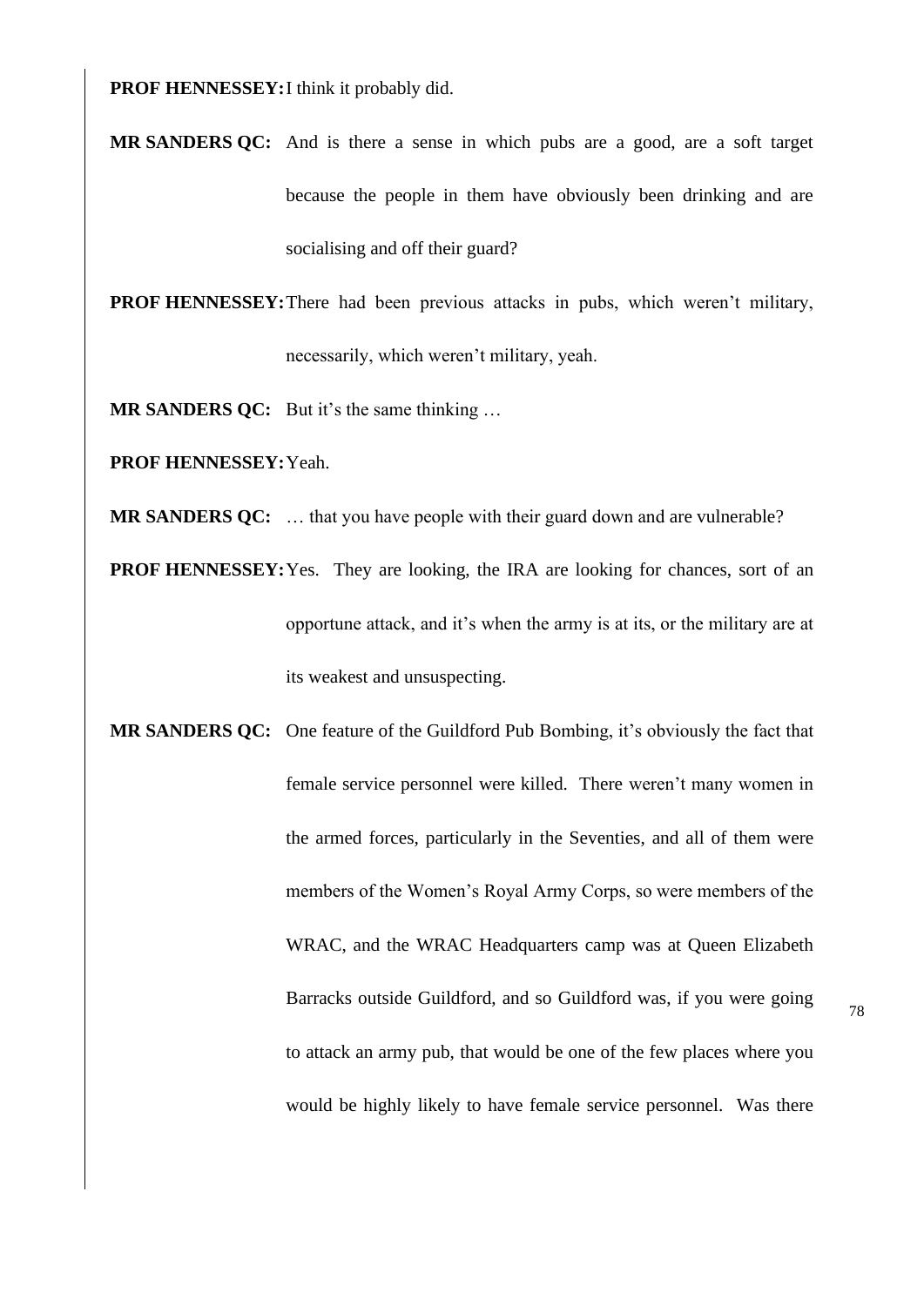**PROF HENNESSEY:** I think it probably did.

**MR SANDERS QC:** And is there a sense in which pubs are a good, are a soft target because the people in them have obviously been drinking and are socialising and off their guard?

**PROF HENNESSEY:** There had been previous attacks in pubs, which weren't military, necessarily, which weren't military, yeah.

**MR SANDERS QC:** But it's the same thinking …

**PROF HENNESSEY:** Yeah.

**MR SANDERS QC:** … that you have people with their guard down and are vulnerable?

**PROF HENNESSEY:** Yes. They are looking, the IRA are looking for chances, sort of an opportune attack, and it's when the army is at its, or the military are at its weakest and unsuspecting.

**MR SANDERS QC:** One feature of the Guildford Pub Bombing, it's obviously the fact that female service personnel were killed. There weren't many women in the armed forces, particularly in the Seventies, and all of them were members of the Women's Royal Army Corps, so were members of the WRAC, and the WRAC Headquarters camp was at Queen Elizabeth Barracks outside Guildford, and so Guildford was, if you were going to attack an army pub, that would be one of the few places where you would be highly likely to have female service personnel. Was there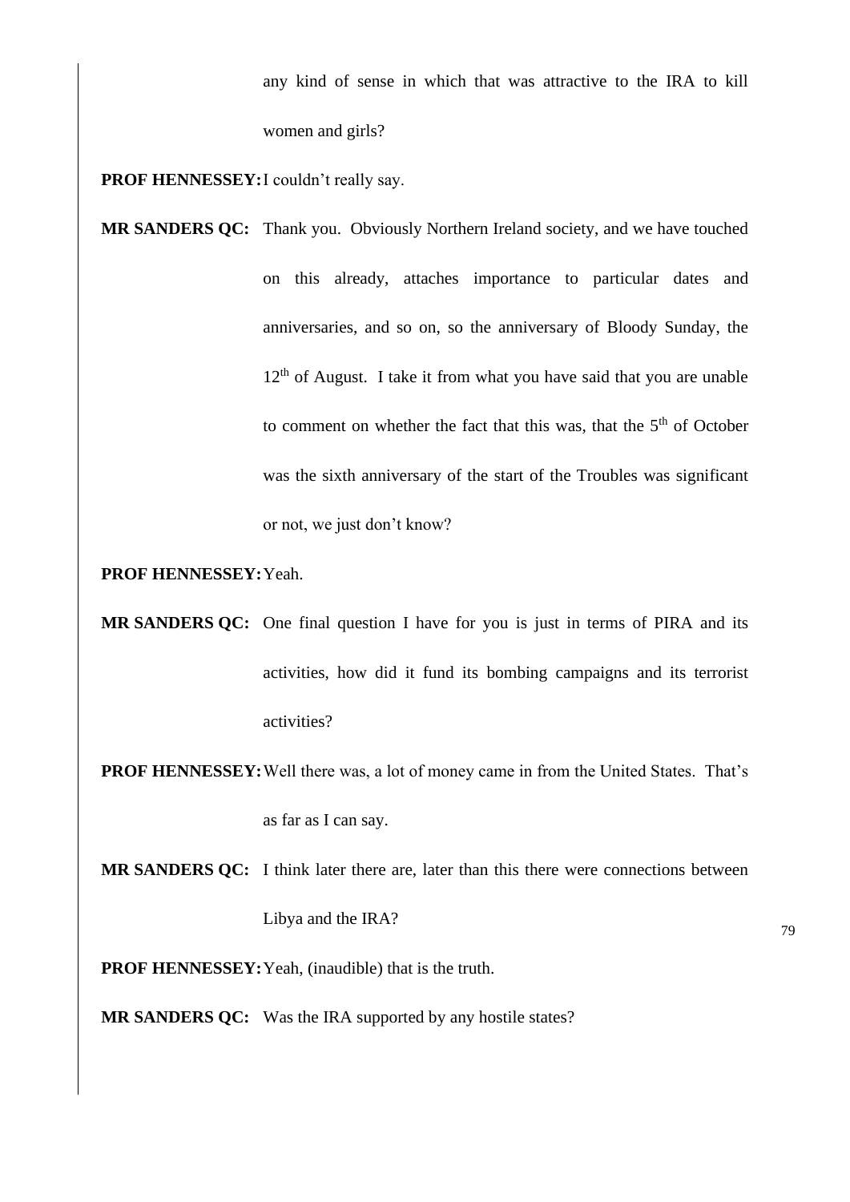any kind of sense in which that was attractive to the IRA to kill women and girls?

**PROF HENNESSEY:** I couldn't really say.

**MR SANDERS QC:** Thank you. Obviously Northern Ireland society, and we have touched on this already, attaches importance to particular dates and anniversaries, and so on, so the anniversary of Bloody Sunday, the 12th of August. I take it from what you have said that you are unable to comment on whether the fact that this was, that the 5th of October was the sixth anniversary of the start of the Troubles was significant or not, we just don't know?

**PROF HENNESSEY:** Yeah.

**MR SANDERS QC:** One final question I have for you is just in terms of PIRA and its activities, how did it fund its bombing campaigns and its terrorist activities?

**PROF HENNESSEY:** Well there was, a lot of money came in from the United States. That's as far as I can say.

**MR SANDERS QC:** I think later there are, later than this there were connections between Libya and the IRA?

**PROF HENNESSEY:** Yeah, (inaudible) that is the truth.

**MR SANDERS QC:** Was the IRA supported by any hostile states?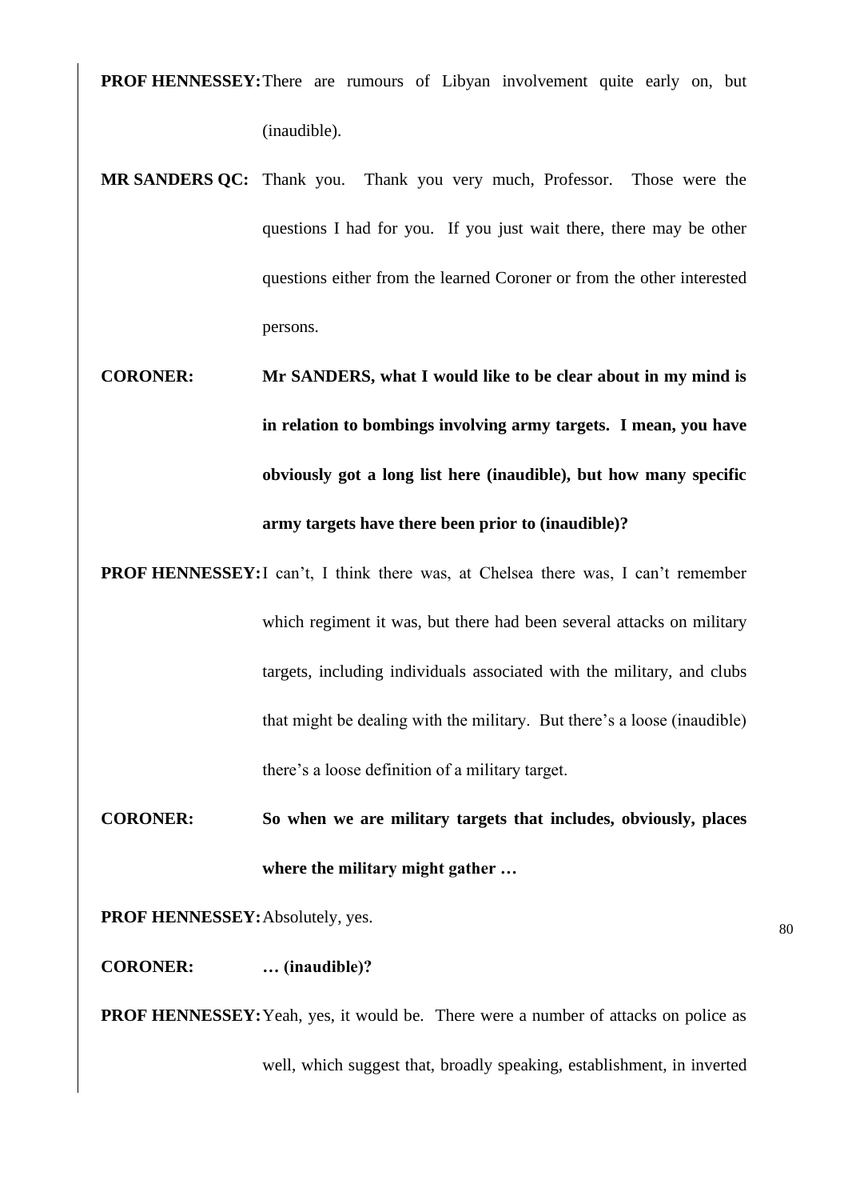**PROF HENNESSEY:** There are rumours of Libyan involvement quite early on, but (inaudible).

**MR SANDERS QC:** Thank you. Thank you very much, Professor. Those were the questions I had for you. If you just wait there, there may be other questions either from the learned Coroner or from the other interested persons.

**CORONER:** **Mr SANDERS, what I would like to be clear about in my mind is in relation to bombings involving army targets. I mean, you have obviously got a long list here (inaudible), but how many specific army targets have there been prior to (inaudible)?**

**PROF HENNESSEY:** I can't, I think there was, at Chelsea there was, I can't remember which regiment it was, but there had been several attacks on military targets, including individuals associated with the military, and clubs that might be dealing with the military. But there's a loose (inaudible) there's a loose definition of a military target.

**CORONER:** **So when we are military targets that includes, obviously, places where the military might gather …**

**PROF HENNESSEY:** Absolutely, yes.

**CORONER:** **… (inaudible)?**

**PROF HENNESSEY:** Yeah, yes, it would be. There were a number of attacks on police as well, which suggest that, broadly speaking, establishment, in inverted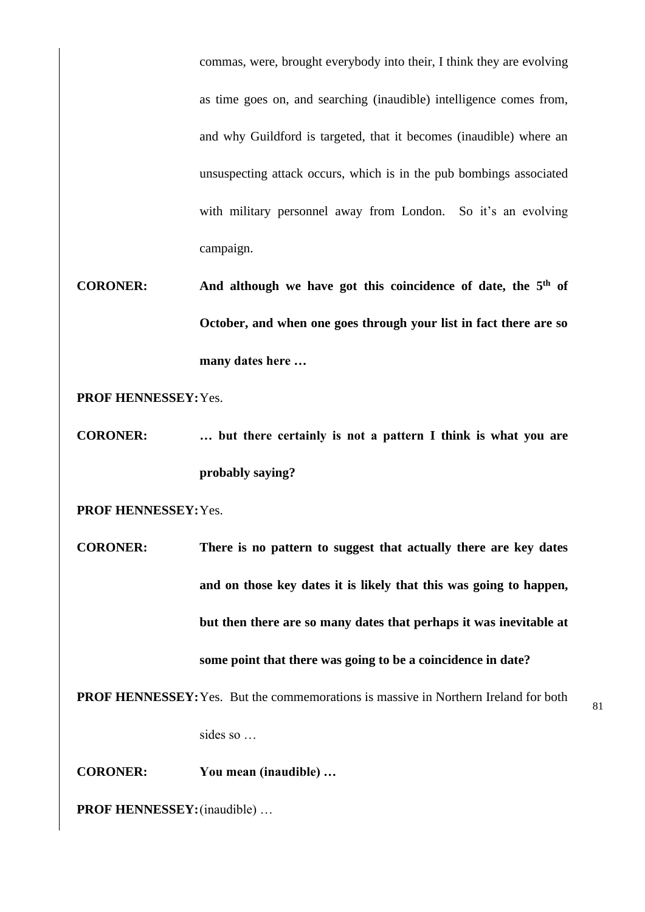commas, were, brought everybody into their, I think they are evolving as time goes on, and searching (inaudible) intelligence comes from, and why Guildford is targeted, that it becomes (inaudible) where an unsuspecting attack occurs, which is in the pub bombings associated with military personnel away from London. So it's an evolving campaign.

**CORONER:** **And although we have got this coincidence of date, the 5th of October, and when one goes through your list in fact there are so many dates here …**

**PROF HENNESSEY:** Yes.

**CORONER:** **… but there certainly is not a pattern I think is what you are probably saying?**

**PROF HENNESSEY:** Yes.

**CORONER:** **There is no pattern to suggest that actually there are key dates and on those key dates it is likely that this was going to happen, but then there are so many dates that perhaps it was inevitable at some point that there was going to be a coincidence in date?**

**PROF HENNESSEY:** Yes. But the commemorations is massive in Northern Ireland for both sides so …

**CORONER:** **You mean (inaudible) …**

**PROF HENNESSEY:** (inaudible) …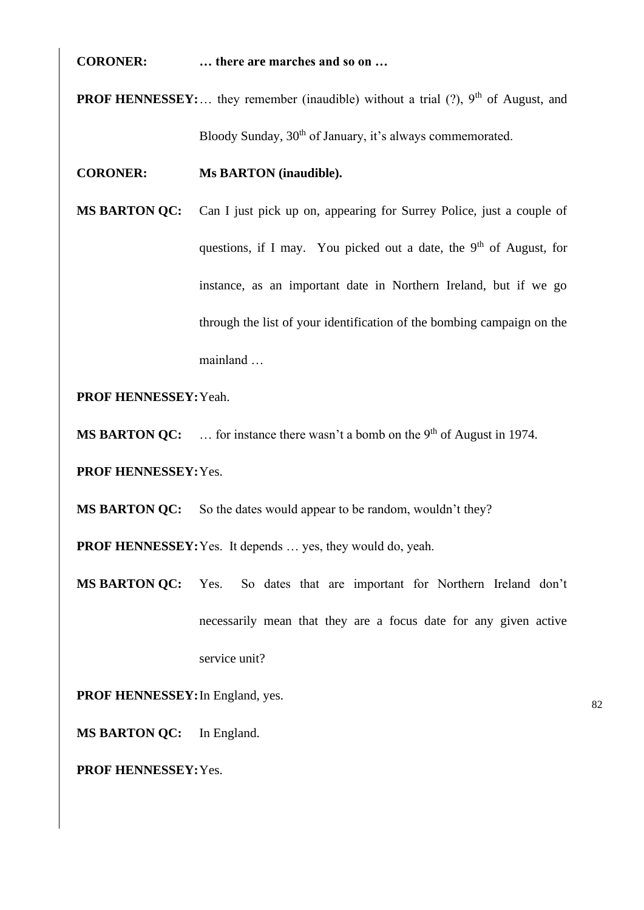**CORONER:** **… there are marches and so on …**

**PROF HENNESSEY:** … they remember (inaudible) without a trial (?), 9th of August, and Bloody Sunday, 30th of January, it's always commemorated.

**CORONER:** **Ms BARTON (inaudible).**

**MS BARTON QC:** Can I just pick up on, appearing for Surrey Police, just a couple of questions, if I may. You picked out a date, the 9th of August, for instance, as an important date in Northern Ireland, but if we go through the list of your identification of the bombing campaign on the mainland …

**PROF HENNESSEY:** Yeah.

**MS BARTON QC:** … for instance there wasn't a bomb on the 9th of August in 1974.

**PROF HENNESSEY:** Yes.

**MS BARTON QC:** So the dates would appear to be random, wouldn't they?

**PROF HENNESSEY:** Yes. It depends … yes, they would do, yeah.

**MS BARTON QC:** Yes. So dates that are important for Northern Ireland don't necessarily mean that they are a focus date for any given active service unit?

**PROF HENNESSEY:** In England, yes.

**MS BARTON QC:** In England.

**PROF HENNESSEY:** Yes.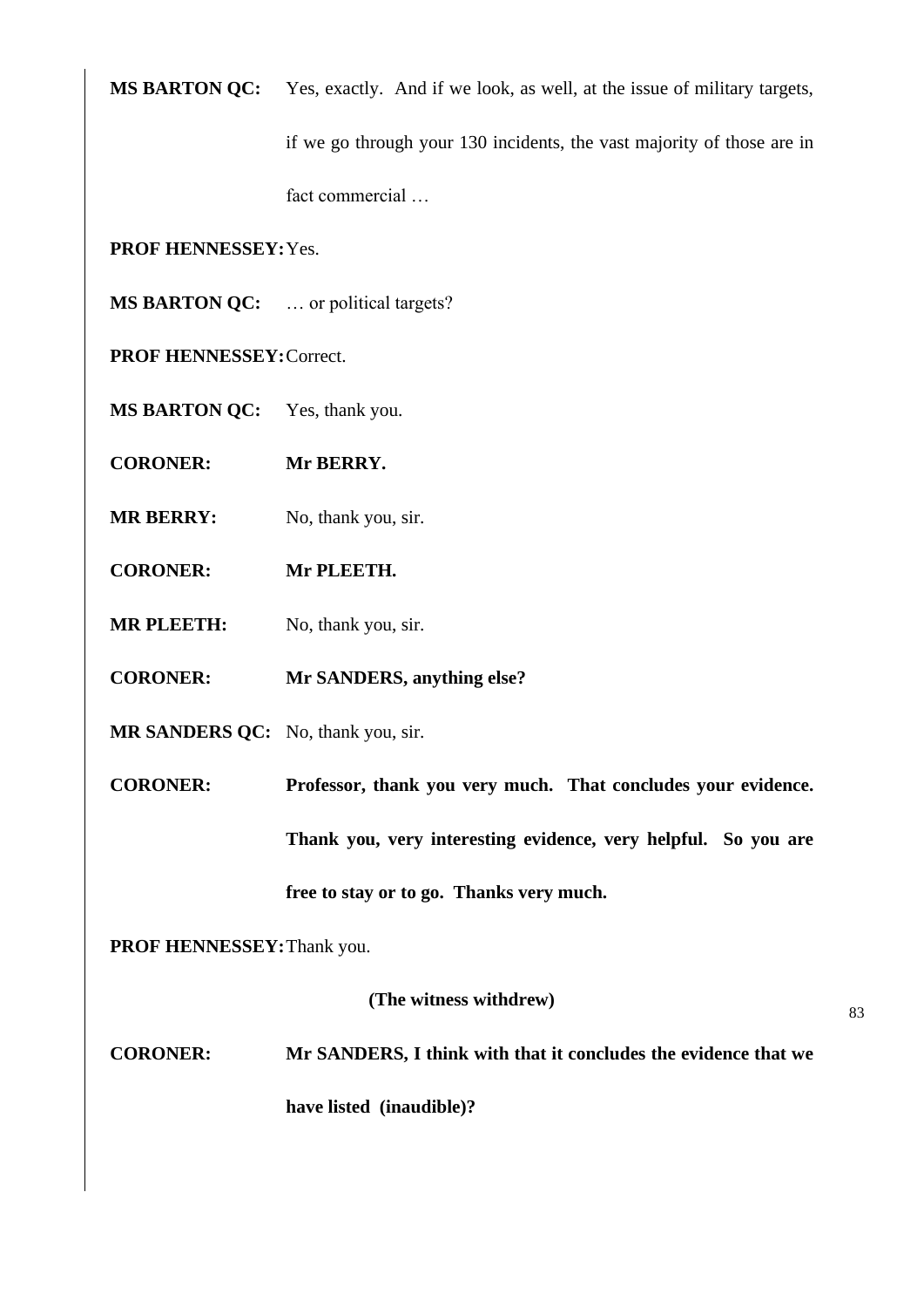**MS BARTON QC:** Yes, exactly. And if we look, as well, at the issue of military targets, if we go through your 130 incidents, the vast majority of those are in fact commercial …

**PROF HENNESSEY:** Yes.

**MS BARTON QC:** … or political targets?

**PROF HENNESSEY:** Correct.

**MS BARTON QC:** Yes, thank you.

**CORONER:** **Mr BERRY.**

**MR BERRY:** No, thank you, sir.

**CORONER:** **Mr PLEETH.**

**MR PLEETH:** No, thank you, sir.

**CORONER:** **Mr SANDERS, anything else?**

**MR SANDERS QC:** No, thank you, sir.

**CORONER:** **Professor, thank you very much. That concludes your evidence. Thank you, very interesting evidence, very helpful. So you are free to stay or to go. Thanks very much.**

**PROF HENNESSEY:** Thank you.

**(The witness withdrew)**

**CORONER:** **Mr SANDERS, I think with that it concludes the evidence that we have listed (inaudible)?**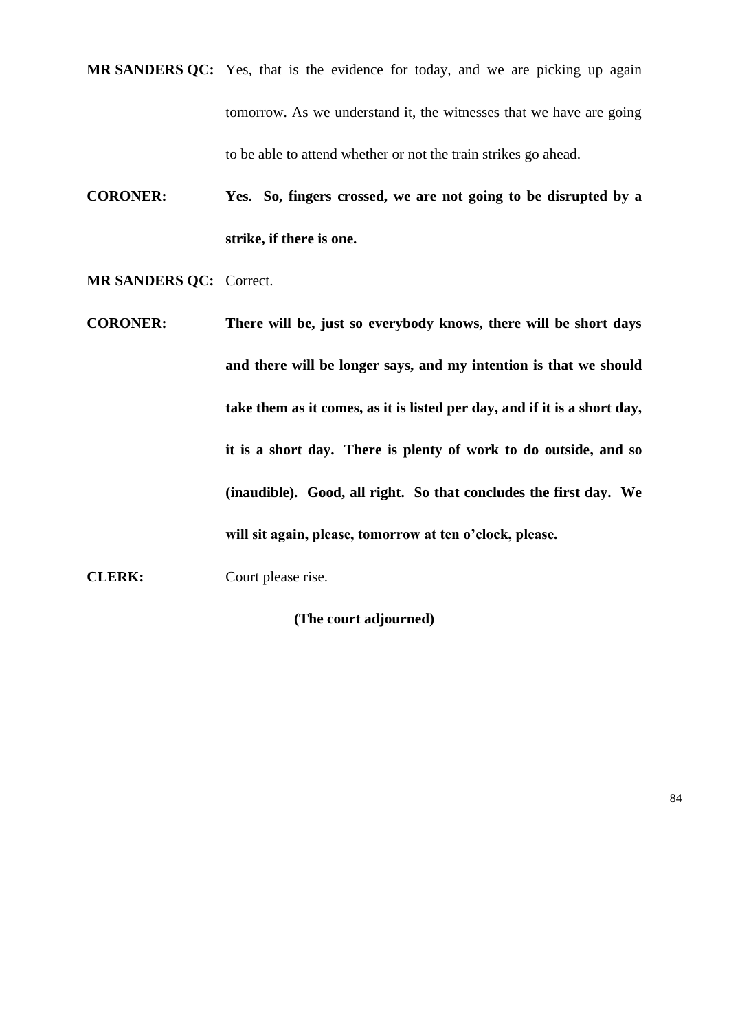**MR SANDERS QC:** Yes, that is the evidence for today, and we are picking up again tomorrow. As we understand it, the witnesses that we have are going to be able to attend whether or not the train strikes go ahead.

**CORONER:** **Yes. So, fingers crossed, we are not going to be disrupted by a strike, if there is one.**

**MR SANDERS QC:** Correct.

**CORONER:** **There will be, just so everybody knows, there will be short days and there will be longer says, and my intention is that we should take them as it comes, as it is listed per day, and if it is a short day, it is a short day. There is plenty of work to do outside, and so (inaudible). Good, all right. So that concludes the first day. We will sit again, please, tomorrow at ten o'clock, please.**

**CLERK:** Court please rise.

**(The court adjourned)**